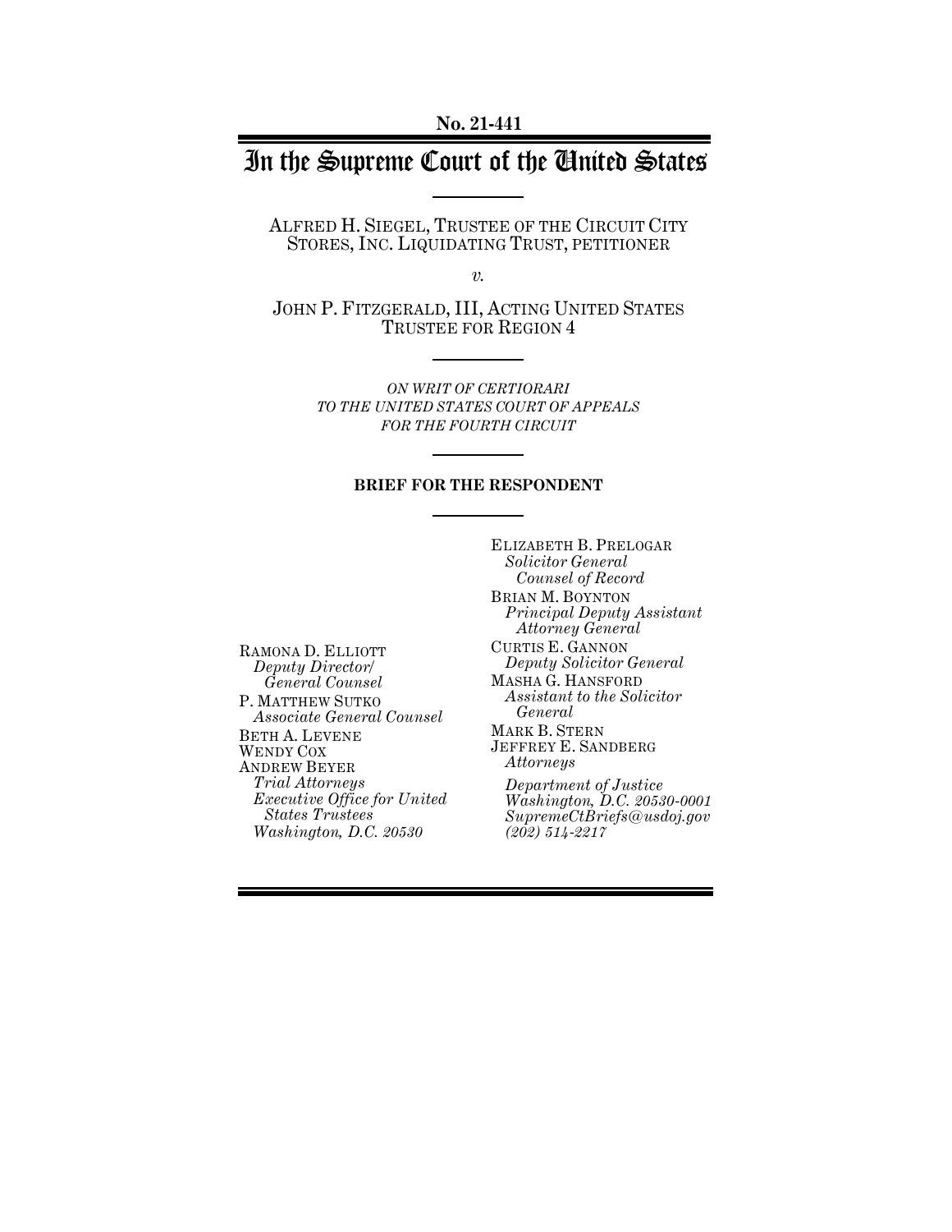**No. 21-441**

# In the Supreme Court of the United States

ALFRED H. SIEGEL, TRUSTEE OF THE CIRCUIT CITY STORES, INC. LIQUIDATING TRUST, PETITIONER

*v.*

JOHN P. FITZGERALD, III, ACTING UNITED STATES TRUSTEE FOR REGION 4

*ON WRIT OF CERTIORARI TO THE UNITED STATES COURT OF APPEALS FOR THE FOURTH CIRCUIT*

**BRIEF FOR THE RESPONDENT**

ELIZABETH B. PRELOGAR
*Solicitor General*
*Counsel of Record*

BRIAN M. BOYNTON
*Principal Deputy Assistant Attorney General*

CURTIS E. GANNON
*Deputy Solicitor General*

MASHA G. HANSFORD
*Assistant to the Solicitor General*

MARK B. STERN
JEFFREY E. SANDBERG
*Attorneys*

*Department of Justice*
*Washington, D.C. 20530-0001*
*SupremeCtBriefs@usdoj.gov*
*(202) 514-2217*

RAMONA D. ELLIOTT
*Deputy Director/ General Counsel*

P. MATTHEW SUTKO
*Associate General Counsel*

BETH A. LEVENE
WENDY COX
ANDREW BEYER
*Trial Attorneys*
*Executive Office for United States Trustees*
*Washington, D.C. 20530*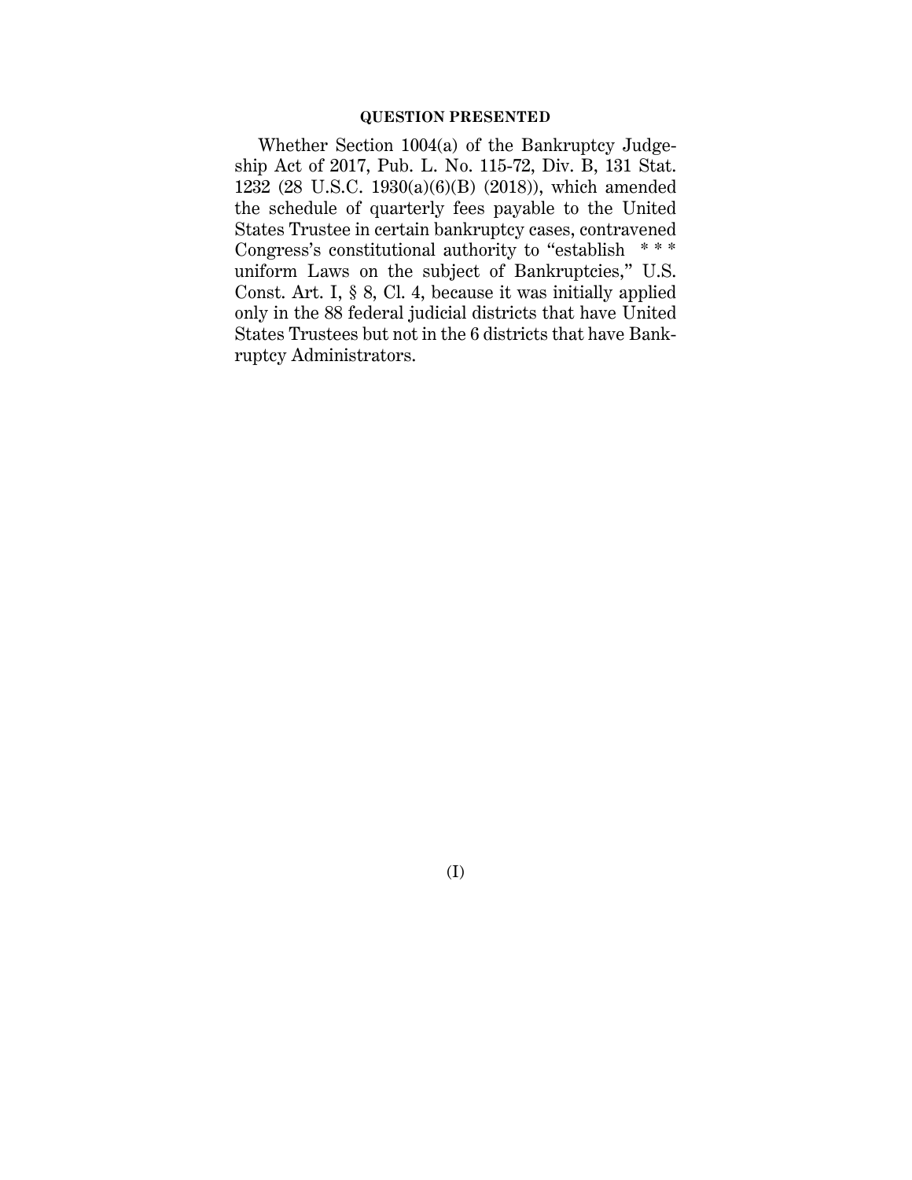## QUESTION PRESENTED

Whether Section 1004(a) of the Bankruptcy Judgeship Act of 2017, Pub. L. No. 115-72, Div. B, 131 Stat. 1232 (28 U.S.C. 1930(a)(6)(B) (2018)), which amended the schedule of quarterly fees payable to the United States Trustee in certain bankruptcy cases, contravened Congress's constitutional authority to "establish * * * uniform Laws on the subject of Bankruptcies," U.S. Const. Art. I, § 8, Cl. 4, because it was initially applied only in the 88 federal judicial districts that have United States Trustees but not in the 6 districts that have Bankruptcy Administrators.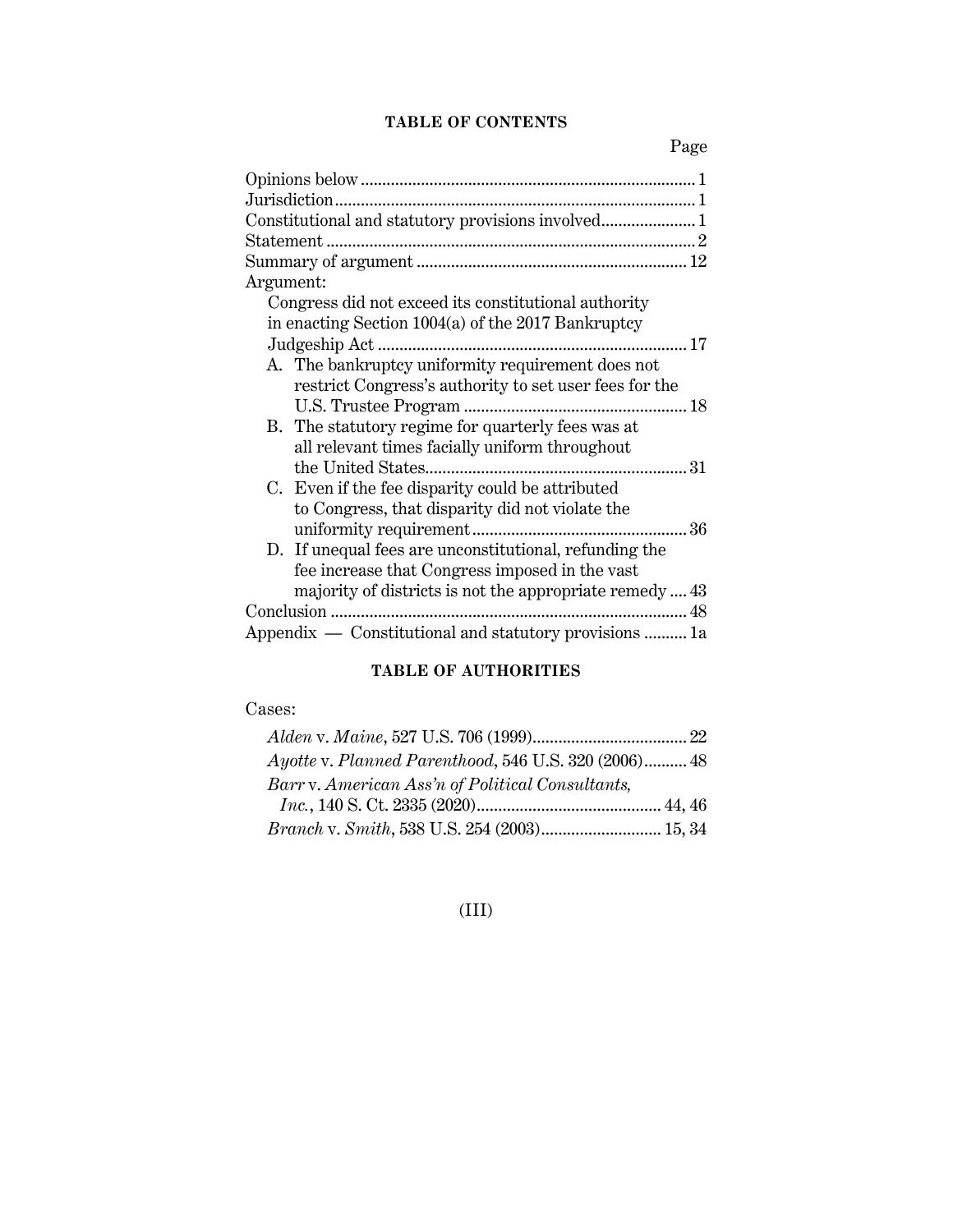## TABLE OF CONTENTS

| | Page |
|---|---|
| Opinions below | 1 |
| Jurisdiction | 1 |
| Constitutional and statutory provisions involved | 1 |
| Statement | 2 |
| Summary of argument | 12 |
| Argument: | |
| Congress did not exceed its constitutional authority in enacting Section 1004(a) of the 2017 Bankruptcy Judgeship Act | 17 |
| A. The bankruptcy uniformity requirement does not restrict Congress's authority to set user fees for the U.S. Trustee Program | 18 |
| B. The statutory regime for quarterly fees was at all relevant times facially uniform throughout the United States | 31 |
| C. Even if the fee disparity could be attributed to Congress, that disparity did not violate the uniformity requirement | 36 |
| D. If unequal fees are unconstitutional, refunding the fee increase that Congress imposed in the vast majority of districts is not the appropriate remedy | 43 |
| Conclusion | 48 |
| Appendix — Constitutional and statutory provisions | 1a |

## TABLE OF AUTHORITIES

Cases:

| | |
|---|---|
| *Alden* v. *Maine*, 527 U.S. 706 (1999) | 22 |
| *Ayotte* v. *Planned Parenthood*, 546 U.S. 320 (2006) | 48 |
| *Barr* v. *American Ass'n of Political Consultants, Inc.*, 140 S. Ct. 2335 (2020) | 44, 46 |
| *Branch* v. *Smith*, 538 U.S. 254 (2003) | 15, 34 |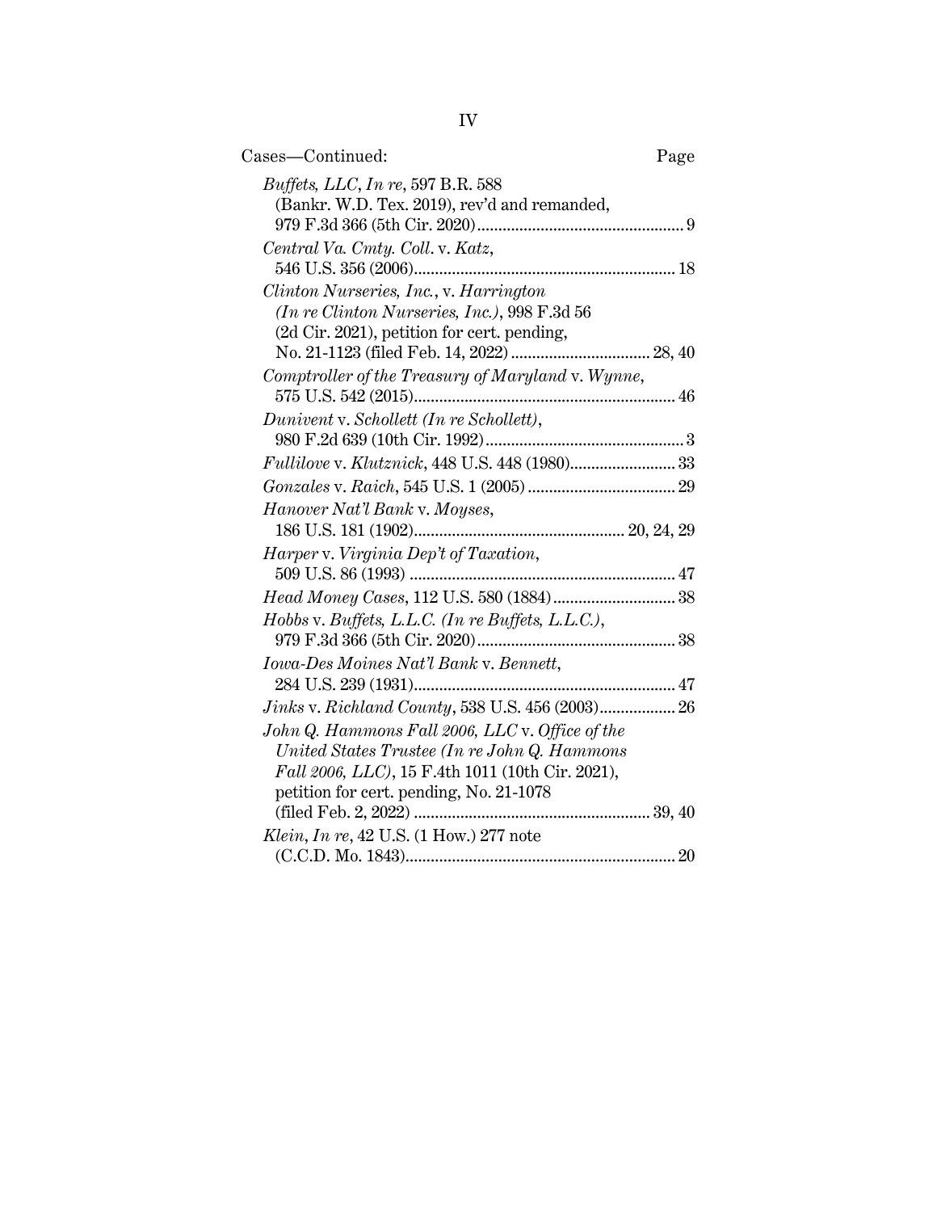Cases—Continued: Page

*Buffets, LLC*, *In re*, 597 B.R. 588 (Bankr. W.D. Tex. 2019), rev'd and remanded, 979 F.3d 366 (5th Cir. 2020) ........ 9

*Central Va. Cmty. Coll.* v. *Katz*, 546 U.S. 356 (2006) ........ 18

*Clinton Nurseries, Inc.*, v. *Harrington (In re Clinton Nurseries, Inc.)*, 998 F.3d 56 (2d Cir. 2021), petition for cert. pending, No. 21-1123 (filed Feb. 14, 2022) ........ 28, 40

*Comptroller of the Treasury of Maryland* v. *Wynne*, 575 U.S. 542 (2015) ........ 46

*Dunivent* v. *Schollett (In re Schollett)*, 980 F.2d 639 (10th Cir. 1992) ........ 3

*Fullilove* v. *Klutznick*, 448 U.S. 448 (1980) ........ 33

*Gonzales* v. *Raich*, 545 U.S. 1 (2005) ........ 29

*Hanover Nat'l Bank* v. *Moyses*, 186 U.S. 181 (1902) ........ 20, 24, 29

*Harper* v. *Virginia Dep't of Taxation*, 509 U.S. 86 (1993) ........ 47

*Head Money Cases*, 112 U.S. 580 (1884) ........ 38

*Hobbs* v. *Buffets, L.L.C. (In re Buffets, L.L.C.)*, 979 F.3d 366 (5th Cir. 2020) ........ 38

*Iowa-Des Moines Nat'l Bank* v. *Bennett*, 284 U.S. 239 (1931) ........ 47

*Jinks* v. *Richland County*, 538 U.S. 456 (2003) ........ 26

*John Q. Hammons Fall 2006, LLC* v. *Office of the United States Trustee (In re John Q. Hammons Fall 2006, LLC)*, 15 F.4th 1011 (10th Cir. 2021), petition for cert. pending, No. 21-1078 (filed Feb. 2, 2022) ........ 39, 40

*Klein*, *In re*, 42 U.S. (1 How.) 277 note (C.C.D. Mo. 1843) ........ 20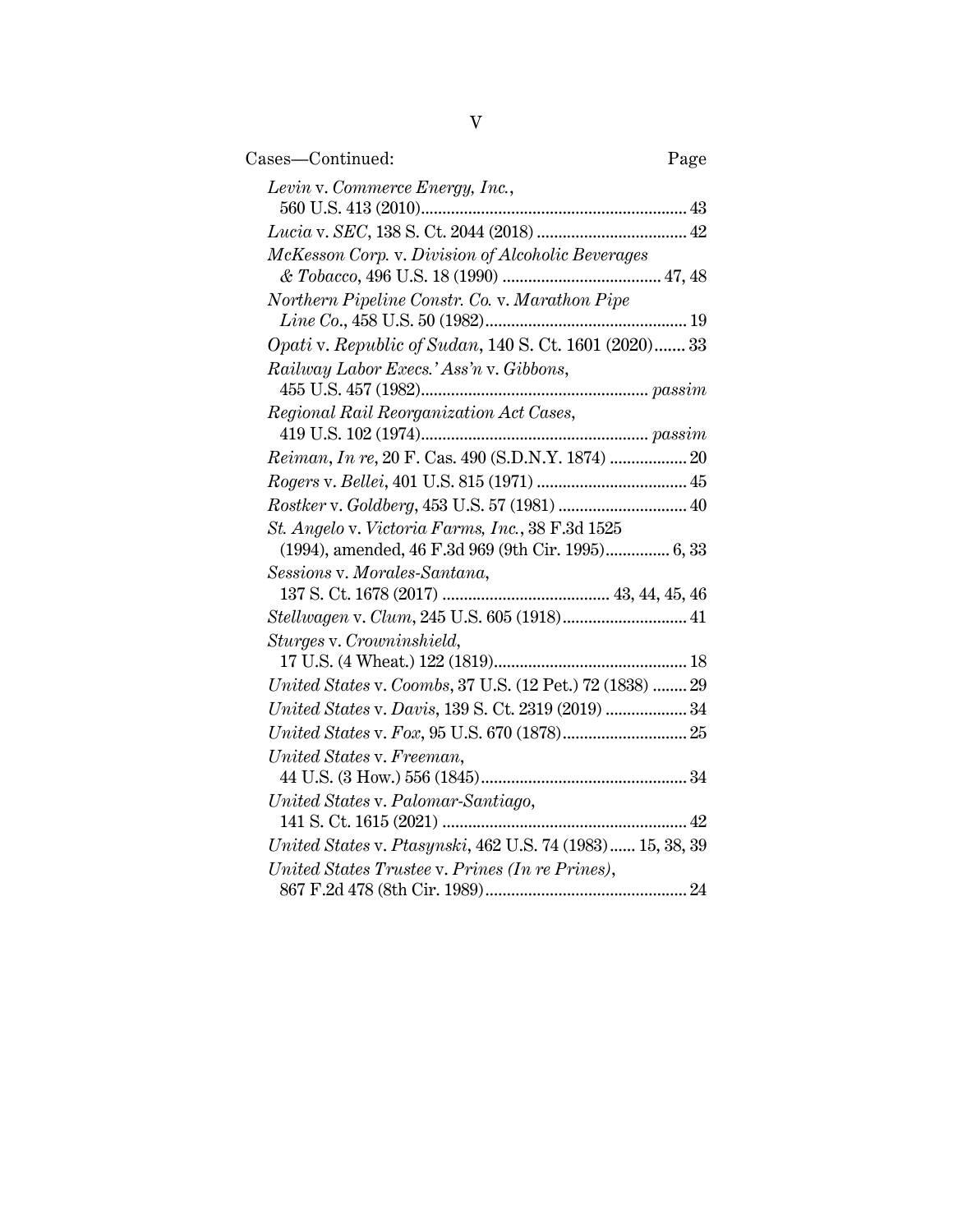Cases—Continued: Page

*Levin* v. *Commerce Energy, Inc.*, 560 U.S. 413 (2010) ... 43

*Lucia* v. *SEC*, 138 S. Ct. 2044 (2018) ... 42

*McKesson Corp.* v. *Division of Alcoholic Beverages & Tobacco*, 496 U.S. 18 (1990) ... 47, 48

*Northern Pipeline Constr. Co.* v. *Marathon Pipe Line Co.*, 458 U.S. 50 (1982) ... 19

*Opati* v. *Republic of Sudan*, 140 S. Ct. 1601 (2020) ... 33

*Railway Labor Execs.' Ass'n* v. *Gibbons*, 455 U.S. 457 (1982) ... *passim*

*Regional Rail Reorganization Act Cases*, 419 U.S. 102 (1974) ... *passim*

*Reiman*, *In re*, 20 F. Cas. 490 (S.D.N.Y. 1874) ... 20

*Rogers* v. *Bellei*, 401 U.S. 815 (1971) ... 45

*Rostker* v. *Goldberg*, 453 U.S. 57 (1981) ... 40

*St. Angelo* v. *Victoria Farms, Inc.*, 38 F.3d 1525 (1994), amended, 46 F.3d 969 (9th Cir. 1995) ... 6, 33

*Sessions* v. *Morales-Santana*, 137 S. Ct. 1678 (2017) ... 43, 44, 45, 46

*Stellwagen* v. *Clum*, 245 U.S. 605 (1918) ... 41

*Sturges* v. *Crowninshield*, 17 U.S. (4 Wheat.) 122 (1819) ... 18

*United States* v. *Coombs*, 37 U.S. (12 Pet.) 72 (1838) ... 29

*United States* v. *Davis*, 139 S. Ct. 2319 (2019) ... 34

*United States* v. *Fox*, 95 U.S. 670 (1878) ... 25

*United States* v. *Freeman*, 44 U.S. (3 How.) 556 (1845) ... 34

*United States* v. *Palomar-Santiago*, 141 S. Ct. 1615 (2021) ... 42

*United States* v. *Ptasynski*, 462 U.S. 74 (1983) ... 15, 38, 39

*United States Trustee* v. *Prines (In re Prines)*, 867 F.2d 478 (8th Cir. 1989) ... 24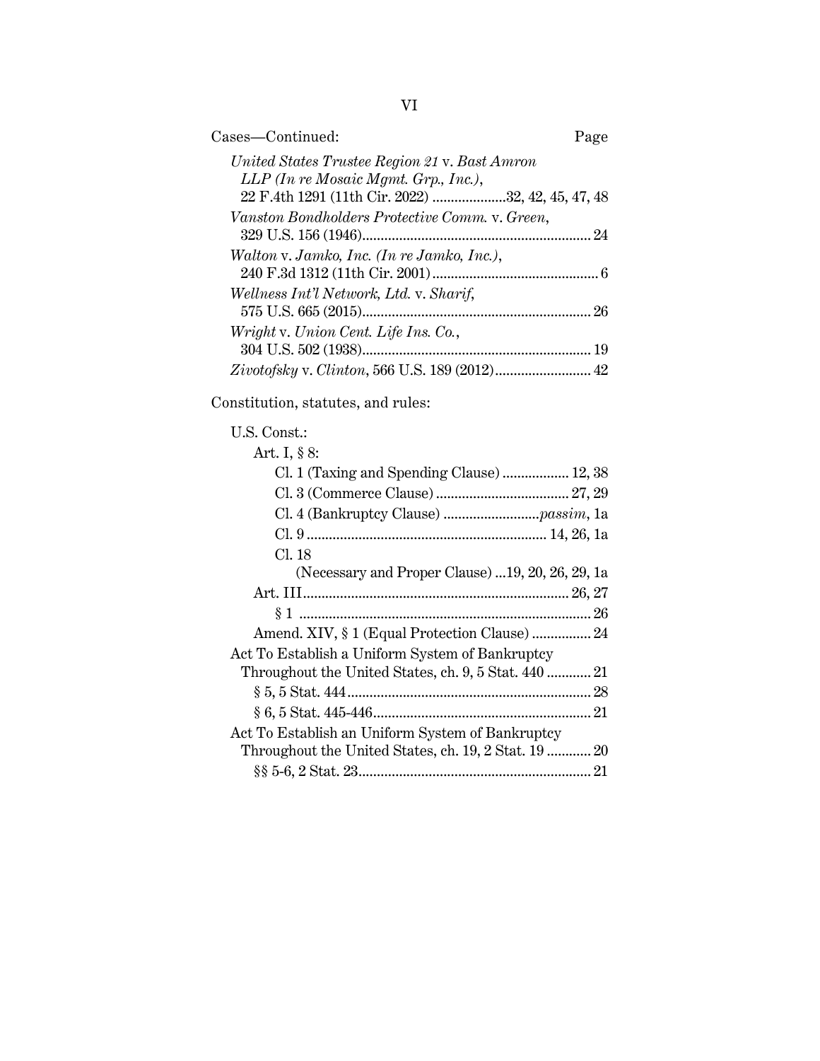Cases—Continued: Page

*United States Trustee Region 21* v. *Bast Amron LLP (In re Mosaic Mgmt. Grp., Inc.)*, 22 F.4th 1291 (11th Cir. 2022) ....................32, 42, 45, 47, 48

*Vanston Bondholders Protective Comm.* v. *Green*, 329 U.S. 156 (1946)............................................................. 24

*Walton* v. *Jamko, Inc. (In re Jamko, Inc.)*, 240 F.3d 1312 (11th Cir. 2001)............................................ 6

*Wellness Int'l Network, Ltd.* v. *Sharif*, 575 U.S. 665 (2015)............................................................. 26

*Wright* v. *Union Cent. Life Ins. Co.*, 304 U.S. 502 (1938)............................................................. 19

*Zivotofsky* v. *Clinton*, 566 U.S. 189 (2012).......................... 42

Constitution, statutes, and rules:

- U.S. Const.:
  - Art. I, § 8:
    - Cl. 1 (Taxing and Spending Clause) .................. 12, 38
    - Cl. 3 (Commerce Clause) .................................... 27, 29
    - Cl. 4 (Bankruptcy Clause) ..........................*passim*, 1a
    - Cl. 9 ................................................................ 14, 26, 1a
    - Cl. 18 (Necessary and Proper Clause) ...19, 20, 26, 29, 1a
  - Art. III....................................................................... 26, 27
    - § 1 .............................................................................. 26
  - Amend. XIV, § 1 (Equal Protection Clause) ................ 24
- Act To Establish a Uniform System of Bankruptcy Throughout the United States, ch. 9, 5 Stat. 440 ............ 21
  - § 5, 5 Stat. 444.................................................................. 28
  - § 6, 5 Stat. 445-446........................................................... 21
- Act To Establish an Uniform System of Bankruptcy Throughout the United States, ch. 19, 2 Stat. 19 ............ 20
  - §§ 5-6, 2 Stat. 23............................................................... 21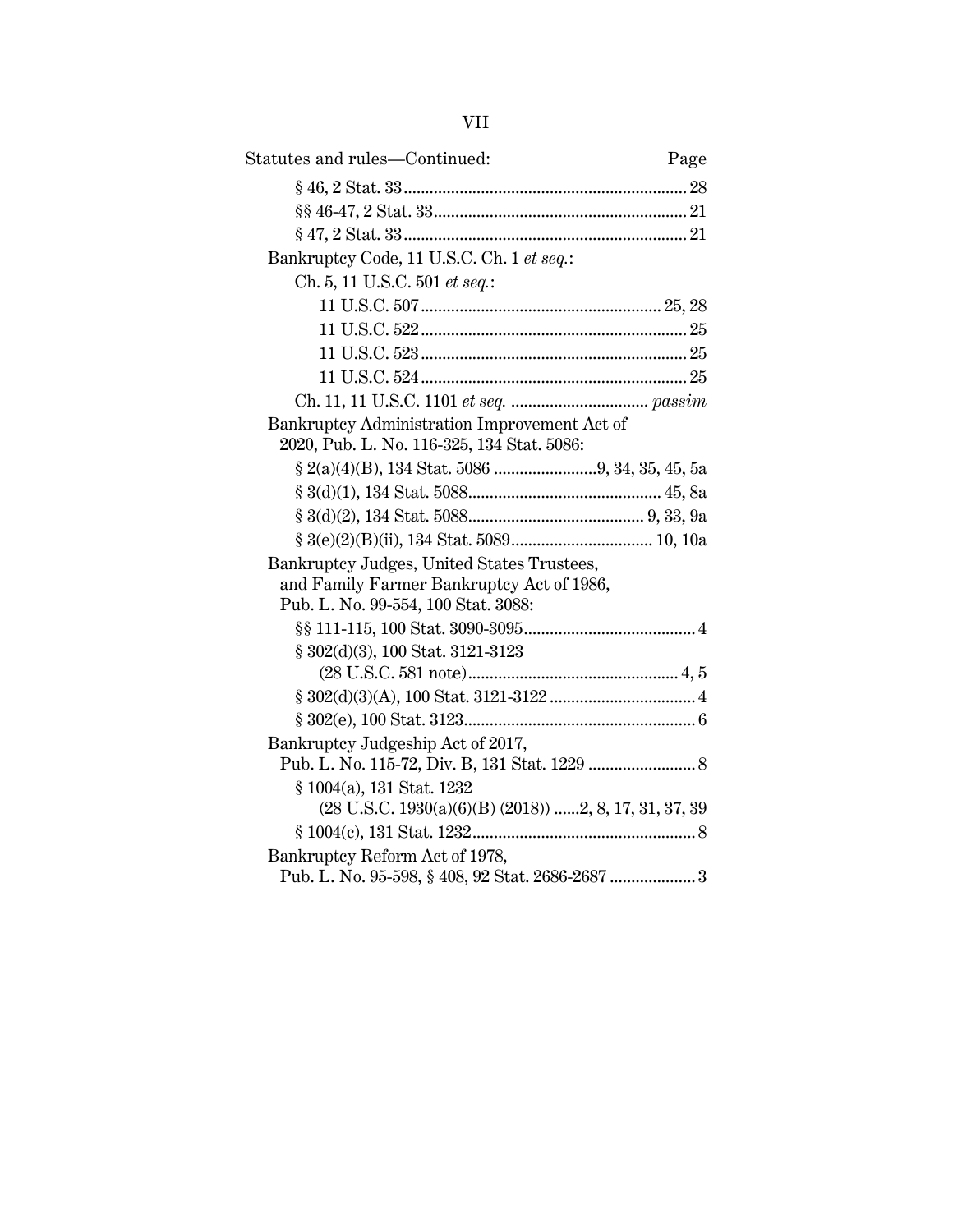Statutes and rules—Continued: Page

§ 46, 2 Stat. 33 .......... 28

§§ 46-47, 2 Stat. 33 .......... 21

§ 47, 2 Stat. 33 .......... 21

Bankruptcy Code, 11 U.S.C. Ch. 1 *et seq.*:

Ch. 5, 11 U.S.C. 501 *et seq.*:

11 U.S.C. 507 .......... 25, 28

11 U.S.C. 522 .......... 25

11 U.S.C. 523 .......... 25

11 U.S.C. 524 .......... 25

Ch. 11, 11 U.S.C. 1101 *et seq.* .......... *passim*

Bankruptcy Administration Improvement Act of 2020, Pub. L. No. 116-325, 134 Stat. 5086:

§ 2(a)(4)(B), 134 Stat. 5086 .......... 9, 34, 35, 45, 5a

§ 3(d)(1), 134 Stat. 5088 .......... 45, 8a

§ 3(d)(2), 134 Stat. 5088 .......... 9, 33, 9a

§ 3(e)(2)(B)(ii), 134 Stat. 5089 .......... 10, 10a

Bankruptcy Judges, United States Trustees, and Family Farmer Bankruptcy Act of 1986, Pub. L. No. 99-554, 100 Stat. 3088:

§§ 111-115, 100 Stat. 3090-3095 .......... 4

§ 302(d)(3), 100 Stat. 3121-3123 (28 U.S.C. 581 note) .......... 4, 5

§ 302(d)(3)(A), 100 Stat. 3121-3122 .......... 4

§ 302(e), 100 Stat. 3123 .......... 6

Bankruptcy Judgeship Act of 2017, Pub. L. No. 115-72, Div. B, 131 Stat. 1229 .......... 8

§ 1004(a), 131 Stat. 1232 (28 U.S.C. 1930(a)(6)(B) (2018)) .......... 2, 8, 17, 31, 37, 39

§ 1004(c), 131 Stat. 1232 .......... 8

Bankruptcy Reform Act of 1978, Pub. L. No. 95-598, § 408, 92 Stat. 2686-2687 .......... 3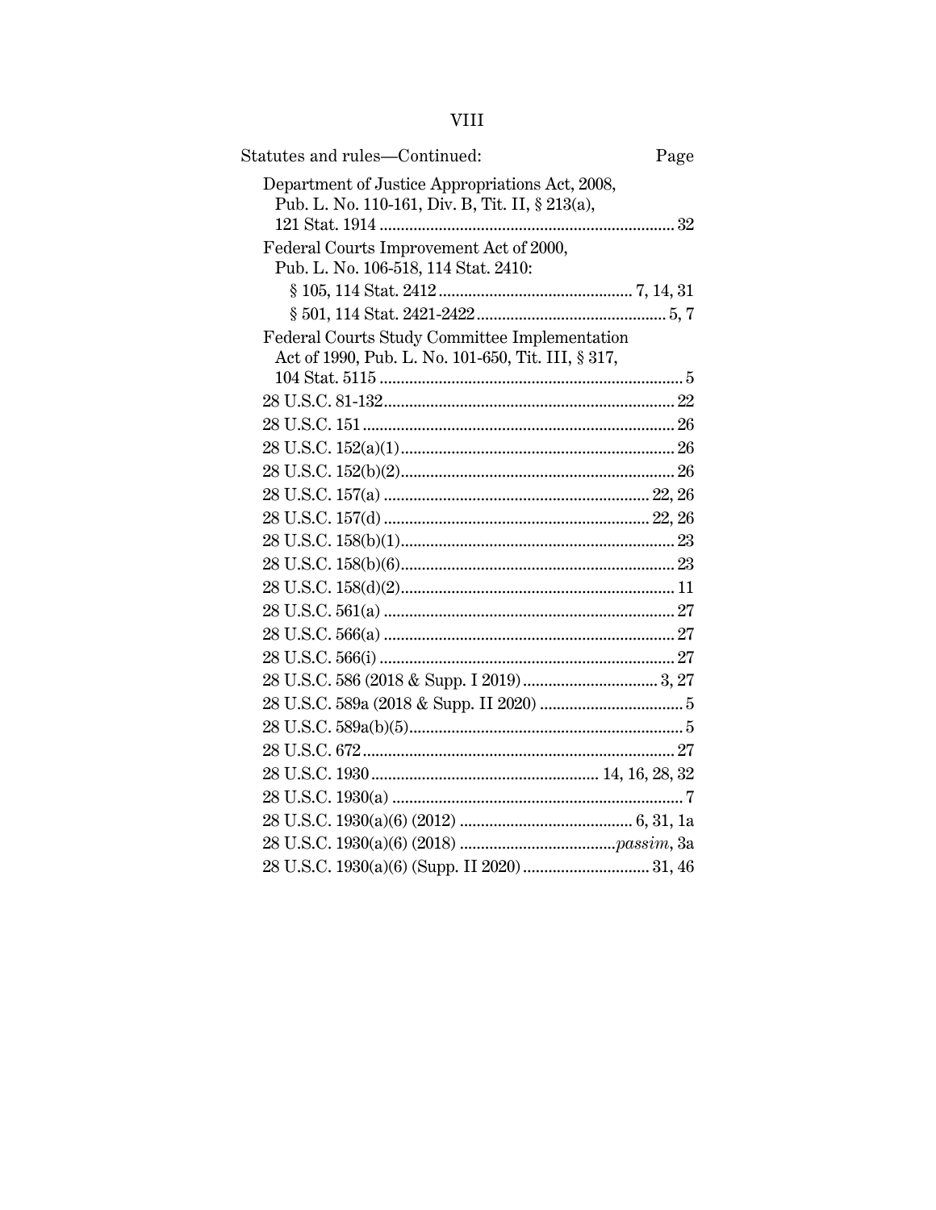Statutes and rules—Continued: Page

Department of Justice Appropriations Act, 2008, Pub. L. No. 110-161, Div. B, Tit. II, § 213(a), 121 Stat. 1914 ..................... 32

Federal Courts Improvement Act of 2000, Pub. L. No. 106-518, 114 Stat. 2410:

- § 105, 114 Stat. 2412 ..................... 7, 14, 31
- § 501, 114 Stat. 2421-2422 ..................... 5, 7

Federal Courts Study Committee Implementation Act of 1990, Pub. L. No. 101-650, Tit. III, § 317, 104 Stat. 5115 ..................... 5

28 U.S.C. 81-132 ..................... 22

28 U.S.C. 151 ..................... 26

28 U.S.C. 152(a)(1) ..................... 26

28 U.S.C. 152(b)(2) ..................... 26

28 U.S.C. 157(a) ..................... 22, 26

28 U.S.C. 157(d) ..................... 22, 26

28 U.S.C. 158(b)(1) ..................... 23

28 U.S.C. 158(b)(6) ..................... 23

28 U.S.C. 158(d)(2) ..................... 11

28 U.S.C. 561(a) ..................... 27

28 U.S.C. 566(a) ..................... 27

28 U.S.C. 566(i) ..................... 27

28 U.S.C. 586 (2018 & Supp. I 2019) ..................... 3, 27

28 U.S.C. 589a (2018 & Supp. II 2020) ..................... 5

28 U.S.C. 589a(b)(5) ..................... 5

28 U.S.C. 672 ..................... 27

28 U.S.C. 1930 ..................... 14, 16, 28, 32

28 U.S.C. 1930(a) ..................... 7

28 U.S.C. 1930(a)(6) (2012) ..................... 6, 31, 1a

28 U.S.C. 1930(a)(6) (2018) ..................... *passim*, 3a

28 U.S.C. 1930(a)(6) (Supp. II 2020) ..................... 31, 46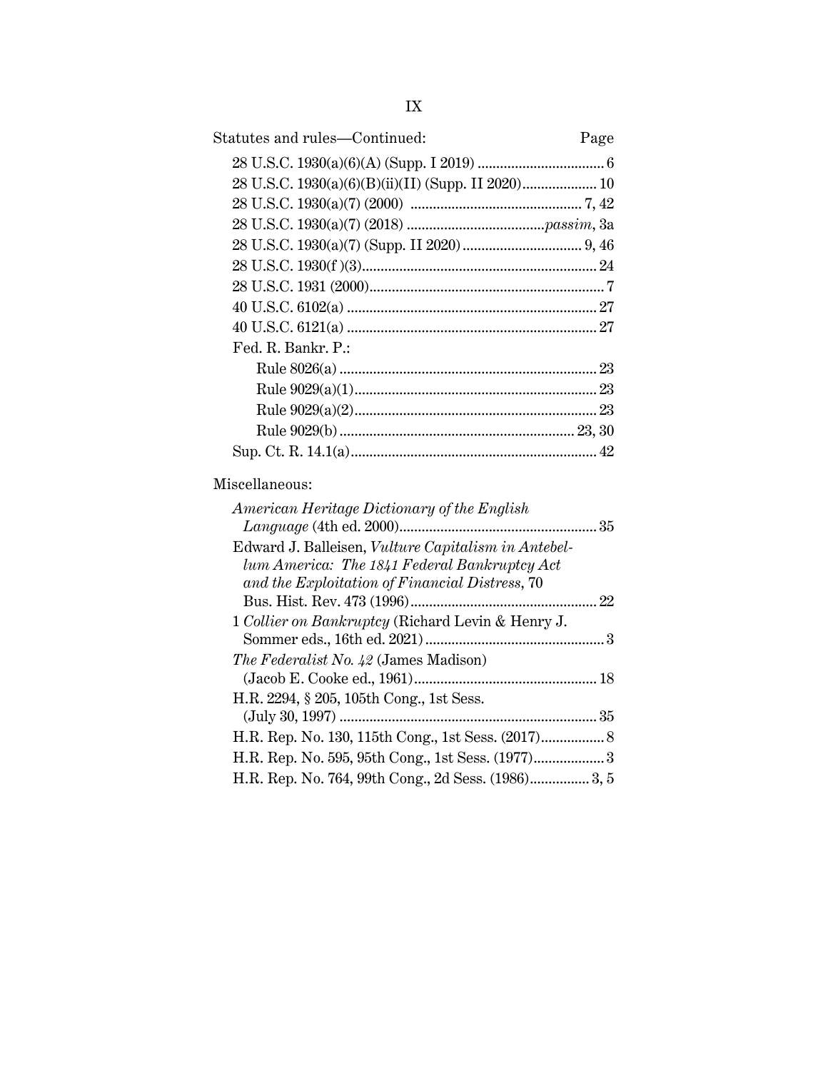Statutes and rules—Continued: Page

28 U.S.C. 1930(a)(6)(A) (Supp. I 2019) .................................. 6
28 U.S.C. 1930(a)(6)(B)(ii)(II) (Supp. II 2020).................... 10
28 U.S.C. 1930(a)(7) (2000) .............................................. 7, 42
28 U.S.C. 1930(a)(7) (2018) .....................................*passim*, 3a
28 U.S.C. 1930(a)(7) (Supp. II 2020)................................ 9, 46
28 U.S.C. 1930(f )(3)............................................................... 24
28 U.S.C. 1931 (2000)............................................................... 7
40 U.S.C. 6102(a) ................................................................... 27
40 U.S.C. 6121(a) ................................................................... 27
Fed. R. Bankr. P.:
  Rule 8026(a) ..................................................................... 23
  Rule 9029(a)(1)................................................................. 23
  Rule 9029(a)(2)................................................................. 23
  Rule 9029(b) .............................................................. 23, 30
Sup. Ct. R. 14.1(a).................................................................. 42

Miscellaneous:

*American Heritage Dictionary of the English Language* (4th ed. 2000)..................................................... 35
Edward J. Balleisen, *Vulture Capitalism in Antebellum America: The 1841 Federal Bankruptcy Act and the Exploitation of Financial Distress*, 70 Bus. Hist. Rev. 473 (1996).................................................. 22
1 *Collier on Bankruptcy* (Richard Levin & Henry J. Sommer eds., 16th ed. 2021)................................................ 3
*The Federalist No. 42* (James Madison) (Jacob E. Cooke ed., 1961)................................................. 18
H.R. 2294, § 205, 105th Cong., 1st Sess. (July 30, 1997) ..................................................................... 35
H.R. Rep. No. 130, 115th Cong., 1st Sess. (2017)................. 8
H.R. Rep. No. 595, 95th Cong., 1st Sess. (1977)................... 3
H.R. Rep. No. 764, 99th Cong., 2d Sess. (1986)................ 3, 5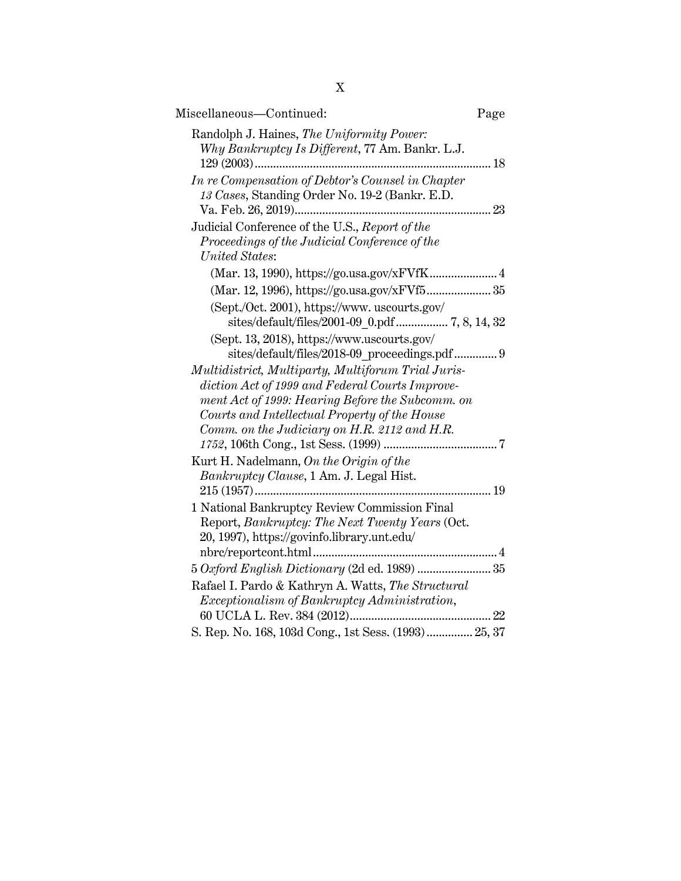Miscellaneous—Continued: Page

Randolph J. Haines, *The Uniformity Power: Why Bankruptcy Is Different*, 77 Am. Bankr. L.J. 129 (2003) .......... 18

*In re Compensation of Debtor's Counsel in Chapter 13 Cases*, Standing Order No. 19-2 (Bankr. E.D. Va. Feb. 26, 2019) .......... 23

Judicial Conference of the U.S., *Report of the Proceedings of the Judicial Conference of the United States*:

- (Mar. 13, 1990), https://go.usa.gov/xFVfK .......... 4
- (Mar. 12, 1996), https://go.usa.gov/xFVf5 .......... 35
- (Sept./Oct. 2001), https://www. uscourts.gov/sites/default/files/2001-09_0.pdf .......... 7, 8, 14, 32
- (Sept. 13, 2018), https://www.uscourts.gov/sites/default/files/2018-09_proceedings.pdf .......... 9

*Multidistrict, Multiparty, Multiforum Trial Jurisdiction Act of 1999 and Federal Courts Improvement Act of 1999: Hearing Before the Subcomm. on Courts and Intellectual Property of the House Comm. on the Judiciary on H.R. 2112 and H.R. 1752*, 106th Cong., 1st Sess. (1999) .......... 7

Kurt H. Nadelmann, *On the Origin of the Bankruptcy Clause*, 1 Am. J. Legal Hist. 215 (1957) .......... 19

1 National Bankruptcy Review Commission Final Report, *Bankruptcy: The Next Twenty Years* (Oct. 20, 1997), https://govinfo.library.unt.edu/nbrc/reportcont.html .......... 4

5 *Oxford English Dictionary* (2d ed. 1989) .......... 35

Rafael I. Pardo & Kathryn A. Watts, *The Structural Exceptionalism of Bankruptcy Administration*, 60 UCLA L. Rev. 384 (2012) .......... 22

S. Rep. No. 168, 103d Cong., 1st Sess. (1993) .......... 25, 37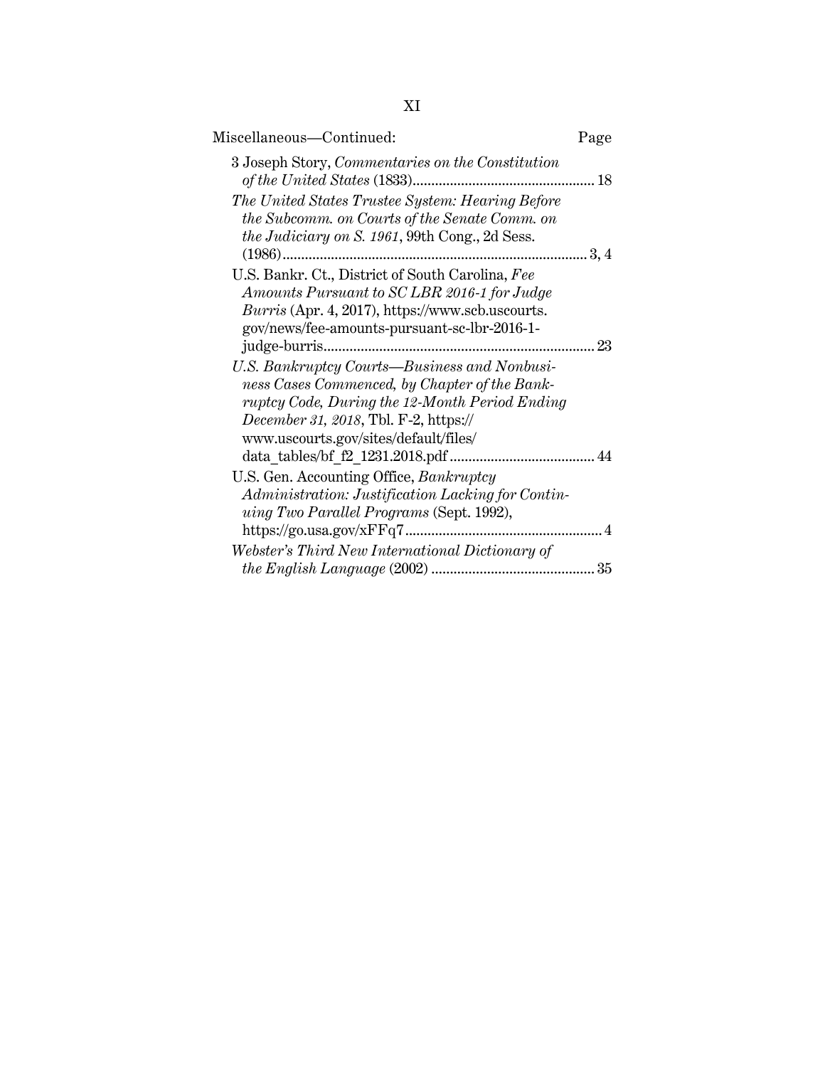Miscellaneous—Continued: Page

3 Joseph Story, *Commentaries on the Constitution of the United States* (1833) ... 18

*The United States Trustee System: Hearing Before the Subcomm. on Courts of the Senate Comm. on the Judiciary on S. 1961*, 99th Cong., 2d Sess. (1986) ... 3, 4

U.S. Bankr. Ct., District of South Carolina, *Fee Amounts Pursuant to SC LBR 2016-1 for Judge Burris* (Apr. 4, 2017), https://www.scb.uscourts.gov/news/fee-amounts-pursuant-sc-lbr-2016-1-judge-burris ... 23

*U.S. Bankruptcy Courts—Business and Nonbusiness Cases Commenced, by Chapter of the Bankruptcy Code, During the 12-Month Period Ending December 31, 2018*, Tbl. F-2, https://www.uscourts.gov/sites/default/files/data_tables/bf_f2_1231.2018.pdf ... 44

U.S. Gen. Accounting Office, *Bankruptcy Administration: Justification Lacking for Continuing Two Parallel Programs* (Sept. 1992), https://go.usa.gov/xFFq7 ... 4

*Webster's Third New International Dictionary of the English Language* (2002) ... 35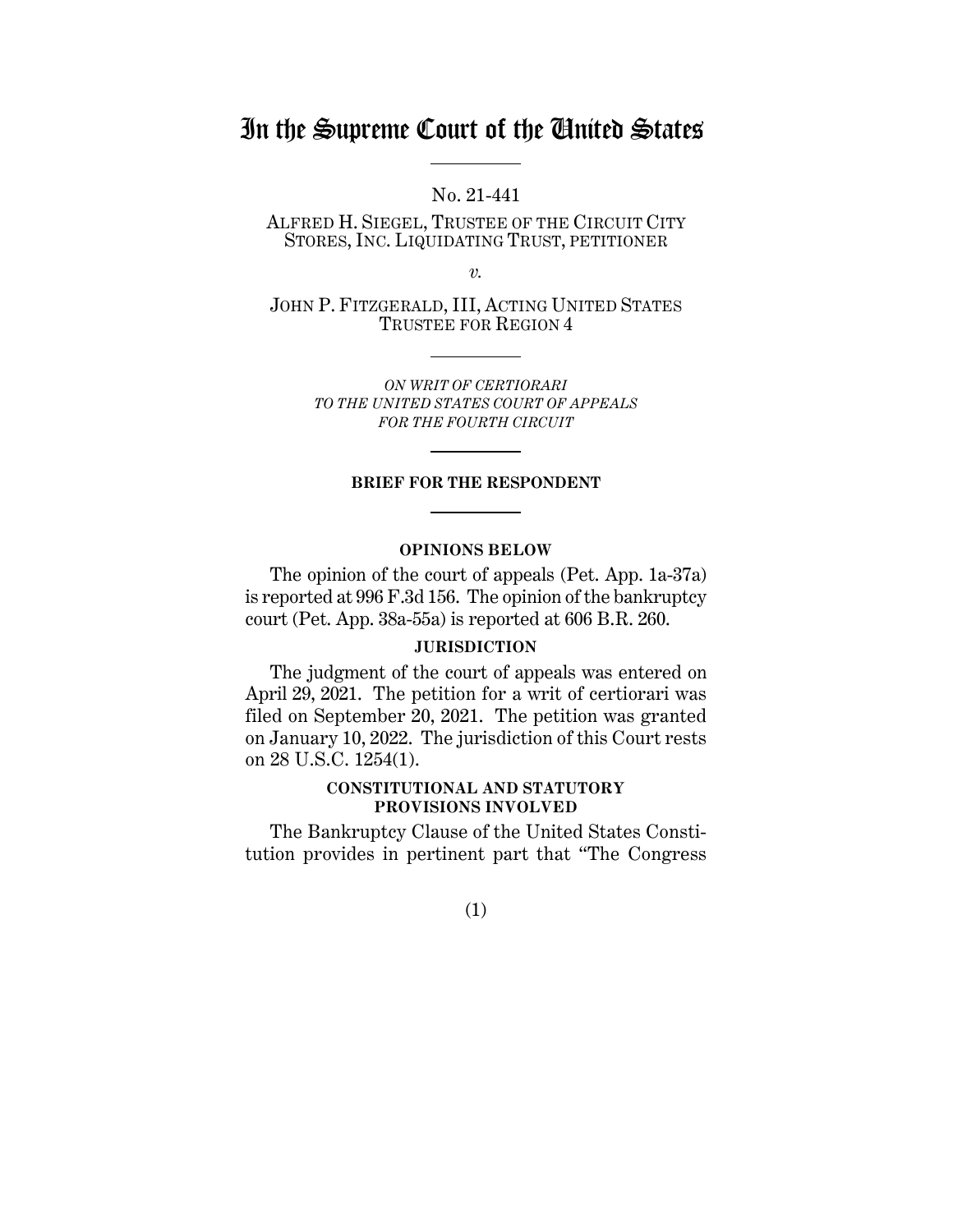# In the Supreme Court of the United States

No. 21-441

ALFRED H. SIEGEL, TRUSTEE OF THE CIRCUIT CITY STORES, INC. LIQUIDATING TRUST, PETITIONER

*v.*

JOHN P. FITZGERALD, III, ACTING UNITED STATES TRUSTEE FOR REGION 4

*ON WRIT OF CERTIORARI TO THE UNITED STATES COURT OF APPEALS FOR THE FOURTH CIRCUIT*

**BRIEF FOR THE RESPONDENT**

**OPINIONS BELOW**

The opinion of the court of appeals (Pet. App. 1a-37a) is reported at 996 F.3d 156. The opinion of the bankruptcy court (Pet. App. 38a-55a) is reported at 606 B.R. 260.

**JURISDICTION**

The judgment of the court of appeals was entered on April 29, 2021. The petition for a writ of certiorari was filed on September 20, 2021. The petition was granted on January 10, 2022. The jurisdiction of this Court rests on 28 U.S.C. 1254(1).

**CONSTITUTIONAL AND STATUTORY PROVISIONS INVOLVED**

The Bankruptcy Clause of the United States Constitution provides in pertinent part that "The Congress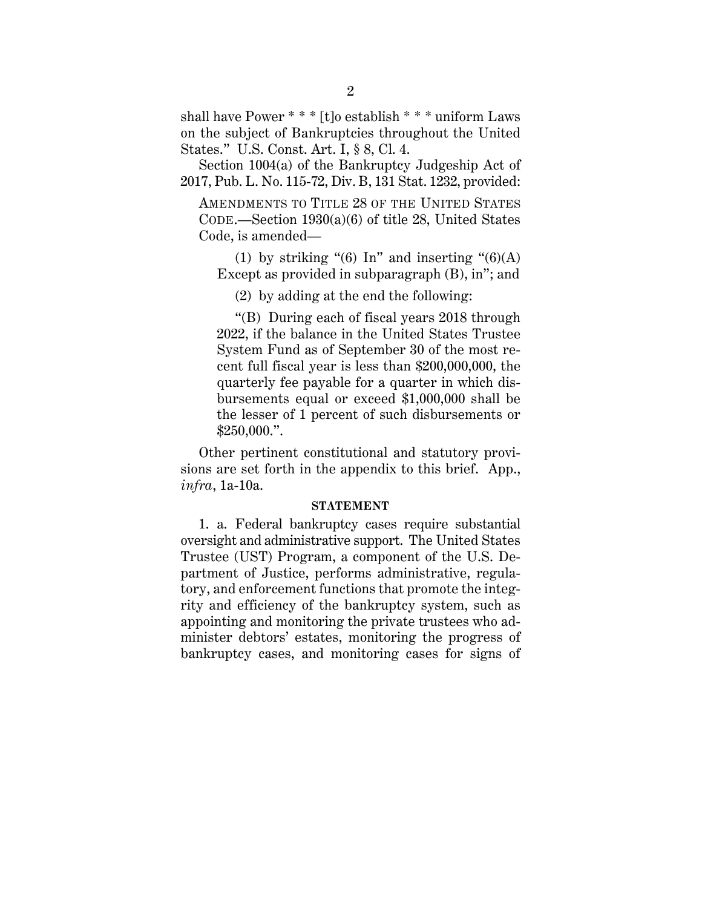shall have Power * * * [t]o establish * * * uniform Laws on the subject of Bankruptcies throughout the United States." U.S. Const. Art. I, § 8, Cl. 4.

Section 1004(a) of the Bankruptcy Judgeship Act of 2017, Pub. L. No. 115-72, Div. B, 131 Stat. 1232, provided:

> AMENDMENTS TO TITLE 28 OF THE UNITED STATES CODE.—Section 1930(a)(6) of title 28, United States Code, is amended—
>
> (1) by striking "(6) In" and inserting "(6)(A) Except as provided in subparagraph (B), in"; and
>
> (2) by adding at the end the following:
>
> "(B) During each of fiscal years 2018 through 2022, if the balance in the United States Trustee System Fund as of September 30 of the most recent full fiscal year is less than $200,000,000, the quarterly fee payable for a quarter in which disbursements equal or exceed $1,000,000 shall be the lesser of 1 percent of such disbursements or $250,000.".

Other pertinent constitutional and statutory provisions are set forth in the appendix to this brief. App., *infra*, 1a-10a.

## STATEMENT

1. a. Federal bankruptcy cases require substantial oversight and administrative support. The United States Trustee (UST) Program, a component of the U.S. Department of Justice, performs administrative, regulatory, and enforcement functions that promote the integrity and efficiency of the bankruptcy system, such as appointing and monitoring the private trustees who administer debtors' estates, monitoring the progress of bankruptcy cases, and monitoring cases for signs of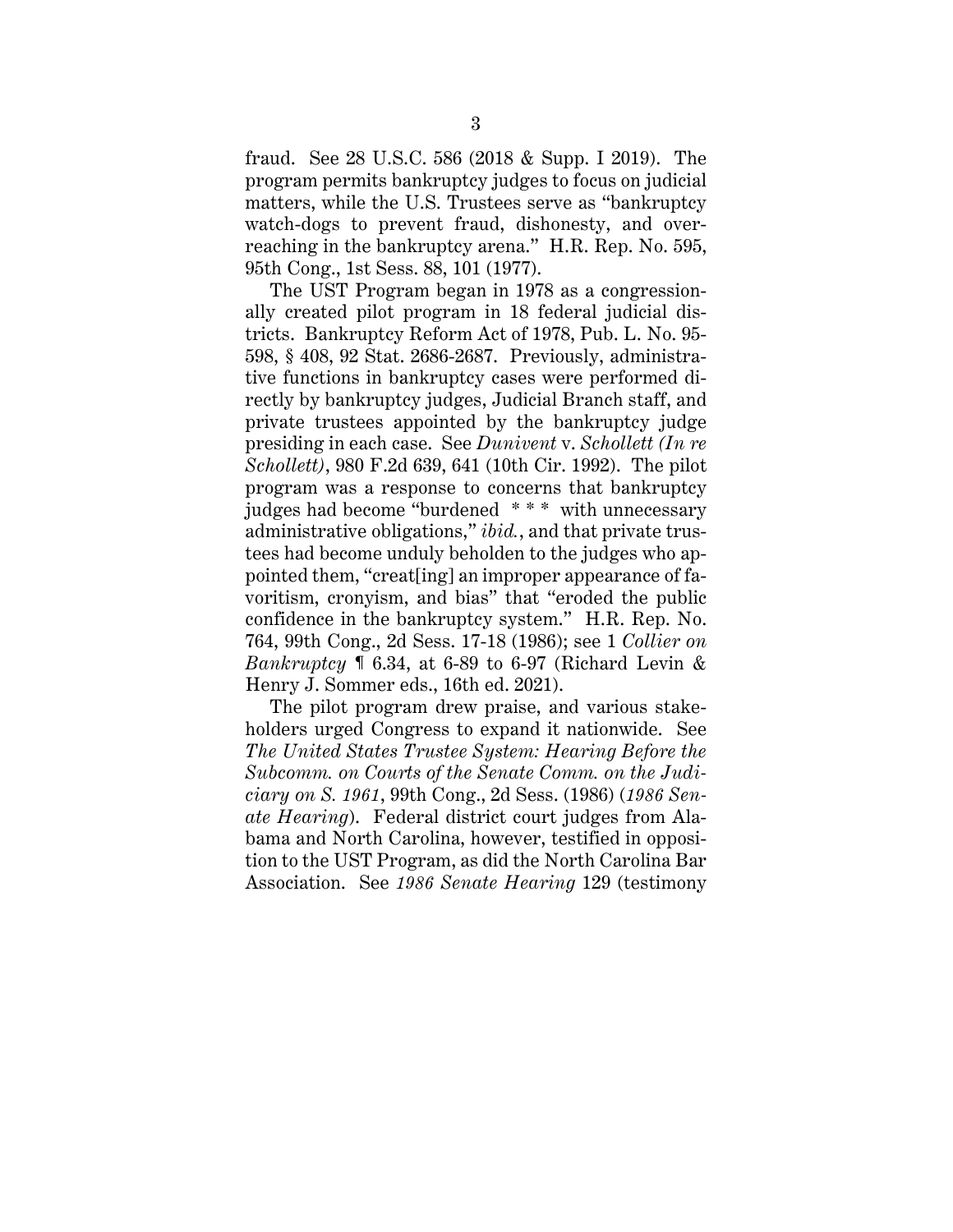fraud. See 28 U.S.C. 586 (2018 & Supp. I 2019). The program permits bankruptcy judges to focus on judicial matters, while the U.S. Trustees serve as "bankruptcy watch-dogs to prevent fraud, dishonesty, and overreaching in the bankruptcy arena." H.R. Rep. No. 595, 95th Cong., 1st Sess. 88, 101 (1977).

The UST Program began in 1978 as a congressionally created pilot program in 18 federal judicial districts. Bankruptcy Reform Act of 1978, Pub. L. No. 95-598, § 408, 92 Stat. 2686-2687. Previously, administrative functions in bankruptcy cases were performed directly by bankruptcy judges, Judicial Branch staff, and private trustees appointed by the bankruptcy judge presiding in each case. See *Dunivent* v. *Schollett (In re Schollett)*, 980 F.2d 639, 641 (10th Cir. 1992). The pilot program was a response to concerns that bankruptcy judges had become "burdened * * * with unnecessary administrative obligations," *ibid.*, and that private trustees had become unduly beholden to the judges who appointed them, "creat[ing] an improper appearance of favoritism, cronyism, and bias" that "eroded the public confidence in the bankruptcy system." H.R. Rep. No. 764, 99th Cong., 2d Sess. 17-18 (1986); see 1 *Collier on Bankruptcy* ¶ 6.34, at 6-89 to 6-97 (Richard Levin & Henry J. Sommer eds., 16th ed. 2021).

The pilot program drew praise, and various stakeholders urged Congress to expand it nationwide. See *The United States Trustee System: Hearing Before the Subcomm. on Courts of the Senate Comm. on the Judiciary on S. 1961*, 99th Cong., 2d Sess. (1986) (*1986 Senate Hearing*). Federal district court judges from Alabama and North Carolina, however, testified in opposition to the UST Program, as did the North Carolina Bar Association. See *1986 Senate Hearing* 129 (testimony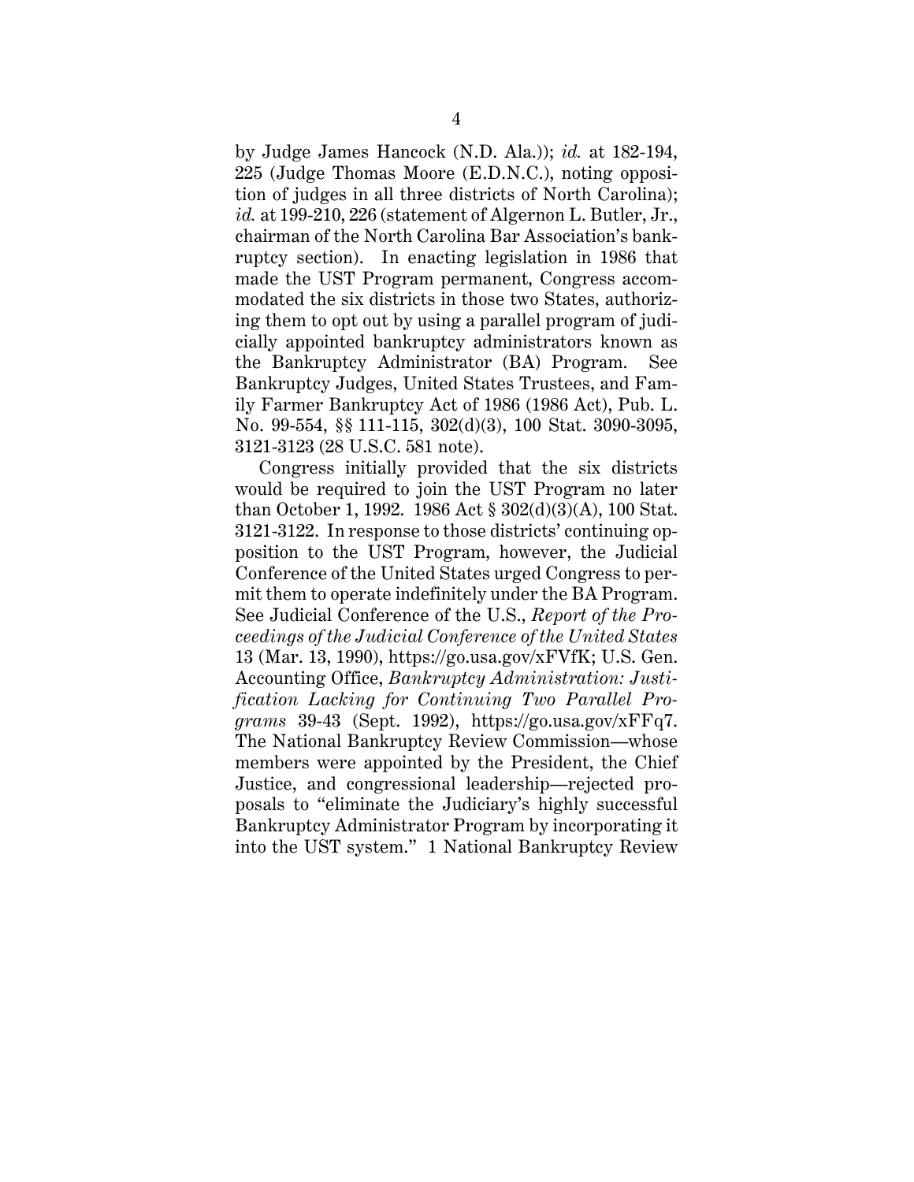by Judge James Hancock (N.D. Ala.)); *id.* at 182-194, 225 (Judge Thomas Moore (E.D.N.C.), noting opposition of judges in all three districts of North Carolina); *id.* at 199-210, 226 (statement of Algernon L. Butler, Jr., chairman of the North Carolina Bar Association's bankruptcy section). In enacting legislation in 1986 that made the UST Program permanent, Congress accommodated the six districts in those two States, authorizing them to opt out by using a parallel program of judicially appointed bankruptcy administrators known as the Bankruptcy Administrator (BA) Program. See Bankruptcy Judges, United States Trustees, and Family Farmer Bankruptcy Act of 1986 (1986 Act), Pub. L. No. 99-554, §§ 111-115, 302(d)(3), 100 Stat. 3090-3095, 3121-3123 (28 U.S.C. 581 note).

Congress initially provided that the six districts would be required to join the UST Program no later than October 1, 1992. 1986 Act § 302(d)(3)(A), 100 Stat. 3121-3122. In response to those districts' continuing opposition to the UST Program, however, the Judicial Conference of the United States urged Congress to permit them to operate indefinitely under the BA Program. See Judicial Conference of the U.S., *Report of the Proceedings of the Judicial Conference of the United States* 13 (Mar. 13, 1990), https://go.usa.gov/xFVfK; U.S. Gen. Accounting Office, *Bankruptcy Administration: Justification Lacking for Continuing Two Parallel Programs* 39-43 (Sept. 1992), https://go.usa.gov/xFFq7. The National Bankruptcy Review Commission—whose members were appointed by the President, the Chief Justice, and congressional leadership—rejected proposals to "eliminate the Judiciary's highly successful Bankruptcy Administrator Program by incorporating it into the UST system." 1 National Bankruptcy Review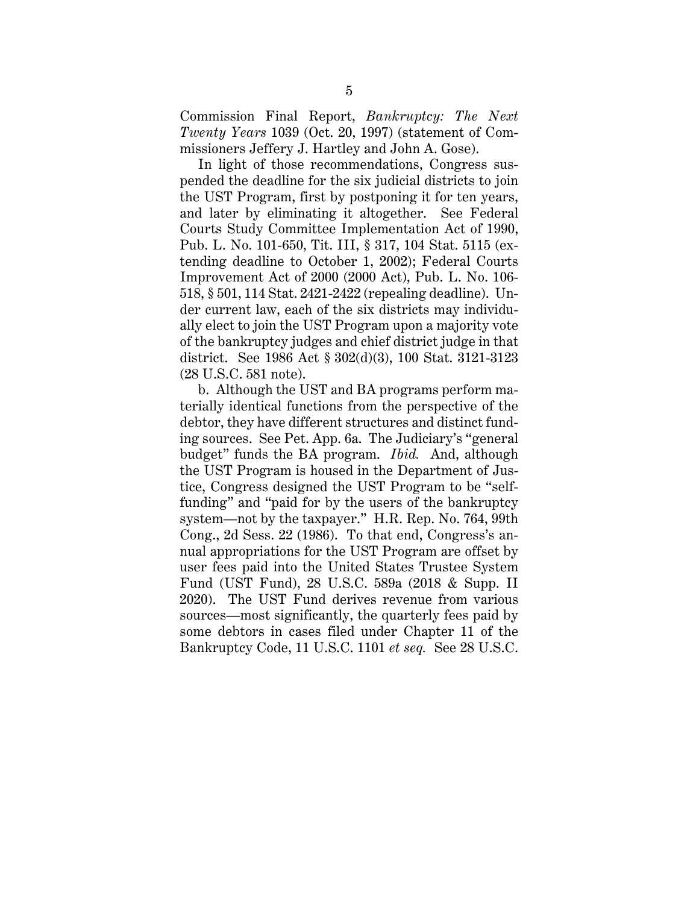Commission Final Report, *Bankruptcy: The Next Twenty Years* 1039 (Oct. 20, 1997) (statement of Commissioners Jeffery J. Hartley and John A. Gose).

In light of those recommendations, Congress suspended the deadline for the six judicial districts to join the UST Program, first by postponing it for ten years, and later by eliminating it altogether. See Federal Courts Study Committee Implementation Act of 1990, Pub. L. No. 101-650, Tit. III, § 317, 104 Stat. 5115 (extending deadline to October 1, 2002); Federal Courts Improvement Act of 2000 (2000 Act), Pub. L. No. 106-518, § 501, 114 Stat. 2421-2422 (repealing deadline). Under current law, each of the six districts may individually elect to join the UST Program upon a majority vote of the bankruptcy judges and chief district judge in that district. See 1986 Act § 302(d)(3), 100 Stat. 3121-3123 (28 U.S.C. 581 note).

b. Although the UST and BA programs perform materially identical functions from the perspective of the debtor, they have different structures and distinct funding sources. See Pet. App. 6a. The Judiciary's "general budget" funds the BA program. *Ibid.* And, although the UST Program is housed in the Department of Justice, Congress designed the UST Program to be "self-funding" and "paid for by the users of the bankruptcy system—not by the taxpayer." H.R. Rep. No. 764, 99th Cong., 2d Sess. 22 (1986). To that end, Congress's annual appropriations for the UST Program are offset by user fees paid into the United States Trustee System Fund (UST Fund), 28 U.S.C. 589a (2018 & Supp. II 2020). The UST Fund derives revenue from various sources—most significantly, the quarterly fees paid by some debtors in cases filed under Chapter 11 of the Bankruptcy Code, 11 U.S.C. 1101 *et seq.* See 28 U.S.C.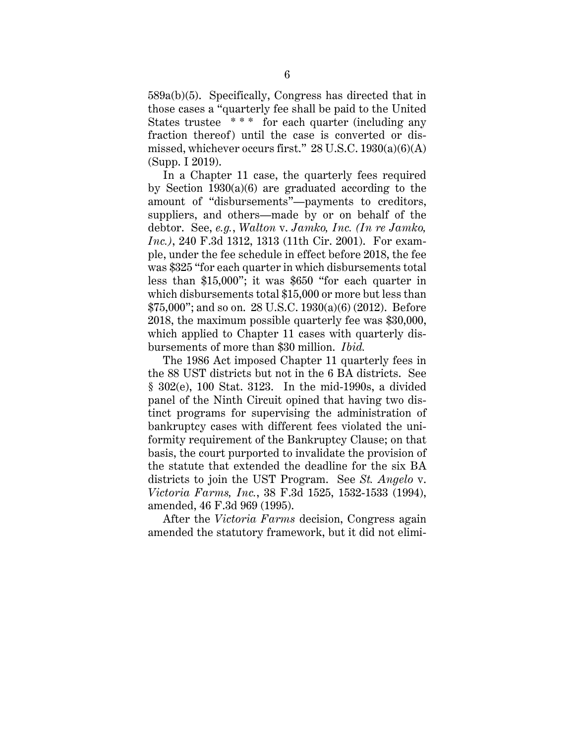589a(b)(5). Specifically, Congress has directed that in those cases a "quarterly fee shall be paid to the United States trustee \* \* \* for each quarter (including any fraction thereof) until the case is converted or dismissed, whichever occurs first." 28 U.S.C. 1930(a)(6)(A) (Supp. I 2019).

In a Chapter 11 case, the quarterly fees required by Section 1930(a)(6) are graduated according to the amount of "disbursements"—payments to creditors, suppliers, and others—made by or on behalf of the debtor. See, *e.g.*, *Walton* v. *Jamko, Inc. (In re Jamko, Inc.)*, 240 F.3d 1312, 1313 (11th Cir. 2001). For example, under the fee schedule in effect before 2018, the fee was $325 "for each quarter in which disbursements total less than $15,000"; it was $650 "for each quarter in which disbursements total $15,000 or more but less than $75,000"; and so on. 28 U.S.C. 1930(a)(6) (2012). Before 2018, the maximum possible quarterly fee was $30,000, which applied to Chapter 11 cases with quarterly disbursements of more than $30 million. *Ibid.*

The 1986 Act imposed Chapter 11 quarterly fees in the 88 UST districts but not in the 6 BA districts. See § 302(e), 100 Stat. 3123. In the mid-1990s, a divided panel of the Ninth Circuit opined that having two distinct programs for supervising the administration of bankruptcy cases with different fees violated the uniformity requirement of the Bankruptcy Clause; on that basis, the court purported to invalidate the provision of the statute that extended the deadline for the six BA districts to join the UST Program. See *St. Angelo* v. *Victoria Farms, Inc.*, 38 F.3d 1525, 1532-1533 (1994), amended, 46 F.3d 969 (1995).

After the *Victoria Farms* decision, Congress again amended the statutory framework, but it did not elimi-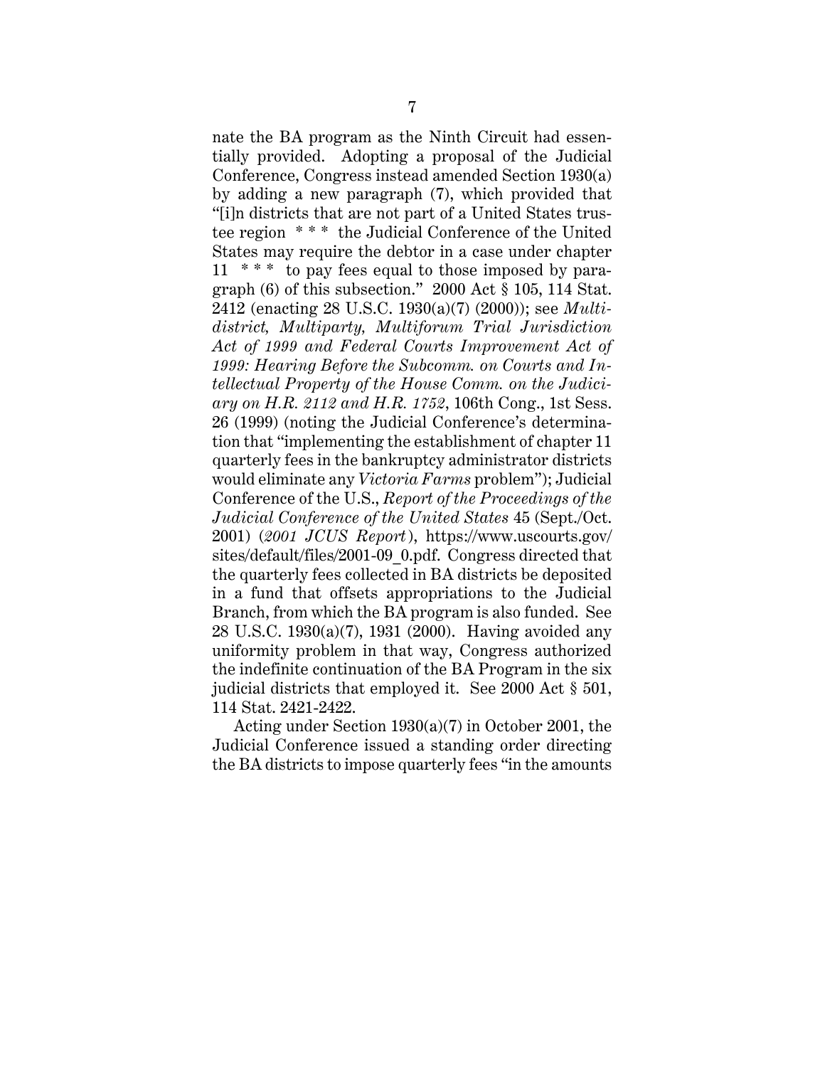nate the BA program as the Ninth Circuit had essentially provided. Adopting a proposal of the Judicial Conference, Congress instead amended Section 1930(a) by adding a new paragraph (7), which provided that "[i]n districts that are not part of a United States trustee region * * * the Judicial Conference of the United States may require the debtor in a case under chapter 11 * * * to pay fees equal to those imposed by paragraph (6) of this subsection." 2000 Act § 105, 114 Stat. 2412 (enacting 28 U.S.C. 1930(a)(7) (2000)); see *Multidistrict, Multiparty, Multiforum Trial Jurisdiction Act of 1999 and Federal Courts Improvement Act of 1999: Hearing Before the Subcomm. on Courts and Intellectual Property of the House Comm. on the Judiciary on H.R. 2112 and H.R. 1752*, 106th Cong., 1st Sess. 26 (1999) (noting the Judicial Conference's determination that "implementing the establishment of chapter 11 quarterly fees in the bankruptcy administrator districts would eliminate any *Victoria Farms* problem"); Judicial Conference of the U.S., *Report of the Proceedings of the Judicial Conference of the United States* 45 (Sept./Oct. 2001) (*2001 JCUS Report*), https://www.uscourts.gov/sites/default/files/2001-09_0.pdf. Congress directed that the quarterly fees collected in BA districts be deposited in a fund that offsets appropriations to the Judicial Branch, from which the BA program is also funded. See 28 U.S.C. 1930(a)(7), 1931 (2000). Having avoided any uniformity problem in that way, Congress authorized the indefinite continuation of the BA Program in the six judicial districts that employed it. See 2000 Act § 501, 114 Stat. 2421-2422.

Acting under Section 1930(a)(7) in October 2001, the Judicial Conference issued a standing order directing the BA districts to impose quarterly fees "in the amounts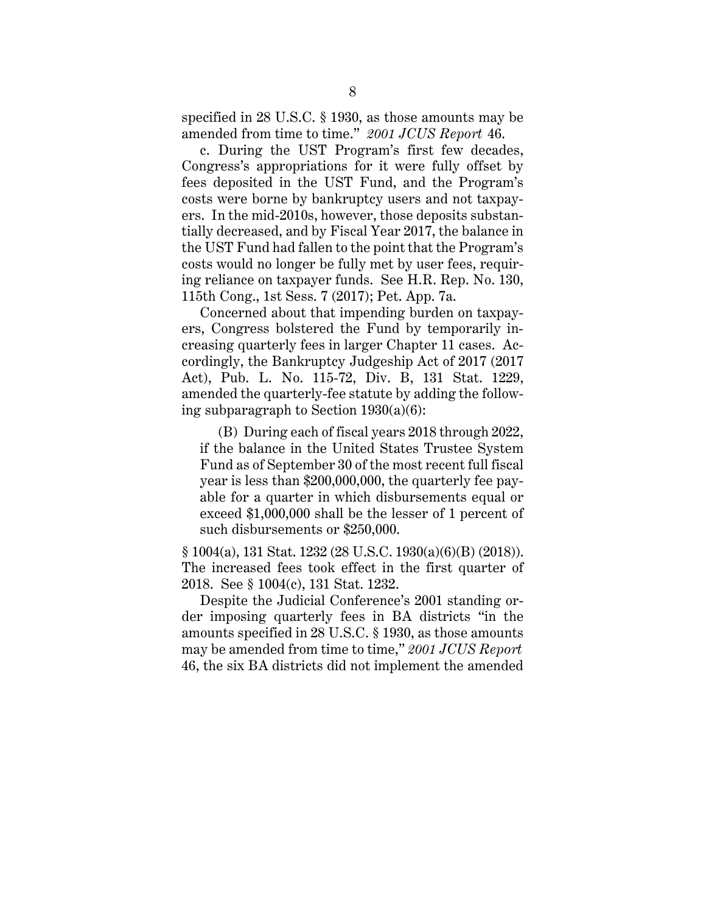specified in 28 U.S.C. § 1930, as those amounts may be amended from time to time." *2001 JCUS Report* 46.

c. During the UST Program's first few decades, Congress's appropriations for it were fully offset by fees deposited in the UST Fund, and the Program's costs were borne by bankruptcy users and not taxpayers. In the mid-2010s, however, those deposits substantially decreased, and by Fiscal Year 2017, the balance in the UST Fund had fallen to the point that the Program's costs would no longer be fully met by user fees, requiring reliance on taxpayer funds. See H.R. Rep. No. 130, 115th Cong., 1st Sess. 7 (2017); Pet. App. 7a.

Concerned about that impending burden on taxpayers, Congress bolstered the Fund by temporarily increasing quarterly fees in larger Chapter 11 cases. Accordingly, the Bankruptcy Judgeship Act of 2017 (2017 Act), Pub. L. No. 115-72, Div. B, 131 Stat. 1229, amended the quarterly-fee statute by adding the following subparagraph to Section 1930(a)(6):

> (B) During each of fiscal years 2018 through 2022, if the balance in the United States Trustee System Fund as of September 30 of the most recent full fiscal year is less than $200,000,000, the quarterly fee payable for a quarter in which disbursements equal or exceed $1,000,000 shall be the lesser of 1 percent of such disbursements or $250,000.

§ 1004(a), 131 Stat. 1232 (28 U.S.C. 1930(a)(6)(B) (2018)). The increased fees took effect in the first quarter of 2018. See § 1004(c), 131 Stat. 1232.

Despite the Judicial Conference's 2001 standing order imposing quarterly fees in BA districts "in the amounts specified in 28 U.S.C. § 1930, as those amounts may be amended from time to time," *2001 JCUS Report* 46, the six BA districts did not implement the amended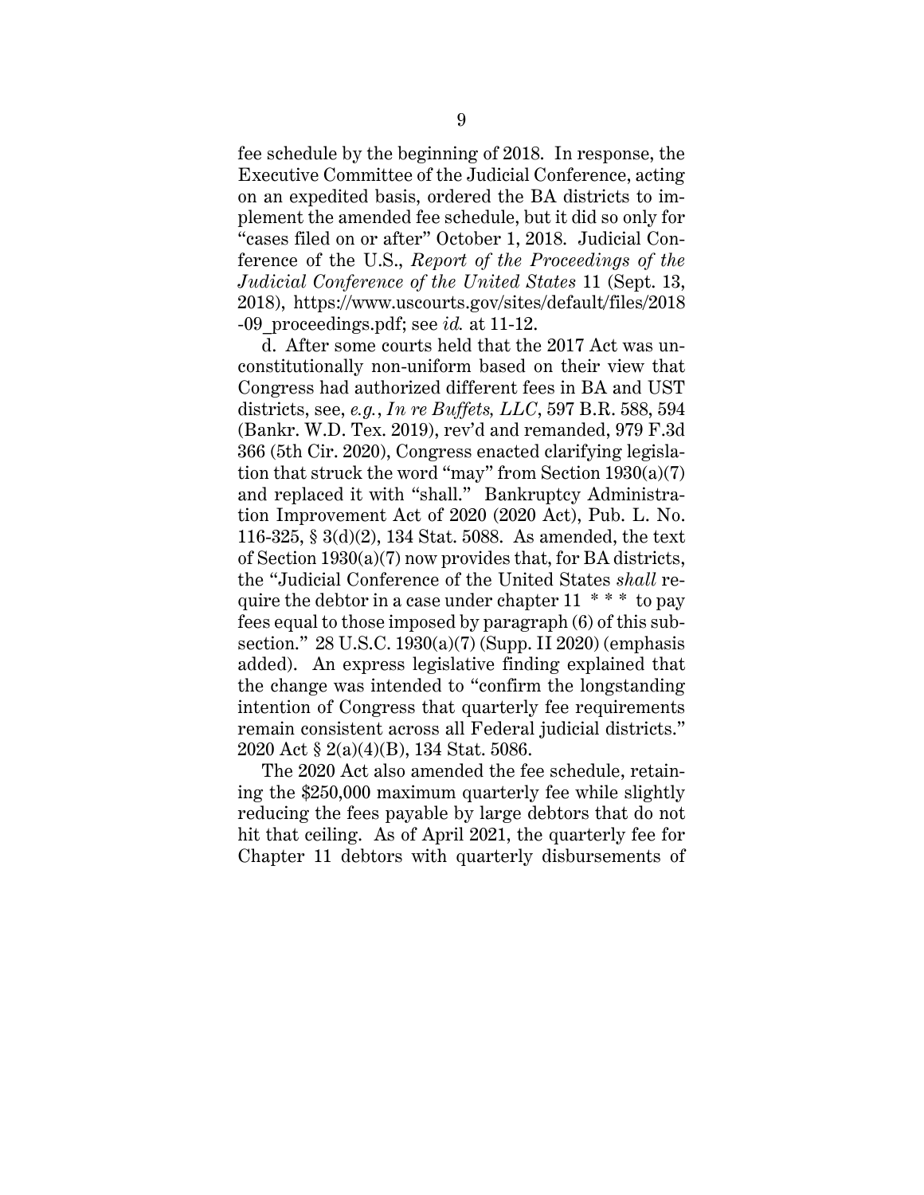fee schedule by the beginning of 2018. In response, the Executive Committee of the Judicial Conference, acting on an expedited basis, ordered the BA districts to implement the amended fee schedule, but it did so only for "cases filed on or after" October 1, 2018. Judicial Conference of the U.S., *Report of the Proceedings of the Judicial Conference of the United States* 11 (Sept. 13, 2018), https://www.uscourts.gov/sites/default/files/2018-09_proceedings.pdf; see *id.* at 11-12.

d. After some courts held that the 2017 Act was unconstitutionally non-uniform based on their view that Congress had authorized different fees in BA and UST districts, see, *e.g.*, *In re Buffets, LLC*, 597 B.R. 588, 594 (Bankr. W.D. Tex. 2019), rev'd and remanded, 979 F.3d 366 (5th Cir. 2020), Congress enacted clarifying legislation that struck the word "may" from Section 1930(a)(7) and replaced it with "shall." Bankruptcy Administration Improvement Act of 2020 (2020 Act), Pub. L. No. 116-325, § 3(d)(2), 134 Stat. 5088. As amended, the text of Section 1930(a)(7) now provides that, for BA districts, the "Judicial Conference of the United States *shall* require the debtor in a case under chapter 11 * * * to pay fees equal to those imposed by paragraph (6) of this subsection." 28 U.S.C. 1930(a)(7) (Supp. II 2020) (emphasis added). An express legislative finding explained that the change was intended to "confirm the longstanding intention of Congress that quarterly fee requirements remain consistent across all Federal judicial districts." 2020 Act § 2(a)(4)(B), 134 Stat. 5086.

The 2020 Act also amended the fee schedule, retaining the $250,000 maximum quarterly fee while slightly reducing the fees payable by large debtors that do not hit that ceiling. As of April 2021, the quarterly fee for Chapter 11 debtors with quarterly disbursements of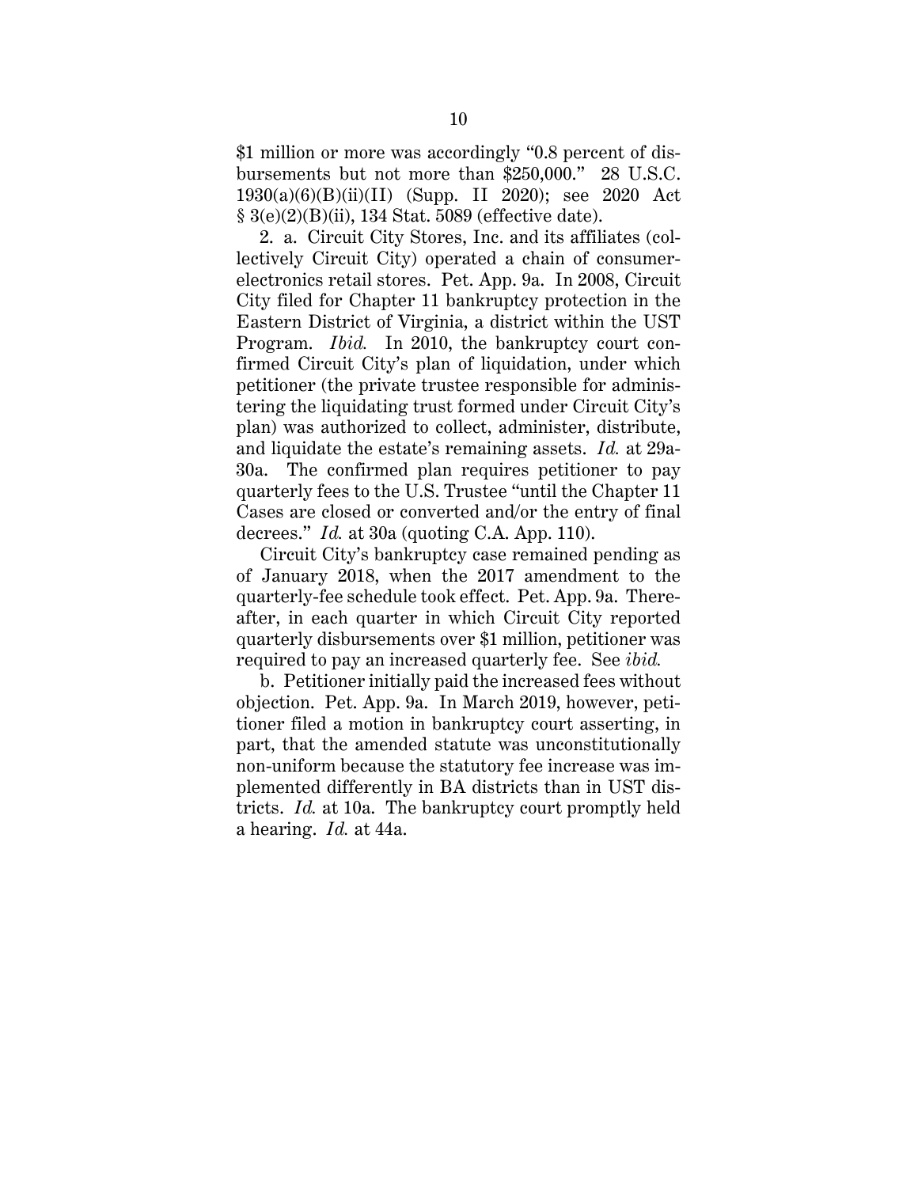$1 million or more was accordingly "0.8 percent of disbursements but not more than $250,000." 28 U.S.C. 1930(a)(6)(B)(ii)(II) (Supp. II 2020); see 2020 Act § 3(e)(2)(B)(ii), 134 Stat. 5089 (effective date).

2. a. Circuit City Stores, Inc. and its affiliates (collectively Circuit City) operated a chain of consumer-electronics retail stores. Pet. App. 9a. In 2008, Circuit City filed for Chapter 11 bankruptcy protection in the Eastern District of Virginia, a district within the UST Program. *Ibid.* In 2010, the bankruptcy court confirmed Circuit City's plan of liquidation, under which petitioner (the private trustee responsible for administering the liquidating trust formed under Circuit City's plan) was authorized to collect, administer, distribute, and liquidate the estate's remaining assets. *Id.* at 29a-30a. The confirmed plan requires petitioner to pay quarterly fees to the U.S. Trustee "until the Chapter 11 Cases are closed or converted and/or the entry of final decrees." *Id.* at 30a (quoting C.A. App. 110).

Circuit City's bankruptcy case remained pending as of January 2018, when the 2017 amendment to the quarterly-fee schedule took effect. Pet. App. 9a. Thereafter, in each quarter in which Circuit City reported quarterly disbursements over $1 million, petitioner was required to pay an increased quarterly fee. See *ibid.*

b. Petitioner initially paid the increased fees without objection. Pet. App. 9a. In March 2019, however, petitioner filed a motion in bankruptcy court asserting, in part, that the amended statute was unconstitutionally non-uniform because the statutory fee increase was implemented differently in BA districts than in UST districts. *Id.* at 10a. The bankruptcy court promptly held a hearing. *Id.* at 44a.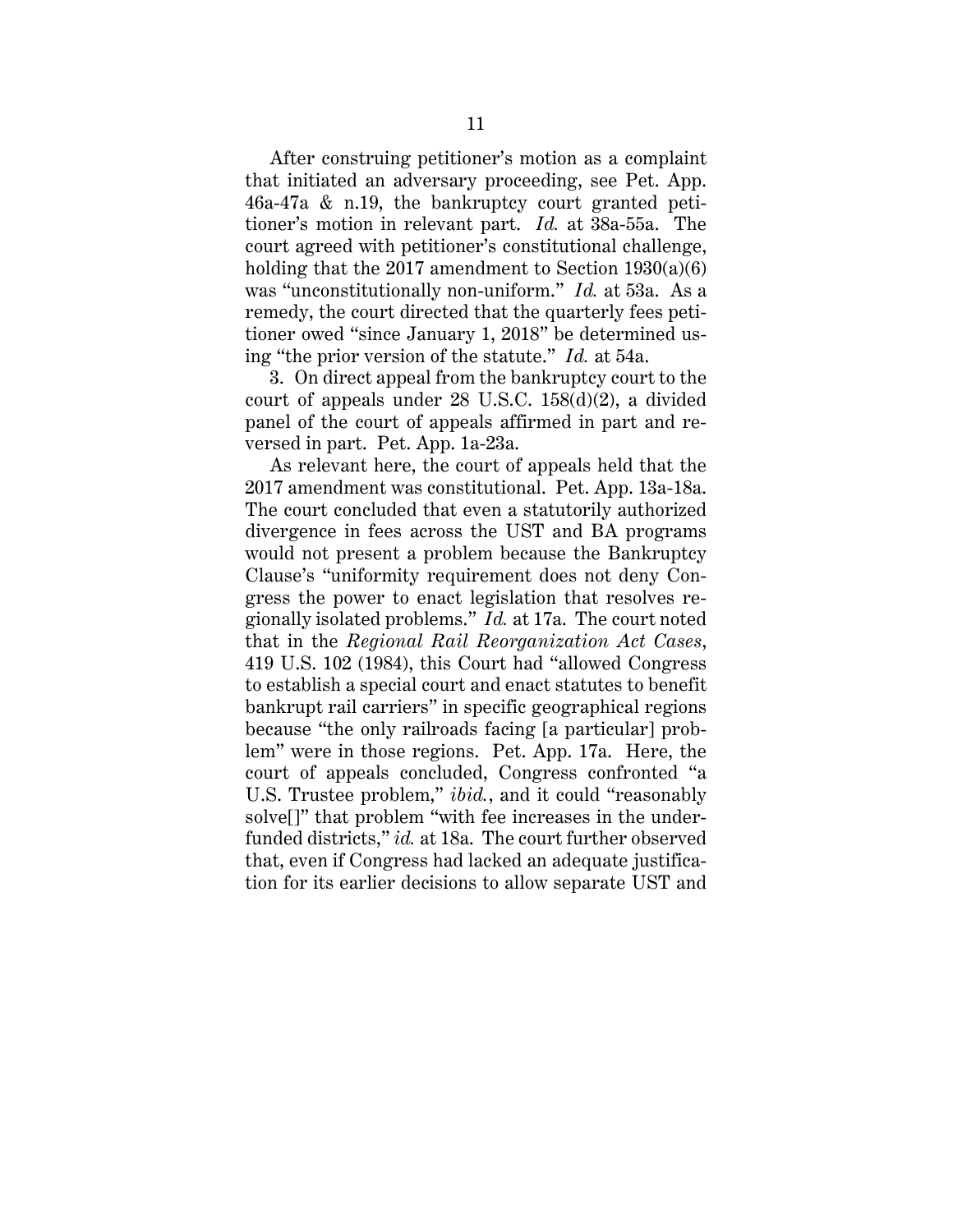After construing petitioner's motion as a complaint that initiated an adversary proceeding, see Pet. App. 46a-47a & n.19, the bankruptcy court granted petitioner's motion in relevant part. *Id.* at 38a-55a. The court agreed with petitioner's constitutional challenge, holding that the 2017 amendment to Section 1930(a)(6) was "unconstitutionally non-uniform." *Id.* at 53a. As a remedy, the court directed that the quarterly fees petitioner owed "since January 1, 2018" be determined using "the prior version of the statute." *Id.* at 54a.

3. On direct appeal from the bankruptcy court to the court of appeals under 28 U.S.C. 158(d)(2), a divided panel of the court of appeals affirmed in part and reversed in part. Pet. App. 1a-23a.

As relevant here, the court of appeals held that the 2017 amendment was constitutional. Pet. App. 13a-18a. The court concluded that even a statutorily authorized divergence in fees across the UST and BA programs would not present a problem because the Bankruptcy Clause's "uniformity requirement does not deny Congress the power to enact legislation that resolves regionally isolated problems." *Id.* at 17a. The court noted that in the *Regional Rail Reorganization Act Cases*, 419 U.S. 102 (1984), this Court had "allowed Congress to establish a special court and enact statutes to benefit bankrupt rail carriers" in specific geographical regions because "the only railroads facing [a particular] problem" were in those regions. Pet. App. 17a. Here, the court of appeals concluded, Congress confronted "a U.S. Trustee problem," *ibid.*, and it could "reasonably solve[]" that problem "with fee increases in the underfunded districts," *id.* at 18a. The court further observed that, even if Congress had lacked an adequate justification for its earlier decisions to allow separate UST and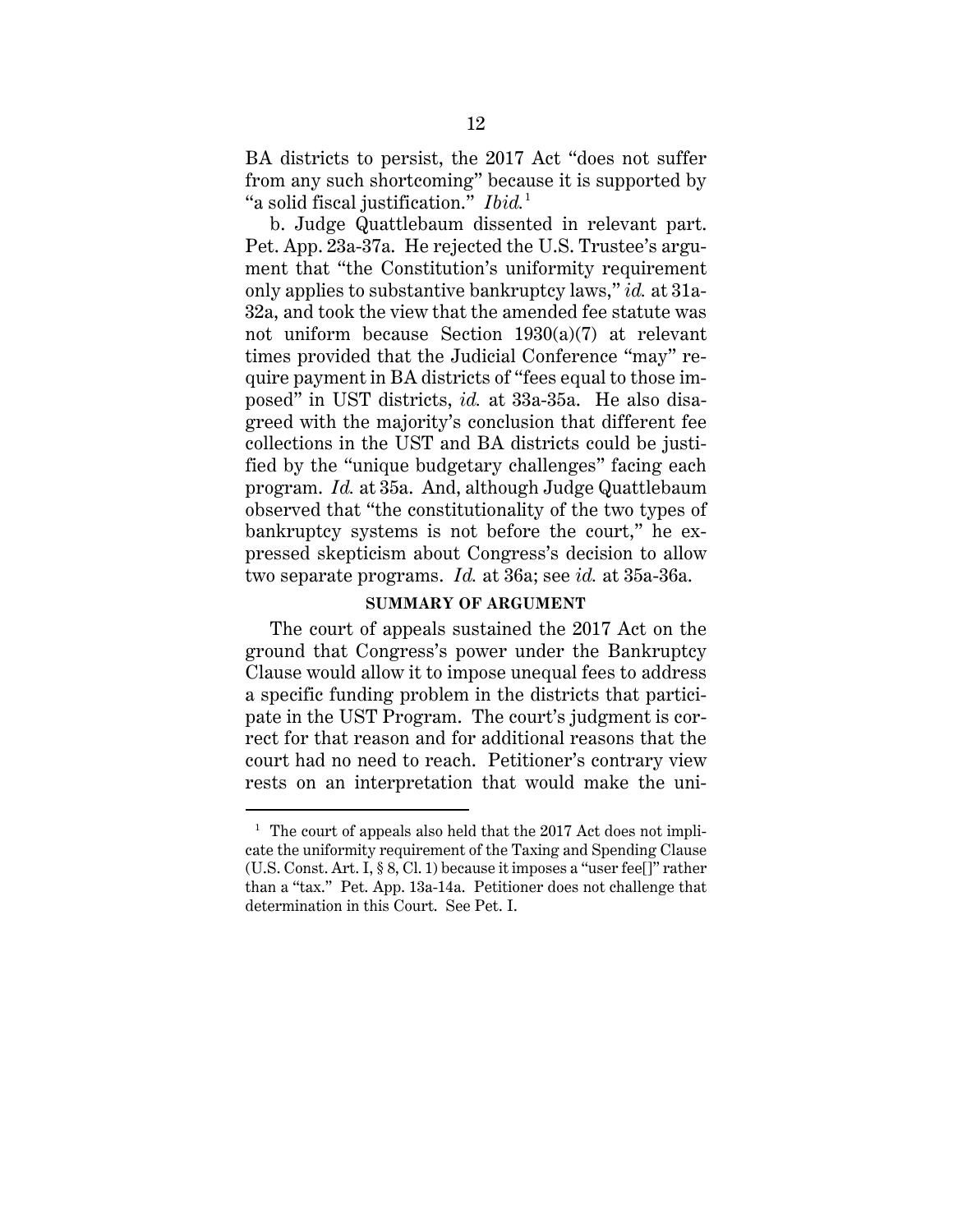BA districts to persist, the 2017 Act "does not suffer from any such shortcoming" because it is supported by "a solid fiscal justification." *Ibid.*[1]

b. Judge Quattlebaum dissented in relevant part. Pet. App. 23a-37a. He rejected the U.S. Trustee's argument that "the Constitution's uniformity requirement only applies to substantive bankruptcy laws," *id.* at 31a-32a, and took the view that the amended fee statute was not uniform because Section 1930(a)(7) at relevant times provided that the Judicial Conference "may" require payment in BA districts of "fees equal to those imposed" in UST districts, *id.* at 33a-35a. He also disagreed with the majority's conclusion that different fee collections in the UST and BA districts could be justified by the "unique budgetary challenges" facing each program. *Id.* at 35a. And, although Judge Quattlebaum observed that "the constitutionality of the two types of bankruptcy systems is not before the court," he expressed skepticism about Congress's decision to allow two separate programs. *Id.* at 36a; see *id.* at 35a-36a.

## SUMMARY OF ARGUMENT

The court of appeals sustained the 2017 Act on the ground that Congress's power under the Bankruptcy Clause would allow it to impose unequal fees to address a specific funding problem in the districts that participate in the UST Program. The court's judgment is correct for that reason and for additional reasons that the court had no need to reach. Petitioner's contrary view rests on an interpretation that would make the uni-

---

[1] The court of appeals also held that the 2017 Act does not implicate the uniformity requirement of the Taxing and Spending Clause (U.S. Const. Art. I, § 8, Cl. 1) because it imposes a "user fee[]" rather than a "tax." Pet. App. 13a-14a. Petitioner does not challenge that determination in this Court. See Pet. I.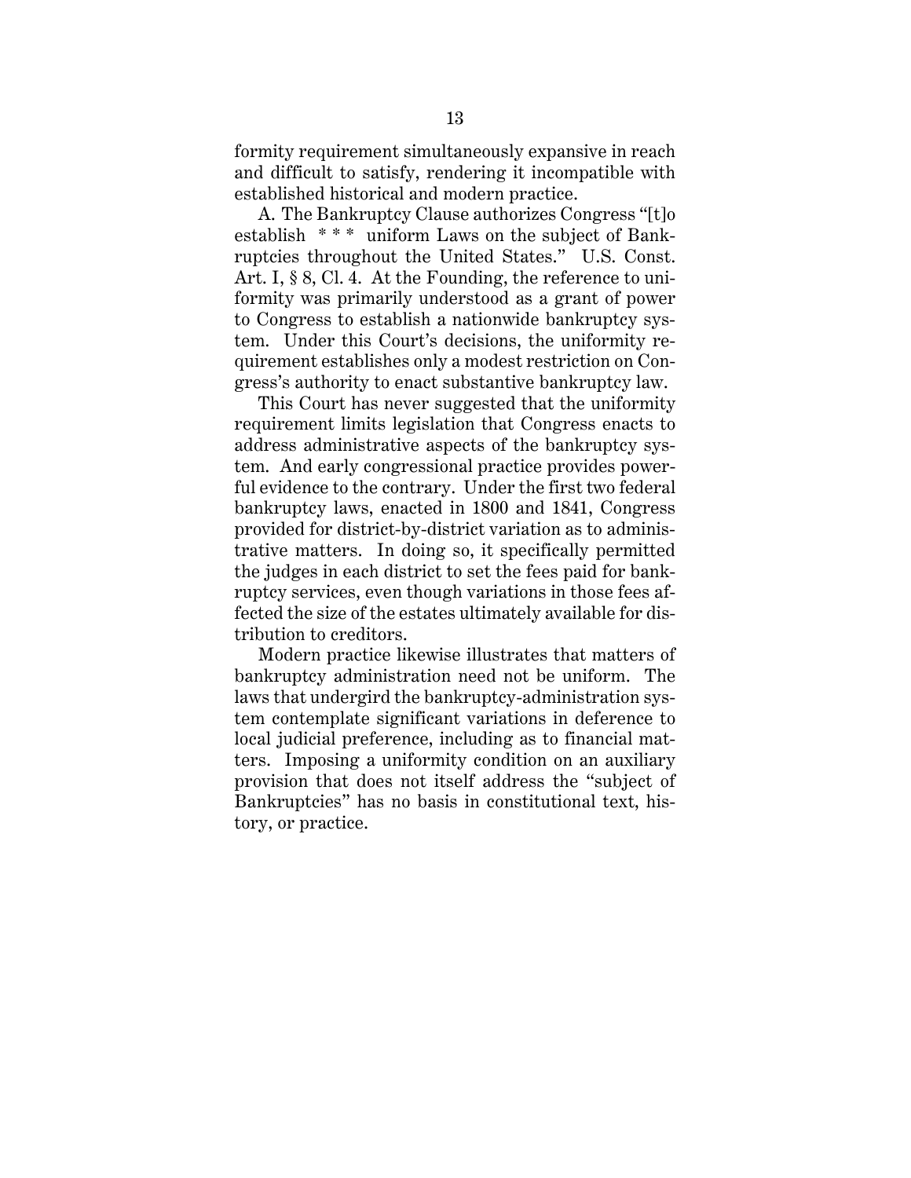formity requirement simultaneously expansive in reach and difficult to satisfy, rendering it incompatible with established historical and modern practice.

A. The Bankruptcy Clause authorizes Congress "[t]o establish * * * uniform Laws on the subject of Bankruptcies throughout the United States." U.S. Const. Art. I, § 8, Cl. 4. At the Founding, the reference to uniformity was primarily understood as a grant of power to Congress to establish a nationwide bankruptcy system. Under this Court's decisions, the uniformity requirement establishes only a modest restriction on Congress's authority to enact substantive bankruptcy law.

This Court has never suggested that the uniformity requirement limits legislation that Congress enacts to address administrative aspects of the bankruptcy system. And early congressional practice provides powerful evidence to the contrary. Under the first two federal bankruptcy laws, enacted in 1800 and 1841, Congress provided for district-by-district variation as to administrative matters. In doing so, it specifically permitted the judges in each district to set the fees paid for bankruptcy services, even though variations in those fees affected the size of the estates ultimately available for distribution to creditors.

Modern practice likewise illustrates that matters of bankruptcy administration need not be uniform. The laws that undergird the bankruptcy-administration system contemplate significant variations in deference to local judicial preference, including as to financial matters. Imposing a uniformity condition on an auxiliary provision that does not itself address the "subject of Bankruptcies" has no basis in constitutional text, history, or practice.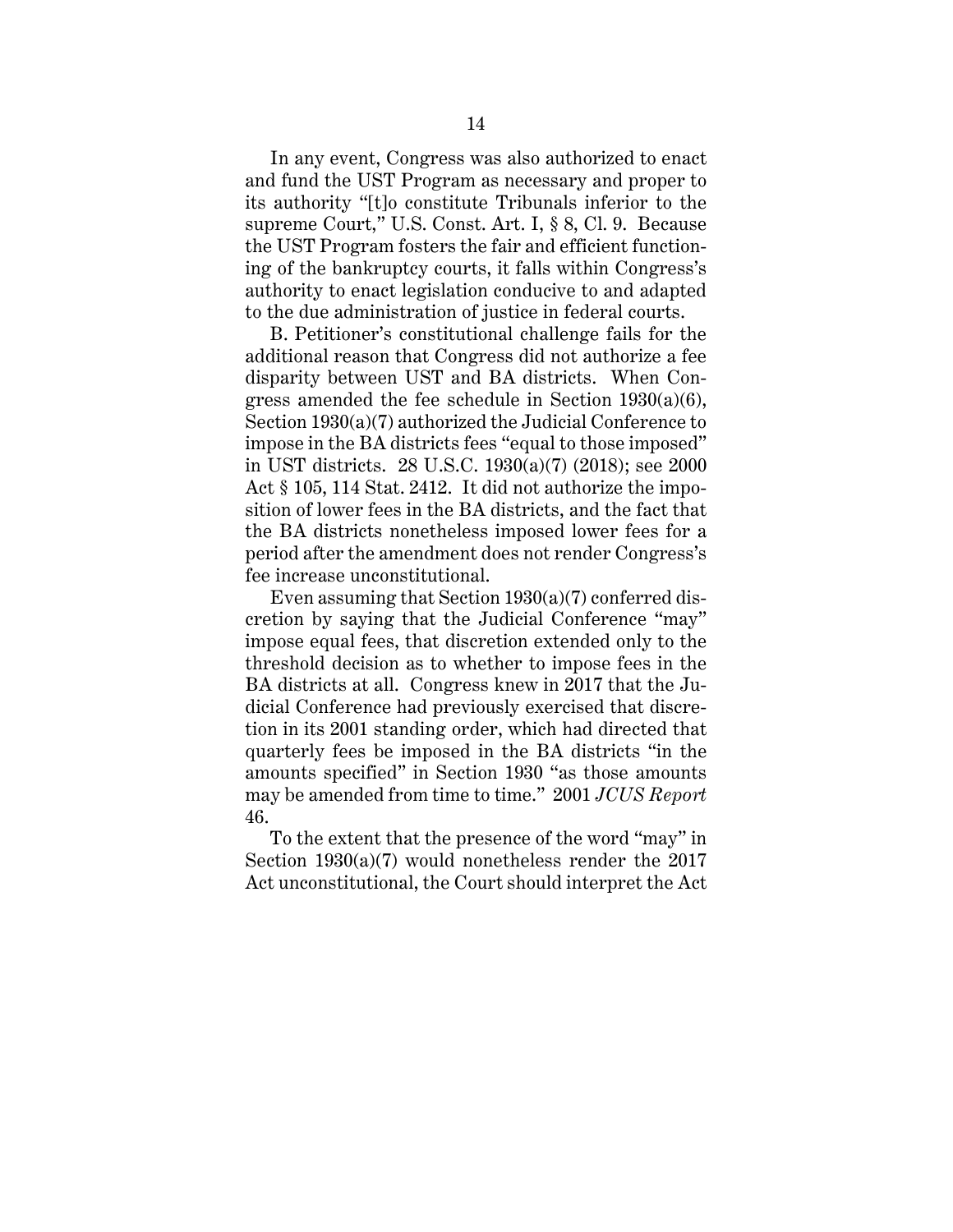In any event, Congress was also authorized to enact and fund the UST Program as necessary and proper to its authority "[t]o constitute Tribunals inferior to the supreme Court," U.S. Const. Art. I, § 8, Cl. 9. Because the UST Program fosters the fair and efficient functioning of the bankruptcy courts, it falls within Congress's authority to enact legislation conducive to and adapted to the due administration of justice in federal courts.

B. Petitioner's constitutional challenge fails for the additional reason that Congress did not authorize a fee disparity between UST and BA districts. When Congress amended the fee schedule in Section 1930(a)(6), Section 1930(a)(7) authorized the Judicial Conference to impose in the BA districts fees "equal to those imposed" in UST districts. 28 U.S.C. 1930(a)(7) (2018); see 2000 Act § 105, 114 Stat. 2412. It did not authorize the imposition of lower fees in the BA districts, and the fact that the BA districts nonetheless imposed lower fees for a period after the amendment does not render Congress's fee increase unconstitutional.

Even assuming that Section 1930(a)(7) conferred discretion by saying that the Judicial Conference "may" impose equal fees, that discretion extended only to the threshold decision as to whether to impose fees in the BA districts at all. Congress knew in 2017 that the Judicial Conference had previously exercised that discretion in its 2001 standing order, which had directed that quarterly fees be imposed in the BA districts "in the amounts specified" in Section 1930 "as those amounts may be amended from time to time." 2001 *JCUS Report* 46.

To the extent that the presence of the word "may" in Section 1930(a)(7) would nonetheless render the 2017 Act unconstitutional, the Court should interpret the Act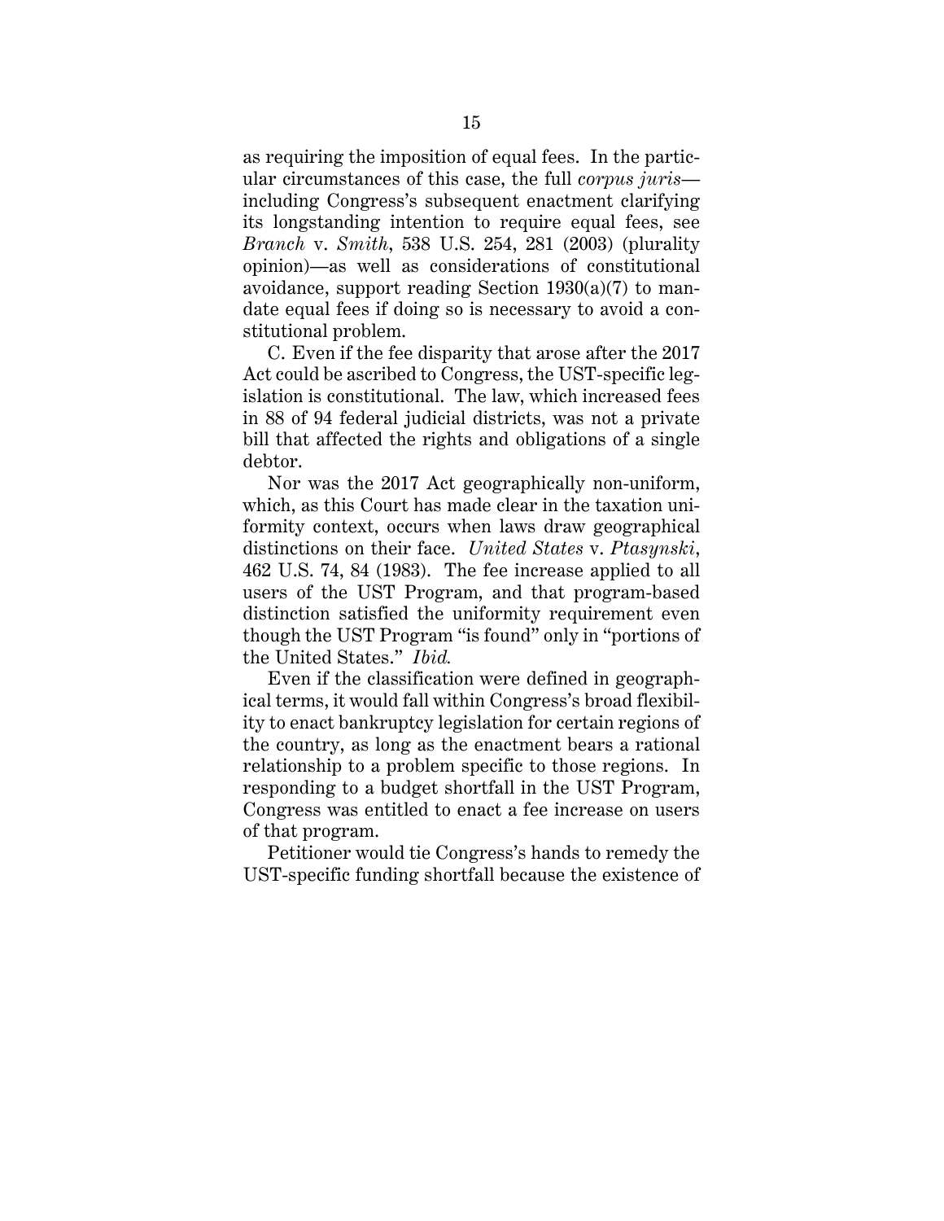as requiring the imposition of equal fees. In the particular circumstances of this case, the full *corpus juris*—including Congress's subsequent enactment clarifying its longstanding intention to require equal fees, see *Branch* v. *Smith*, 538 U.S. 254, 281 (2003) (plurality opinion)—as well as considerations of constitutional avoidance, support reading Section 1930(a)(7) to mandate equal fees if doing so is necessary to avoid a constitutional problem.

C. Even if the fee disparity that arose after the 2017 Act could be ascribed to Congress, the UST-specific legislation is constitutional. The law, which increased fees in 88 of 94 federal judicial districts, was not a private bill that affected the rights and obligations of a single debtor.

Nor was the 2017 Act geographically non-uniform, which, as this Court has made clear in the taxation uniformity context, occurs when laws draw geographical distinctions on their face. *United States* v. *Ptasynski*, 462 U.S. 74, 84 (1983). The fee increase applied to all users of the UST Program, and that program-based distinction satisfied the uniformity requirement even though the UST Program "is found" only in "portions of the United States." *Ibid.*

Even if the classification were defined in geographical terms, it would fall within Congress's broad flexibility to enact bankruptcy legislation for certain regions of the country, as long as the enactment bears a rational relationship to a problem specific to those regions. In responding to a budget shortfall in the UST Program, Congress was entitled to enact a fee increase on users of that program.

Petitioner would tie Congress's hands to remedy the UST-specific funding shortfall because the existence of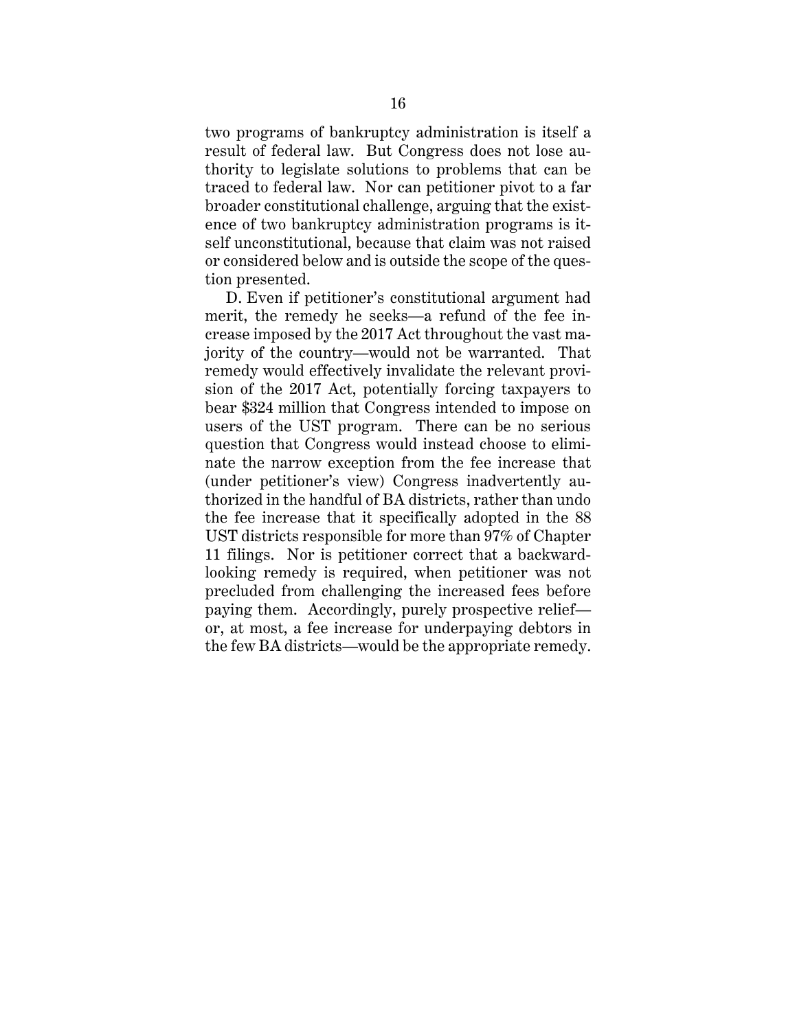two programs of bankruptcy administration is itself a result of federal law. But Congress does not lose authority to legislate solutions to problems that can be traced to federal law. Nor can petitioner pivot to a far broader constitutional challenge, arguing that the existence of two bankruptcy administration programs is itself unconstitutional, because that claim was not raised or considered below and is outside the scope of the question presented.

D. Even if petitioner's constitutional argument had merit, the remedy he seeks—a refund of the fee increase imposed by the 2017 Act throughout the vast majority of the country—would not be warranted. That remedy would effectively invalidate the relevant provision of the 2017 Act, potentially forcing taxpayers to bear $324 million that Congress intended to impose on users of the UST program. There can be no serious question that Congress would instead choose to eliminate the narrow exception from the fee increase that (under petitioner's view) Congress inadvertently authorized in the handful of BA districts, rather than undo the fee increase that it specifically adopted in the 88 UST districts responsible for more than 97% of Chapter 11 filings. Nor is petitioner correct that a backward-looking remedy is required, when petitioner was not precluded from challenging the increased fees before paying them. Accordingly, purely prospective relief—or, at most, a fee increase for underpaying debtors in the few BA districts—would be the appropriate remedy.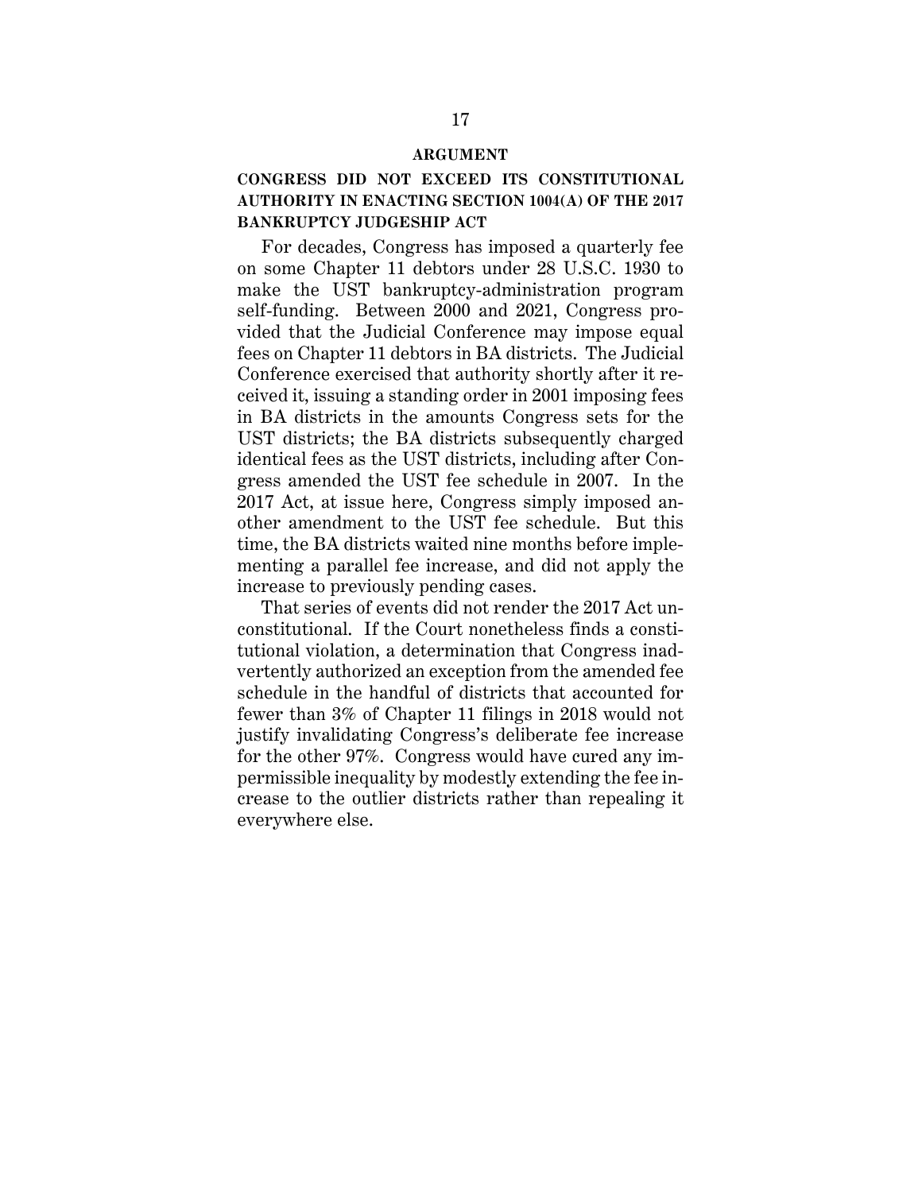## ARGUMENT

### CONGRESS DID NOT EXCEED ITS CONSTITUTIONAL AUTHORITY IN ENACTING SECTION 1004(A) OF THE 2017 BANKRUPTCY JUDGESHIP ACT

For decades, Congress has imposed a quarterly fee on some Chapter 11 debtors under 28 U.S.C. 1930 to make the UST bankruptcy-administration program self-funding. Between 2000 and 2021, Congress provided that the Judicial Conference may impose equal fees on Chapter 11 debtors in BA districts. The Judicial Conference exercised that authority shortly after it received it, issuing a standing order in 2001 imposing fees in BA districts in the amounts Congress sets for the UST districts; the BA districts subsequently charged identical fees as the UST districts, including after Congress amended the UST fee schedule in 2007. In the 2017 Act, at issue here, Congress simply imposed another amendment to the UST fee schedule. But this time, the BA districts waited nine months before implementing a parallel fee increase, and did not apply the increase to previously pending cases.

That series of events did not render the 2017 Act unconstitutional. If the Court nonetheless finds a constitutional violation, a determination that Congress inadvertently authorized an exception from the amended fee schedule in the handful of districts that accounted for fewer than 3% of Chapter 11 filings in 2018 would not justify invalidating Congress's deliberate fee increase for the other 97%. Congress would have cured any impermissible inequality by modestly extending the fee increase to the outlier districts rather than repealing it everywhere else.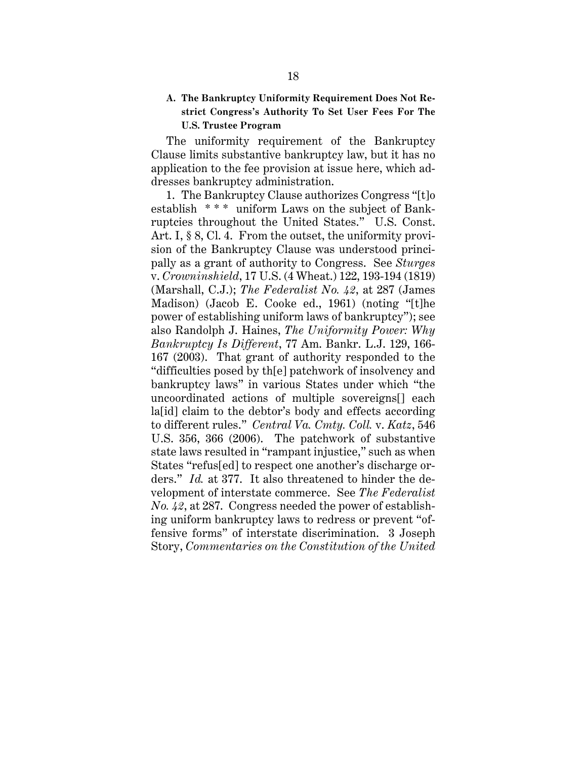### A. The Bankruptcy Uniformity Requirement Does Not Restrict Congress's Authority To Set User Fees For The U.S. Trustee Program

The uniformity requirement of the Bankruptcy Clause limits substantive bankruptcy law, but it has no application to the fee provision at issue here, which addresses bankruptcy administration.

1. The Bankruptcy Clause authorizes Congress "[t]o establish * * * uniform Laws on the subject of Bankruptcies throughout the United States." U.S. Const. Art. I, § 8, Cl. 4. From the outset, the uniformity provision of the Bankruptcy Clause was understood principally as a grant of authority to Congress. See *Sturges* v. *Crowninshield*, 17 U.S. (4 Wheat.) 122, 193-194 (1819) (Marshall, C.J.); *The Federalist No. 42*, at 287 (James Madison) (Jacob E. Cooke ed., 1961) (noting "[t]he power of establishing uniform laws of bankruptcy"); see also Randolph J. Haines, *The Uniformity Power: Why Bankruptcy Is Different*, 77 Am. Bankr. L.J. 129, 166-167 (2003). That grant of authority responded to the "difficulties posed by th[e] patchwork of insolvency and bankruptcy laws" in various States under which "the uncoordinated actions of multiple sovereigns[] each la[id] claim to the debtor's body and effects according to different rules." *Central Va. Cmty. Coll.* v. *Katz*, 546 U.S. 356, 366 (2006). The patchwork of substantive state laws resulted in "rampant injustice," such as when States "refus[ed] to respect one another's discharge orders." *Id.* at 377. It also threatened to hinder the development of interstate commerce. See *The Federalist No. 42*, at 287. Congress needed the power of establishing uniform bankruptcy laws to redress or prevent "offensive forms" of interstate discrimination. 3 Joseph Story, *Commentaries on the Constitution of the United*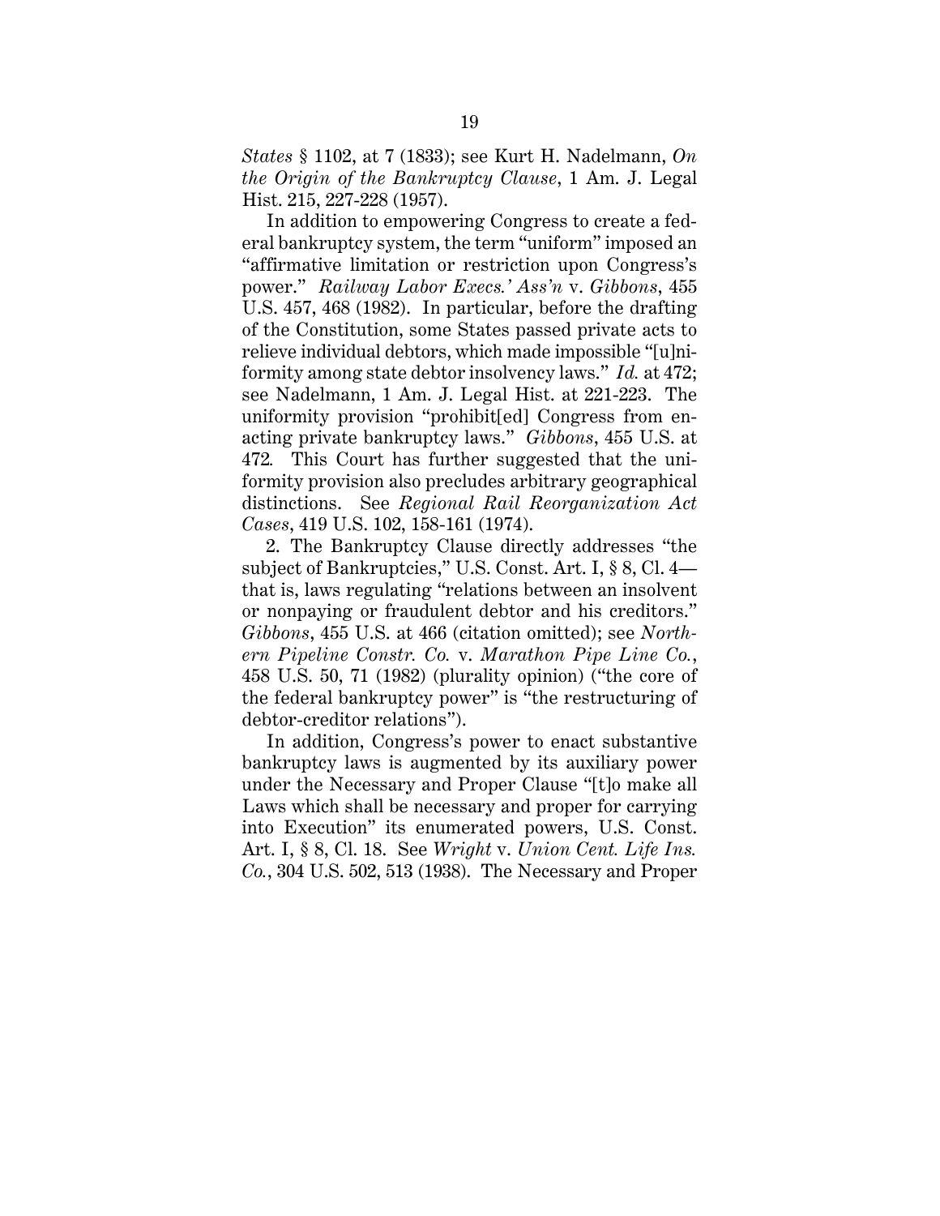*States* § 1102, at 7 (1833); see Kurt H. Nadelmann, *On the Origin of the Bankruptcy Clause*, 1 Am. J. Legal Hist. 215, 227-228 (1957).

In addition to empowering Congress to create a federal bankruptcy system, the term "uniform" imposed an "affirmative limitation or restriction upon Congress's power." *Railway Labor Execs.' Ass'n* v. *Gibbons*, 455 U.S. 457, 468 (1982). In particular, before the drafting of the Constitution, some States passed private acts to relieve individual debtors, which made impossible "[u]niformity among state debtor insolvency laws." *Id.* at 472; see Nadelmann, 1 Am. J. Legal Hist. at 221-223. The uniformity provision "prohibit[ed] Congress from enacting private bankruptcy laws." *Gibbons*, 455 U.S. at 472. This Court has further suggested that the uniformity provision also precludes arbitrary geographical distinctions. See *Regional Rail Reorganization Act Cases*, 419 U.S. 102, 158-161 (1974).

2. The Bankruptcy Clause directly addresses "the subject of Bankruptcies," U.S. Const. Art. I, § 8, Cl. 4—that is, laws regulating "relations between an insolvent or nonpaying or fraudulent debtor and his creditors." *Gibbons*, 455 U.S. at 466 (citation omitted); see *Northern Pipeline Constr. Co.* v. *Marathon Pipe Line Co.*, 458 U.S. 50, 71 (1982) (plurality opinion) ("the core of the federal bankruptcy power" is "the restructuring of debtor-creditor relations").

In addition, Congress's power to enact substantive bankruptcy laws is augmented by its auxiliary power under the Necessary and Proper Clause "[t]o make all Laws which shall be necessary and proper for carrying into Execution" its enumerated powers, U.S. Const. Art. I, § 8, Cl. 18. See *Wright* v. *Union Cent. Life Ins. Co.*, 304 U.S. 502, 513 (1938). The Necessary and Proper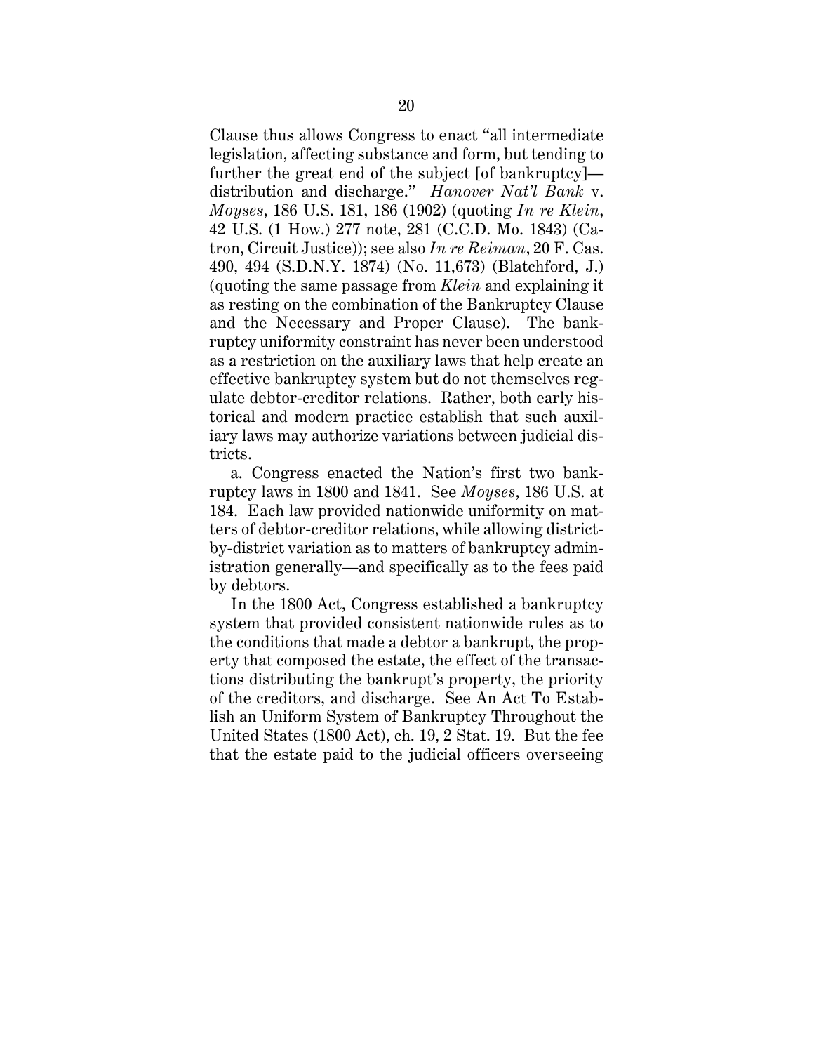Clause thus allows Congress to enact "all intermediate legislation, affecting substance and form, but tending to further the great end of the subject [of bankruptcy]—distribution and discharge." *Hanover Nat'l Bank* v. *Moyses*, 186 U.S. 181, 186 (1902) (quoting *In re Klein*, 42 U.S. (1 How.) 277 note, 281 (C.C.D. Mo. 1843) (Catron, Circuit Justice)); see also *In re Reiman*, 20 F. Cas. 490, 494 (S.D.N.Y. 1874) (No. 11,673) (Blatchford, J.) (quoting the same passage from *Klein* and explaining it as resting on the combination of the Bankruptcy Clause and the Necessary and Proper Clause). The bankruptcy uniformity constraint has never been understood as a restriction on the auxiliary laws that help create an effective bankruptcy system but do not themselves regulate debtor-creditor relations. Rather, both early historical and modern practice establish that such auxiliary laws may authorize variations between judicial districts.

a. Congress enacted the Nation's first two bankruptcy laws in 1800 and 1841. See *Moyses*, 186 U.S. at 184. Each law provided nationwide uniformity on matters of debtor-creditor relations, while allowing district-by-district variation as to matters of bankruptcy administration generally—and specifically as to the fees paid by debtors.

In the 1800 Act, Congress established a bankruptcy system that provided consistent nationwide rules as to the conditions that made a debtor a bankrupt, the property that composed the estate, the effect of the transactions distributing the bankrupt's property, the priority of the creditors, and discharge. See An Act To Establish an Uniform System of Bankruptcy Throughout the United States (1800 Act), ch. 19, 2 Stat. 19. But the fee that the estate paid to the judicial officers overseeing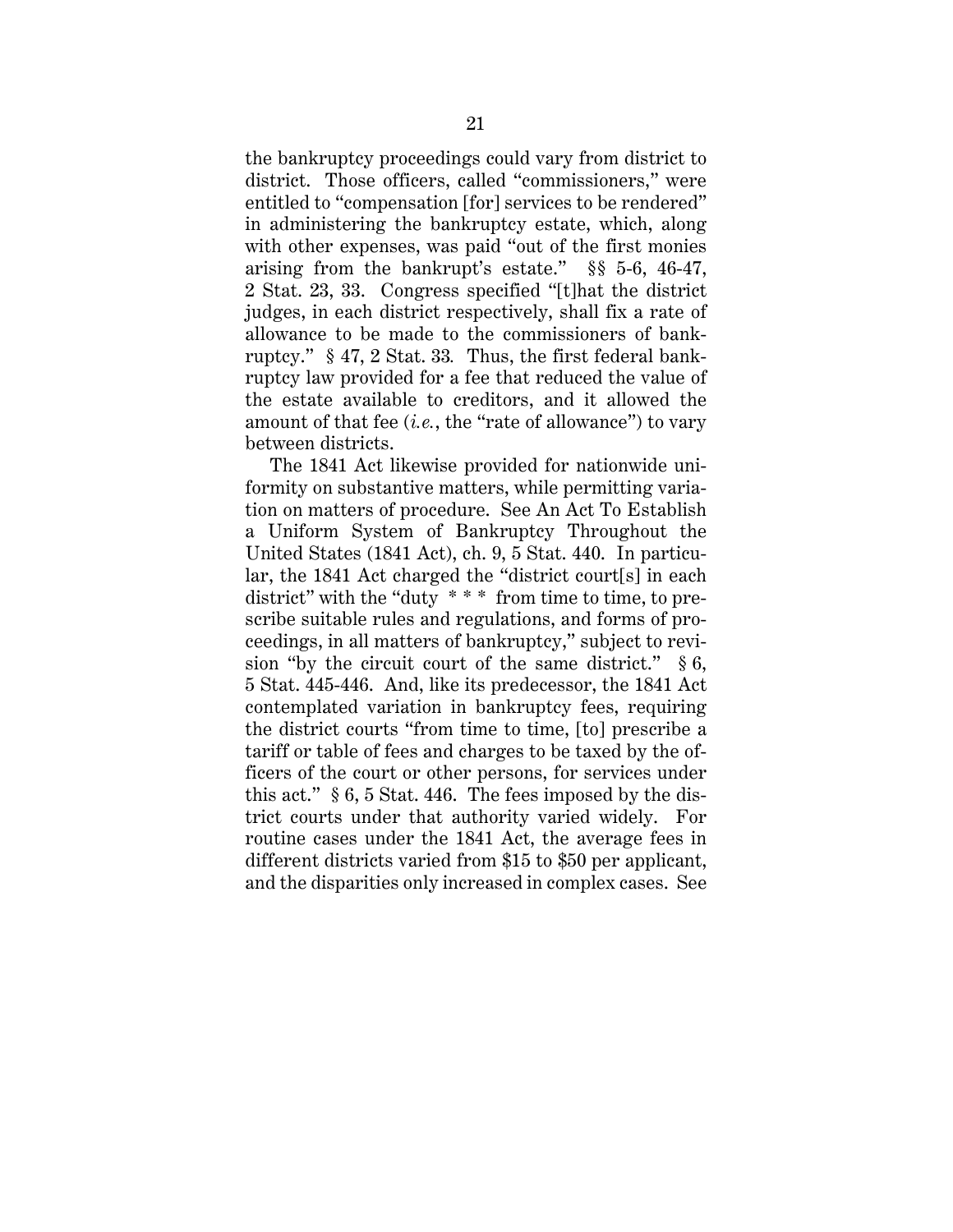the bankruptcy proceedings could vary from district to district. Those officers, called "commissioners," were entitled to "compensation [for] services to be rendered" in administering the bankruptcy estate, which, along with other expenses, was paid "out of the first monies arising from the bankrupt's estate." §§ 5-6, 46-47, 2 Stat. 23, 33. Congress specified "[t]hat the district judges, in each district respectively, shall fix a rate of allowance to be made to the commissioners of bankruptcy." § 47, 2 Stat. 33. Thus, the first federal bankruptcy law provided for a fee that reduced the value of the estate available to creditors, and it allowed the amount of that fee (*i.e.*, the "rate of allowance") to vary between districts.

The 1841 Act likewise provided for nationwide uniformity on substantive matters, while permitting variation on matters of procedure. See An Act To Establish a Uniform System of Bankruptcy Throughout the United States (1841 Act), ch. 9, 5 Stat. 440. In particular, the 1841 Act charged the "district court[s] in each district" with the "duty * * * from time to time, to prescribe suitable rules and regulations, and forms of proceedings, in all matters of bankruptcy," subject to revision "by the circuit court of the same district." § 6, 5 Stat. 445-446. And, like its predecessor, the 1841 Act contemplated variation in bankruptcy fees, requiring the district courts "from time to time, [to] prescribe a tariff or table of fees and charges to be taxed by the officers of the court or other persons, for services under this act." § 6, 5 Stat. 446. The fees imposed by the district courts under that authority varied widely. For routine cases under the 1841 Act, the average fees in different districts varied from $15 to $50 per applicant, and the disparities only increased in complex cases. See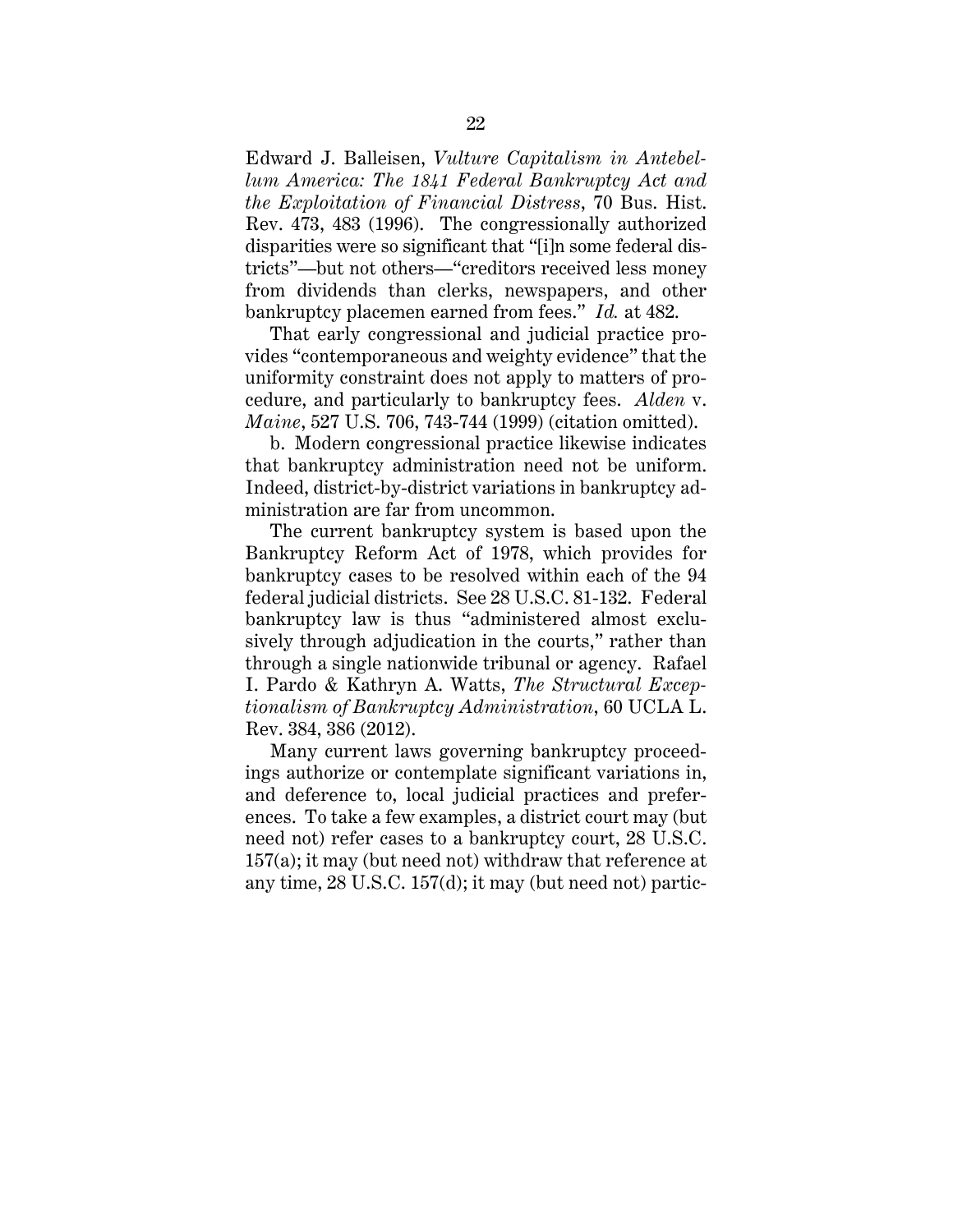Edward J. Balleisen, *Vulture Capitalism in Antebellum America: The 1841 Federal Bankruptcy Act and the Exploitation of Financial Distress*, 70 Bus. Hist. Rev. 473, 483 (1996). The congressionally authorized disparities were so significant that "[i]n some federal districts"—but not others—"creditors received less money from dividends than clerks, newspapers, and other bankruptcy placemen earned from fees." *Id.* at 482.

That early congressional and judicial practice provides "contemporaneous and weighty evidence" that the uniformity constraint does not apply to matters of procedure, and particularly to bankruptcy fees. *Alden* v. *Maine*, 527 U.S. 706, 743-744 (1999) (citation omitted).

b. Modern congressional practice likewise indicates that bankruptcy administration need not be uniform. Indeed, district-by-district variations in bankruptcy administration are far from uncommon.

The current bankruptcy system is based upon the Bankruptcy Reform Act of 1978, which provides for bankruptcy cases to be resolved within each of the 94 federal judicial districts. See 28 U.S.C. 81-132. Federal bankruptcy law is thus "administered almost exclusively through adjudication in the courts," rather than through a single nationwide tribunal or agency. Rafael I. Pardo & Kathryn A. Watts, *The Structural Exceptionalism of Bankruptcy Administration*, 60 UCLA L. Rev. 384, 386 (2012).

Many current laws governing bankruptcy proceedings authorize or contemplate significant variations in, and deference to, local judicial practices and preferences. To take a few examples, a district court may (but need not) refer cases to a bankruptcy court, 28 U.S.C. 157(a); it may (but need not) withdraw that reference at any time, 28 U.S.C. 157(d); it may (but need not) partic-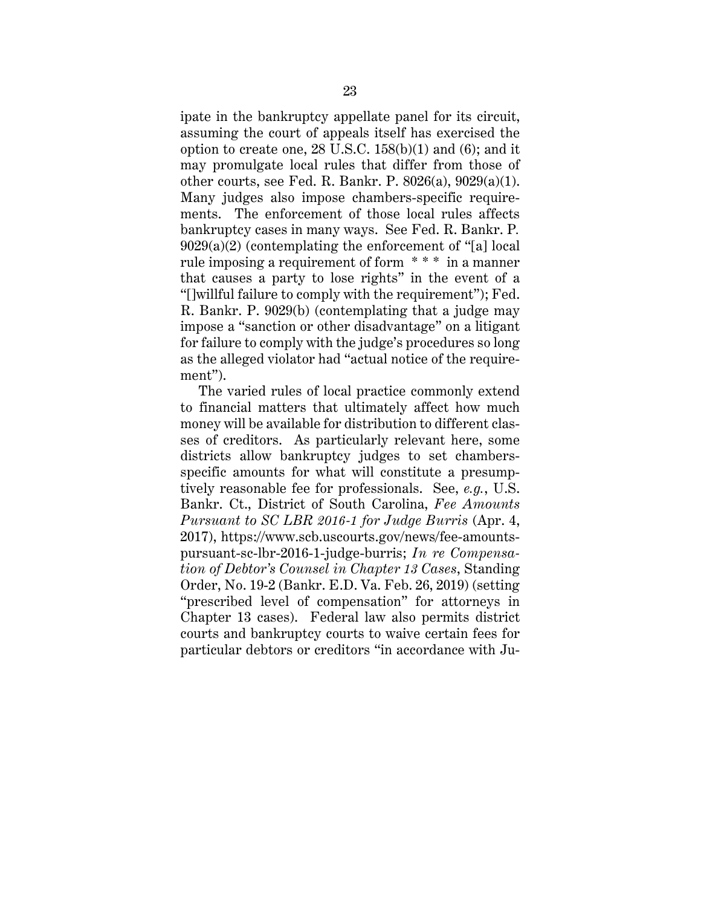ipate in the bankruptcy appellate panel for its circuit, assuming the court of appeals itself has exercised the option to create one, 28 U.S.C. 158(b)(1) and (6); and it may promulgate local rules that differ from those of other courts, see Fed. R. Bankr. P. 8026(a), 9029(a)(1). Many judges also impose chambers-specific requirements. The enforcement of those local rules affects bankruptcy cases in many ways. See Fed. R. Bankr. P. 9029(a)(2) (contemplating the enforcement of "[a] local rule imposing a requirement of form * * * in a manner that causes a party to lose rights" in the event of a "[]willful failure to comply with the requirement"); Fed. R. Bankr. P. 9029(b) (contemplating that a judge may impose a "sanction or other disadvantage" on a litigant for failure to comply with the judge's procedures so long as the alleged violator had "actual notice of the requirement").

The varied rules of local practice commonly extend to financial matters that ultimately affect how much money will be available for distribution to different classes of creditors. As particularly relevant here, some districts allow bankruptcy judges to set chambers-specific amounts for what will constitute a presumptively reasonable fee for professionals. See, *e.g.*, U.S. Bankr. Ct., District of South Carolina, *Fee Amounts Pursuant to SC LBR 2016-1 for Judge Burris* (Apr. 4, 2017), https://www.scb.uscourts.gov/news/fee-amounts-pursuant-sc-lbr-2016-1-judge-burris; *In re Compensation of Debtor's Counsel in Chapter 13 Cases*, Standing Order, No. 19-2 (Bankr. E.D. Va. Feb. 26, 2019) (setting "prescribed level of compensation" for attorneys in Chapter 13 cases). Federal law also permits district courts and bankruptcy courts to waive certain fees for particular debtors or creditors "in accordance with Ju-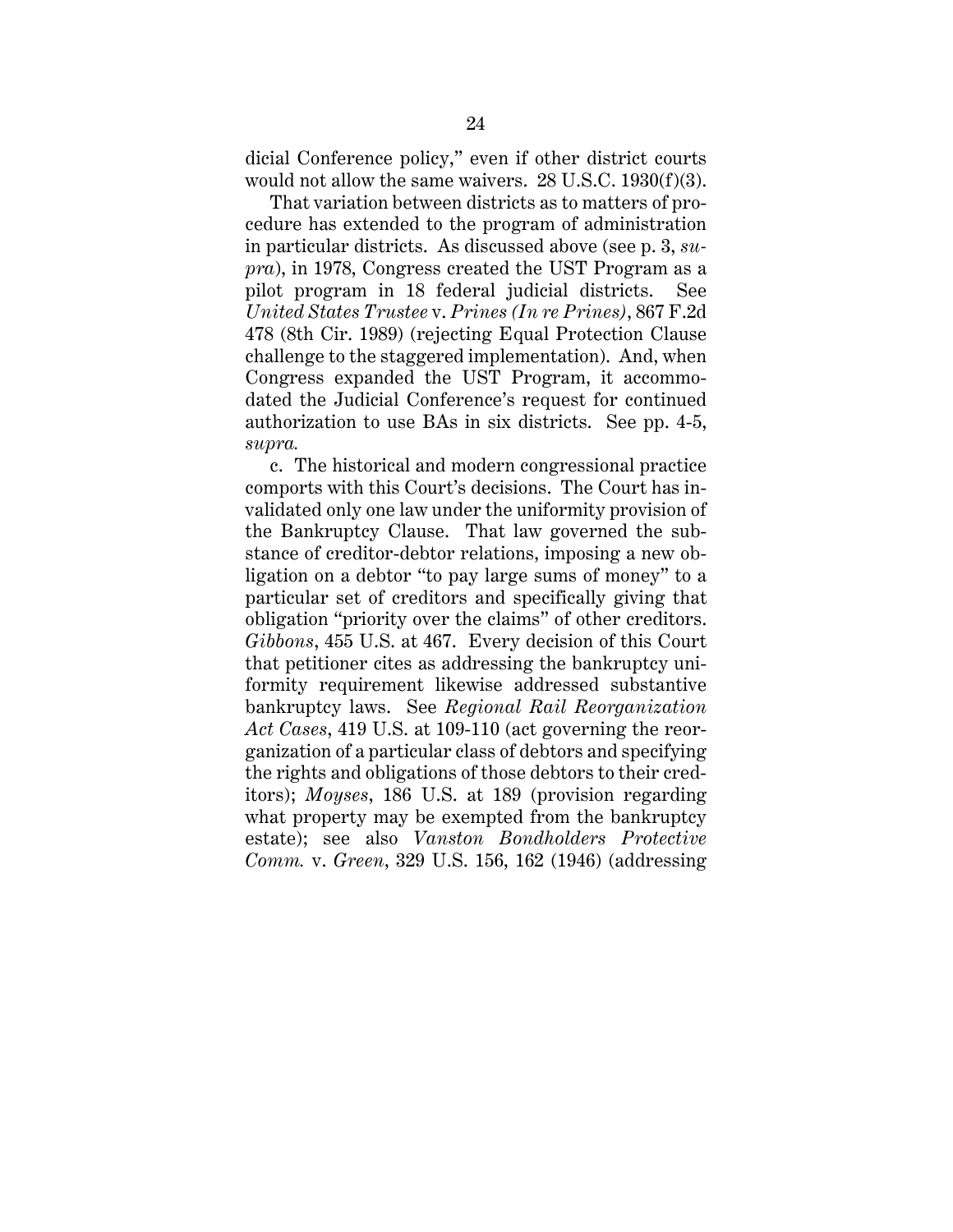dicial Conference policy," even if other district courts would not allow the same waivers. 28 U.S.C. 1930(f)(3).

That variation between districts as to matters of procedure has extended to the program of administration in particular districts. As discussed above (see p. 3, *supra*), in 1978, Congress created the UST Program as a pilot program in 18 federal judicial districts. See *United States Trustee* v. *Prines (In re Prines)*, 867 F.2d 478 (8th Cir. 1989) (rejecting Equal Protection Clause challenge to the staggered implementation). And, when Congress expanded the UST Program, it accommodated the Judicial Conference's request for continued authorization to use BAs in six districts. See pp. 4-5, *supra.*

c. The historical and modern congressional practice comports with this Court's decisions. The Court has invalidated only one law under the uniformity provision of the Bankruptcy Clause. That law governed the substance of creditor-debtor relations, imposing a new obligation on a debtor "to pay large sums of money" to a particular set of creditors and specifically giving that obligation "priority over the claims" of other creditors. *Gibbons*, 455 U.S. at 467. Every decision of this Court that petitioner cites as addressing the bankruptcy uniformity requirement likewise addressed substantive bankruptcy laws. See *Regional Rail Reorganization Act Cases*, 419 U.S. at 109-110 (act governing the reorganization of a particular class of debtors and specifying the rights and obligations of those debtors to their creditors); *Moyses*, 186 U.S. at 189 (provision regarding what property may be exempted from the bankruptcy estate); see also *Vanston Bondholders Protective Comm.* v. *Green*, 329 U.S. 156, 162 (1946) (addressing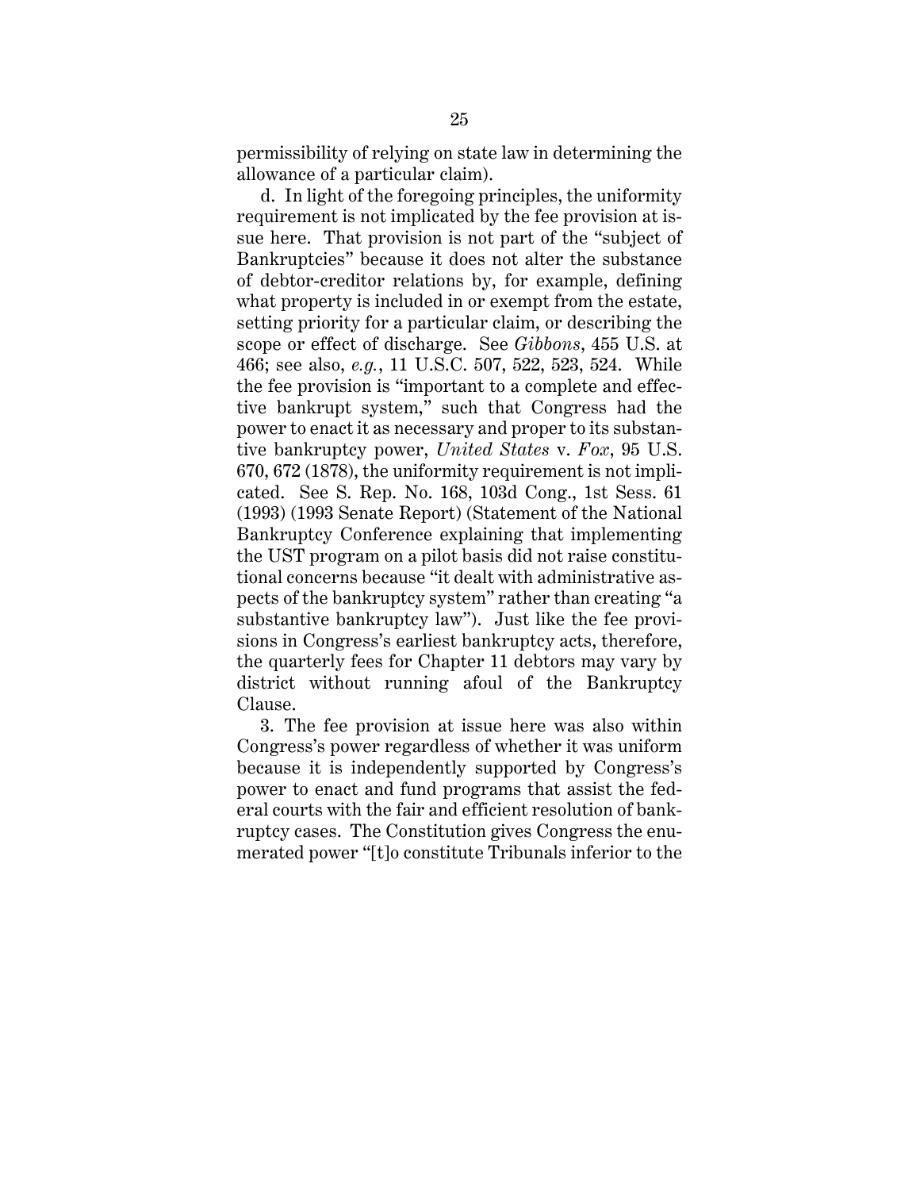permissibility of relying on state law in determining the allowance of a particular claim).

d. In light of the foregoing principles, the uniformity requirement is not implicated by the fee provision at issue here. That provision is not part of the "subject of Bankruptcies" because it does not alter the substance of debtor-creditor relations by, for example, defining what property is included in or exempt from the estate, setting priority for a particular claim, or describing the scope or effect of discharge. See *Gibbons*, 455 U.S. at 466; see also, *e.g.*, 11 U.S.C. 507, 522, 523, 524. While the fee provision is "important to a complete and effective bankrupt system," such that Congress had the power to enact it as necessary and proper to its substantive bankruptcy power, *United States* v. *Fox*, 95 U.S. 670, 672 (1878), the uniformity requirement is not implicated. See S. Rep. No. 168, 103d Cong., 1st Sess. 61 (1993) (1993 Senate Report) (Statement of the National Bankruptcy Conference explaining that implementing the UST program on a pilot basis did not raise constitutional concerns because "it dealt with administrative aspects of the bankruptcy system" rather than creating "a substantive bankruptcy law"). Just like the fee provisions in Congress's earliest bankruptcy acts, therefore, the quarterly fees for Chapter 11 debtors may vary by district without running afoul of the Bankruptcy Clause.

3. The fee provision at issue here was also within Congress's power regardless of whether it was uniform because it is independently supported by Congress's power to enact and fund programs that assist the federal courts with the fair and efficient resolution of bankruptcy cases. The Constitution gives Congress the enumerated power "[t]o constitute Tribunals inferior to the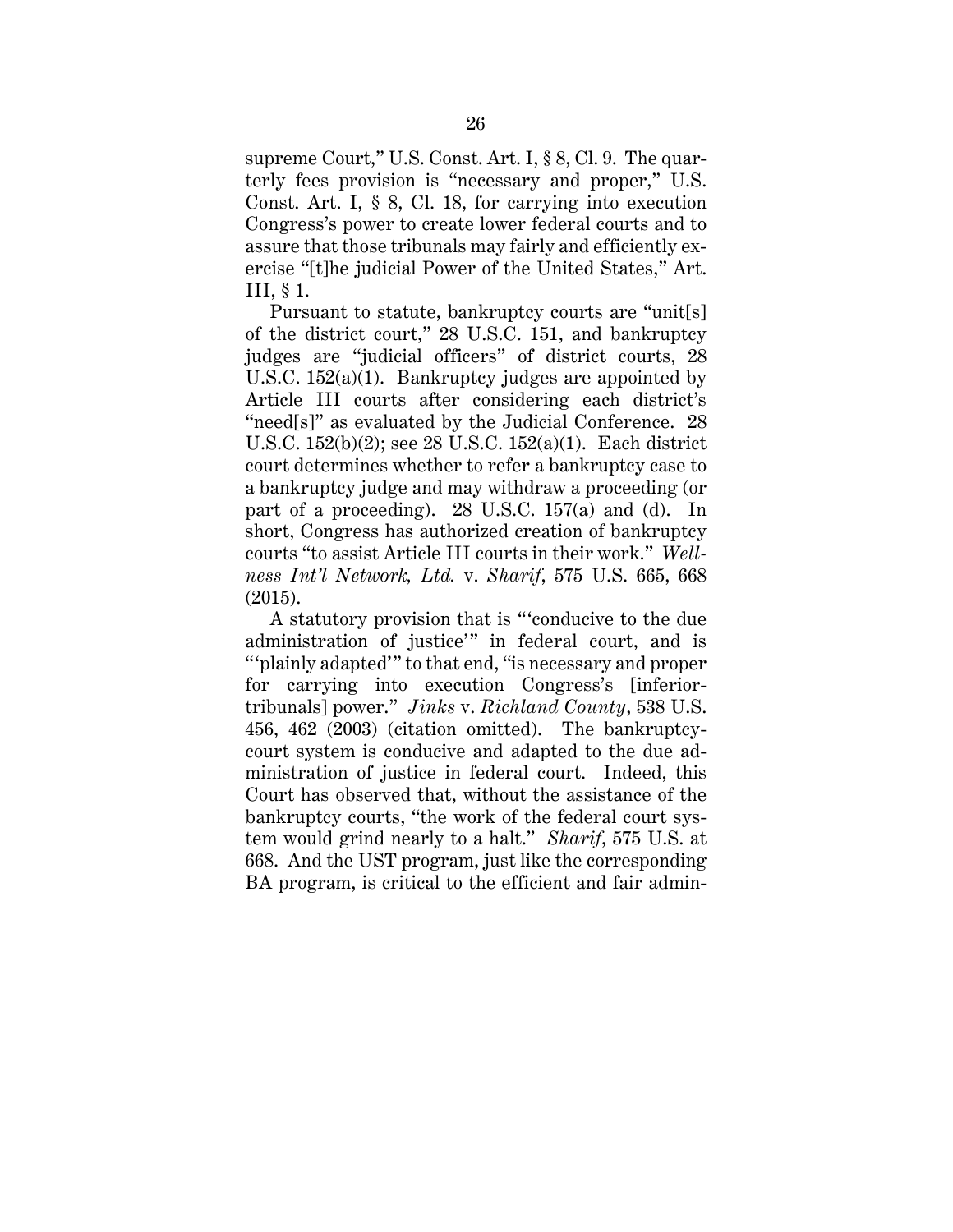supreme Court," U.S. Const. Art. I, § 8, Cl. 9. The quarterly fees provision is "necessary and proper," U.S. Const. Art. I, § 8, Cl. 18, for carrying into execution Congress's power to create lower federal courts and to assure that those tribunals may fairly and efficiently exercise "[t]he judicial Power of the United States," Art. III, § 1.

Pursuant to statute, bankruptcy courts are "unit[s] of the district court," 28 U.S.C. 151, and bankruptcy judges are "judicial officers" of district courts, 28 U.S.C. 152(a)(1). Bankruptcy judges are appointed by Article III courts after considering each district's "need[s]" as evaluated by the Judicial Conference. 28 U.S.C. 152(b)(2); see 28 U.S.C. 152(a)(1). Each district court determines whether to refer a bankruptcy case to a bankruptcy judge and may withdraw a proceeding (or part of a proceeding). 28 U.S.C. 157(a) and (d). In short, Congress has authorized creation of bankruptcy courts "to assist Article III courts in their work." *Wellness Int'l Network, Ltd.* v. *Sharif*, 575 U.S. 665, 668 (2015).

A statutory provision that is "'conducive to the due administration of justice'" in federal court, and is "'plainly adapted'" to that end, "is necessary and proper for carrying into execution Congress's [inferior-tribunals] power." *Jinks* v. *Richland County*, 538 U.S. 456, 462 (2003) (citation omitted). The bankruptcy-court system is conducive and adapted to the due administration of justice in federal court. Indeed, this Court has observed that, without the assistance of the bankruptcy courts, "the work of the federal court system would grind nearly to a halt." *Sharif*, 575 U.S. at 668. And the UST program, just like the corresponding BA program, is critical to the efficient and fair admin-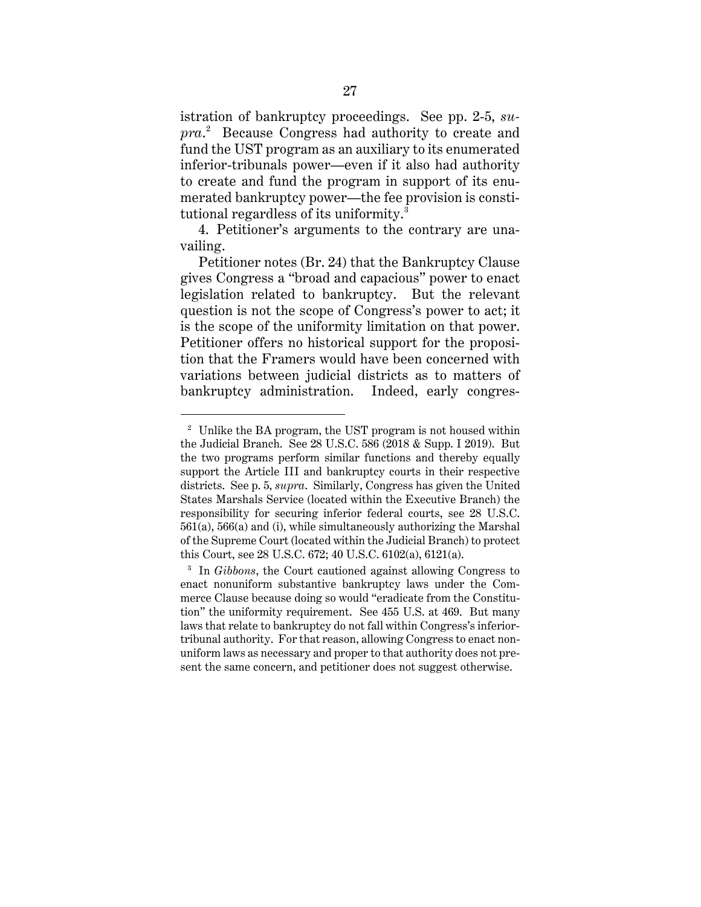istration of bankruptcy proceedings. See pp. 2-5, *supra*.[2] Because Congress had authority to create and fund the UST program as an auxiliary to its enumerated inferior-tribunals power—even if it also had authority to create and fund the program in support of its enumerated bankruptcy power—the fee provision is constitutional regardless of its uniformity.[3]

4. Petitioner's arguments to the contrary are unavailing.

Petitioner notes (Br. 24) that the Bankruptcy Clause gives Congress a "broad and capacious" power to enact legislation related to bankruptcy. But the relevant question is not the scope of Congress's power to act; it is the scope of the uniformity limitation on that power. Petitioner offers no historical support for the proposition that the Framers would have been concerned with variations between judicial districts as to matters of bankruptcy administration. Indeed, early congres-

---

[2] Unlike the BA program, the UST program is not housed within the Judicial Branch. See 28 U.S.C. 586 (2018 & Supp. I 2019). But the two programs perform similar functions and thereby equally support the Article III and bankruptcy courts in their respective districts. See p. 5, *supra*. Similarly, Congress has given the United States Marshals Service (located within the Executive Branch) the responsibility for securing inferior federal courts, see 28 U.S.C. 561(a), 566(a) and (i), while simultaneously authorizing the Marshal of the Supreme Court (located within the Judicial Branch) to protect this Court, see 28 U.S.C. 672; 40 U.S.C. 6102(a), 6121(a).

[3] In *Gibbons*, the Court cautioned against allowing Congress to enact nonuniform substantive bankruptcy laws under the Commerce Clause because doing so would "eradicate from the Constitution" the uniformity requirement. See 455 U.S. at 469. But many laws that relate to bankruptcy do not fall within Congress's inferior-tribunal authority. For that reason, allowing Congress to enact nonuniform laws as necessary and proper to that authority does not present the same concern, and petitioner does not suggest otherwise.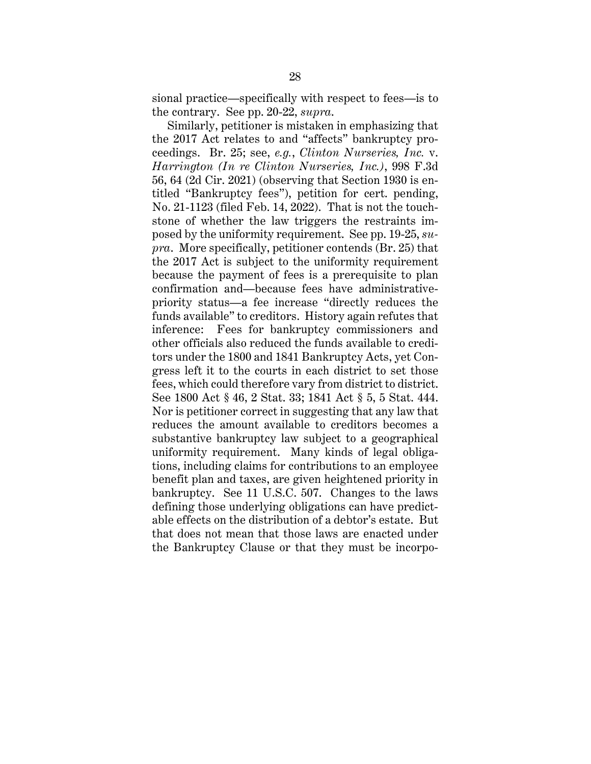sional practice—specifically with respect to fees—is to the contrary. See pp. 20-22, *supra*.

Similarly, petitioner is mistaken in emphasizing that the 2017 Act relates to and "affects" bankruptcy proceedings. Br. 25; see, *e.g.*, *Clinton Nurseries, Inc.* v. *Harrington (In re Clinton Nurseries, Inc.)*, 998 F.3d 56, 64 (2d Cir. 2021) (observing that Section 1930 is entitled "Bankruptcy fees"), petition for cert. pending, No. 21-1123 (filed Feb. 14, 2022). That is not the touchstone of whether the law triggers the restraints imposed by the uniformity requirement. See pp. 19-25, *supra*. More specifically, petitioner contends (Br. 25) that the 2017 Act is subject to the uniformity requirement because the payment of fees is a prerequisite to plan confirmation and—because fees have administrative-priority status—a fee increase "directly reduces the funds available" to creditors. History again refutes that inference: Fees for bankruptcy commissioners and other officials also reduced the funds available to creditors under the 1800 and 1841 Bankruptcy Acts, yet Congress left it to the courts in each district to set those fees, which could therefore vary from district to district. See 1800 Act § 46, 2 Stat. 33; 1841 Act § 5, 5 Stat. 444. Nor is petitioner correct in suggesting that any law that reduces the amount available to creditors becomes a substantive bankruptcy law subject to a geographical uniformity requirement. Many kinds of legal obligations, including claims for contributions to an employee benefit plan and taxes, are given heightened priority in bankruptcy. See 11 U.S.C. 507. Changes to the laws defining those underlying obligations can have predictable effects on the distribution of a debtor's estate. But that does not mean that those laws are enacted under the Bankruptcy Clause or that they must be incorpo-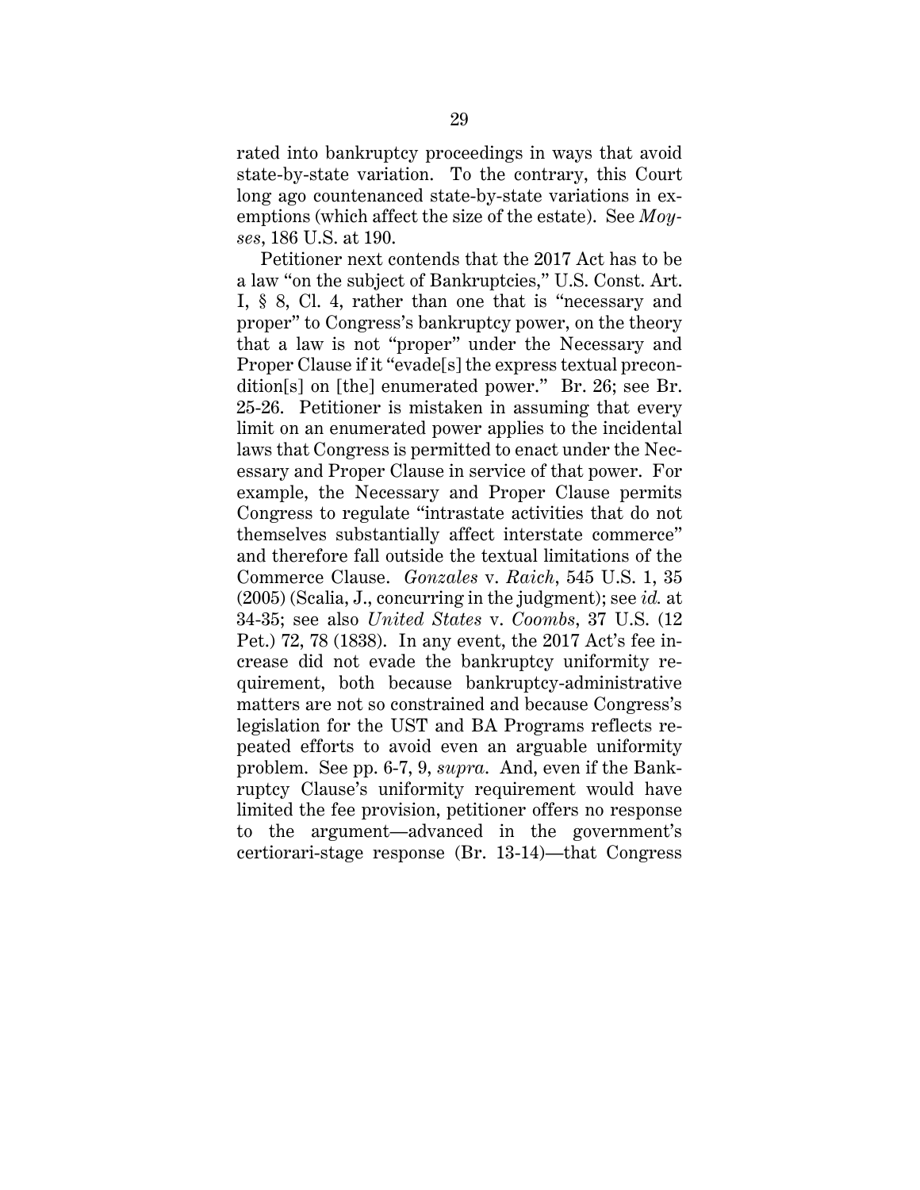rated into bankruptcy proceedings in ways that avoid state-by-state variation. To the contrary, this Court long ago countenanced state-by-state variations in exemptions (which affect the size of the estate). See *Moyses*, 186 U.S. at 190.

Petitioner next contends that the 2017 Act has to be a law "on the subject of Bankruptcies," U.S. Const. Art. I, § 8, Cl. 4, rather than one that is "necessary and proper" to Congress's bankruptcy power, on the theory that a law is not "proper" under the Necessary and Proper Clause if it "evade[s] the express textual precondition[s] on [the] enumerated power." Br. 26; see Br. 25-26. Petitioner is mistaken in assuming that every limit on an enumerated power applies to the incidental laws that Congress is permitted to enact under the Necessary and Proper Clause in service of that power. For example, the Necessary and Proper Clause permits Congress to regulate "intrastate activities that do not themselves substantially affect interstate commerce" and therefore fall outside the textual limitations of the Commerce Clause. *Gonzales* v. *Raich*, 545 U.S. 1, 35 (2005) (Scalia, J., concurring in the judgment); see *id.* at 34-35; see also *United States* v. *Coombs*, 37 U.S. (12 Pet.) 72, 78 (1838). In any event, the 2017 Act's fee increase did not evade the bankruptcy uniformity requirement, both because bankruptcy-administrative matters are not so constrained and because Congress's legislation for the UST and BA Programs reflects repeated efforts to avoid even an arguable uniformity problem. See pp. 6-7, 9, *supra*. And, even if the Bankruptcy Clause's uniformity requirement would have limited the fee provision, petitioner offers no response to the argument—advanced in the government's certiorari-stage response (Br. 13-14)—that Congress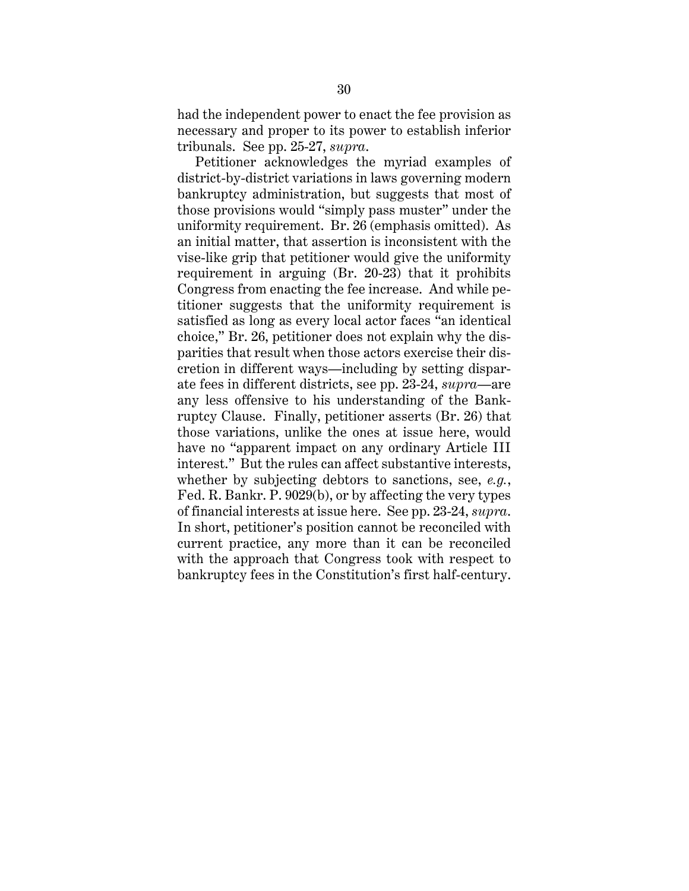had the independent power to enact the fee provision as necessary and proper to its power to establish inferior tribunals. See pp. 25-27, *supra*.

Petitioner acknowledges the myriad examples of district-by-district variations in laws governing modern bankruptcy administration, but suggests that most of those provisions would "simply pass muster" under the uniformity requirement. Br. 26 (emphasis omitted). As an initial matter, that assertion is inconsistent with the vise-like grip that petitioner would give the uniformity requirement in arguing (Br. 20-23) that it prohibits Congress from enacting the fee increase. And while petitioner suggests that the uniformity requirement is satisfied as long as every local actor faces "an identical choice," Br. 26, petitioner does not explain why the disparities that result when those actors exercise their discretion in different ways—including by setting disparate fees in different districts, see pp. 23-24, *supra*—are any less offensive to his understanding of the Bankruptcy Clause. Finally, petitioner asserts (Br. 26) that those variations, unlike the ones at issue here, would have no "apparent impact on any ordinary Article III interest." But the rules can affect substantive interests, whether by subjecting debtors to sanctions, see, *e.g.*, Fed. R. Bankr. P. 9029(b), or by affecting the very types of financial interests at issue here. See pp. 23-24, *supra*. In short, petitioner's position cannot be reconciled with current practice, any more than it can be reconciled with the approach that Congress took with respect to bankruptcy fees in the Constitution's first half-century.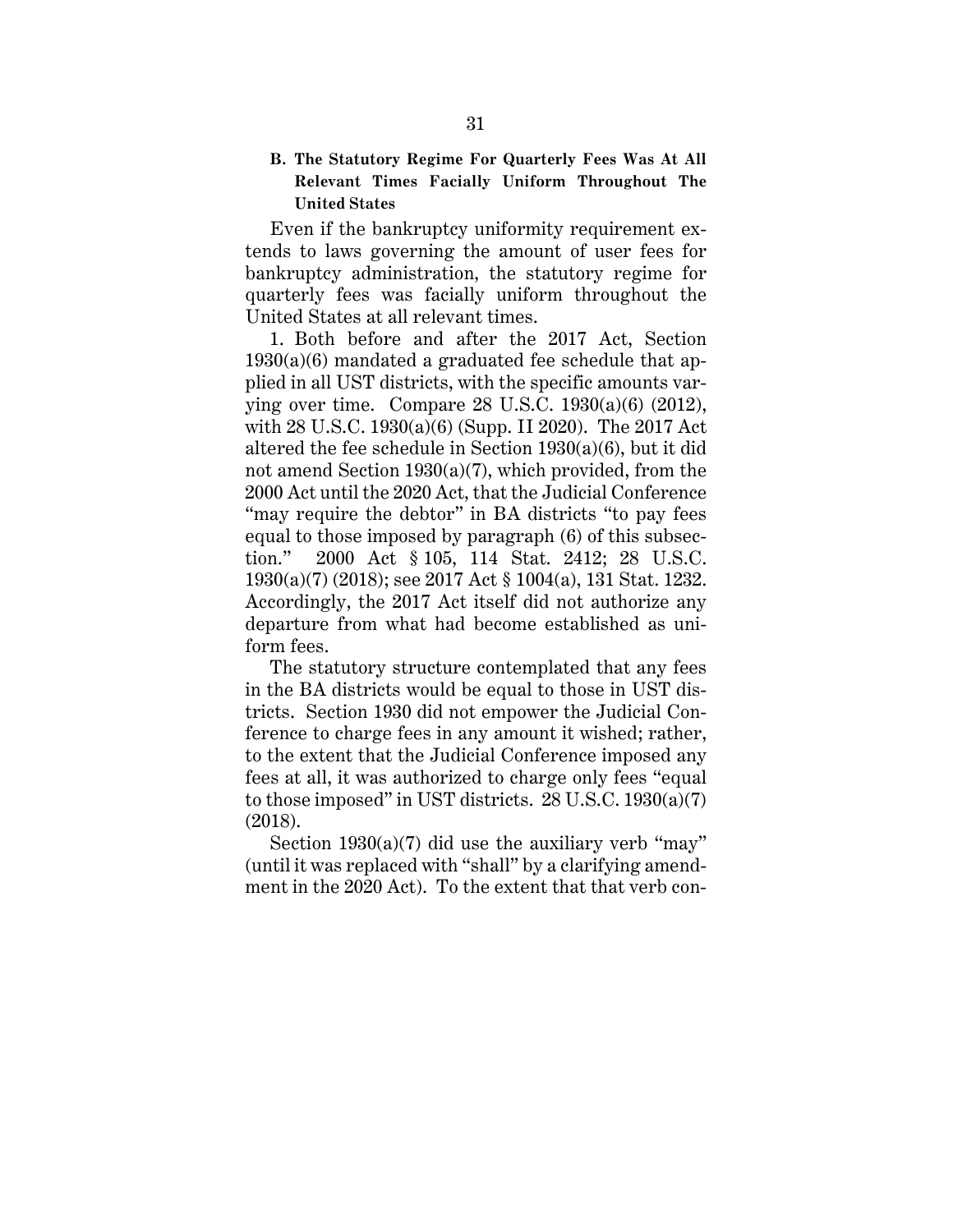### B. The Statutory Regime For Quarterly Fees Was At All Relevant Times Facially Uniform Throughout The United States

Even if the bankruptcy uniformity requirement extends to laws governing the amount of user fees for bankruptcy administration, the statutory regime for quarterly fees was facially uniform throughout the United States at all relevant times.

1. Both before and after the 2017 Act, Section 1930(a)(6) mandated a graduated fee schedule that applied in all UST districts, with the specific amounts varying over time. Compare 28 U.S.C. 1930(a)(6) (2012), with 28 U.S.C. 1930(a)(6) (Supp. II 2020). The 2017 Act altered the fee schedule in Section 1930(a)(6), but it did not amend Section 1930(a)(7), which provided, from the 2000 Act until the 2020 Act, that the Judicial Conference "may require the debtor" in BA districts "to pay fees equal to those imposed by paragraph (6) of this subsection." 2000 Act § 105, 114 Stat. 2412; 28 U.S.C. 1930(a)(7) (2018); see 2017 Act § 1004(a), 131 Stat. 1232. Accordingly, the 2017 Act itself did not authorize any departure from what had become established as uniform fees.

The statutory structure contemplated that any fees in the BA districts would be equal to those in UST districts. Section 1930 did not empower the Judicial Conference to charge fees in any amount it wished; rather, to the extent that the Judicial Conference imposed any fees at all, it was authorized to charge only fees "equal to those imposed" in UST districts. 28 U.S.C. 1930(a)(7) (2018).

Section 1930(a)(7) did use the auxiliary verb "may" (until it was replaced with "shall" by a clarifying amendment in the 2020 Act). To the extent that that verb con-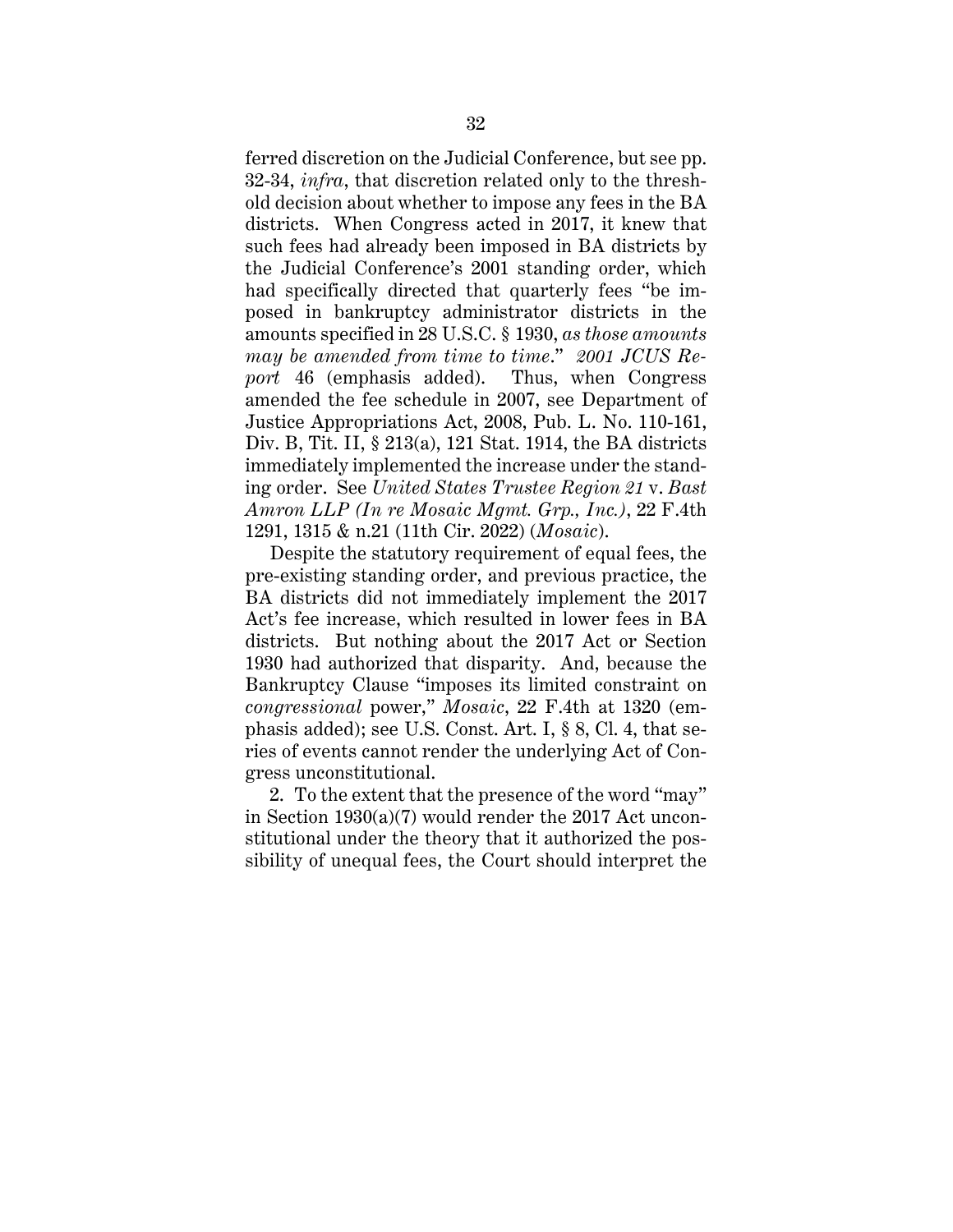ferred discretion on the Judicial Conference, but see pp. 32-34, *infra*, that discretion related only to the threshold decision about whether to impose any fees in the BA districts. When Congress acted in 2017, it knew that such fees had already been imposed in BA districts by the Judicial Conference's 2001 standing order, which had specifically directed that quarterly fees "be imposed in bankruptcy administrator districts in the amounts specified in 28 U.S.C. § 1930, *as those amounts may be amended from time to time*." *2001 JCUS Report* 46 (emphasis added). Thus, when Congress amended the fee schedule in 2007, see Department of Justice Appropriations Act, 2008, Pub. L. No. 110-161, Div. B, Tit. II, § 213(a), 121 Stat. 1914, the BA districts immediately implemented the increase under the standing order. See *United States Trustee Region 21* v. *Bast Amron LLP (In re Mosaic Mgmt. Grp., Inc.)*, 22 F.4th 1291, 1315 & n.21 (11th Cir. 2022) (*Mosaic*).

Despite the statutory requirement of equal fees, the pre-existing standing order, and previous practice, the BA districts did not immediately implement the 2017 Act's fee increase, which resulted in lower fees in BA districts. But nothing about the 2017 Act or Section 1930 had authorized that disparity. And, because the Bankruptcy Clause "imposes its limited constraint on *congressional* power," *Mosaic*, 22 F.4th at 1320 (emphasis added); see U.S. Const. Art. I, § 8, Cl. 4, that series of events cannot render the underlying Act of Congress unconstitutional.

2. To the extent that the presence of the word "may" in Section 1930(a)(7) would render the 2017 Act unconstitutional under the theory that it authorized the possibility of unequal fees, the Court should interpret the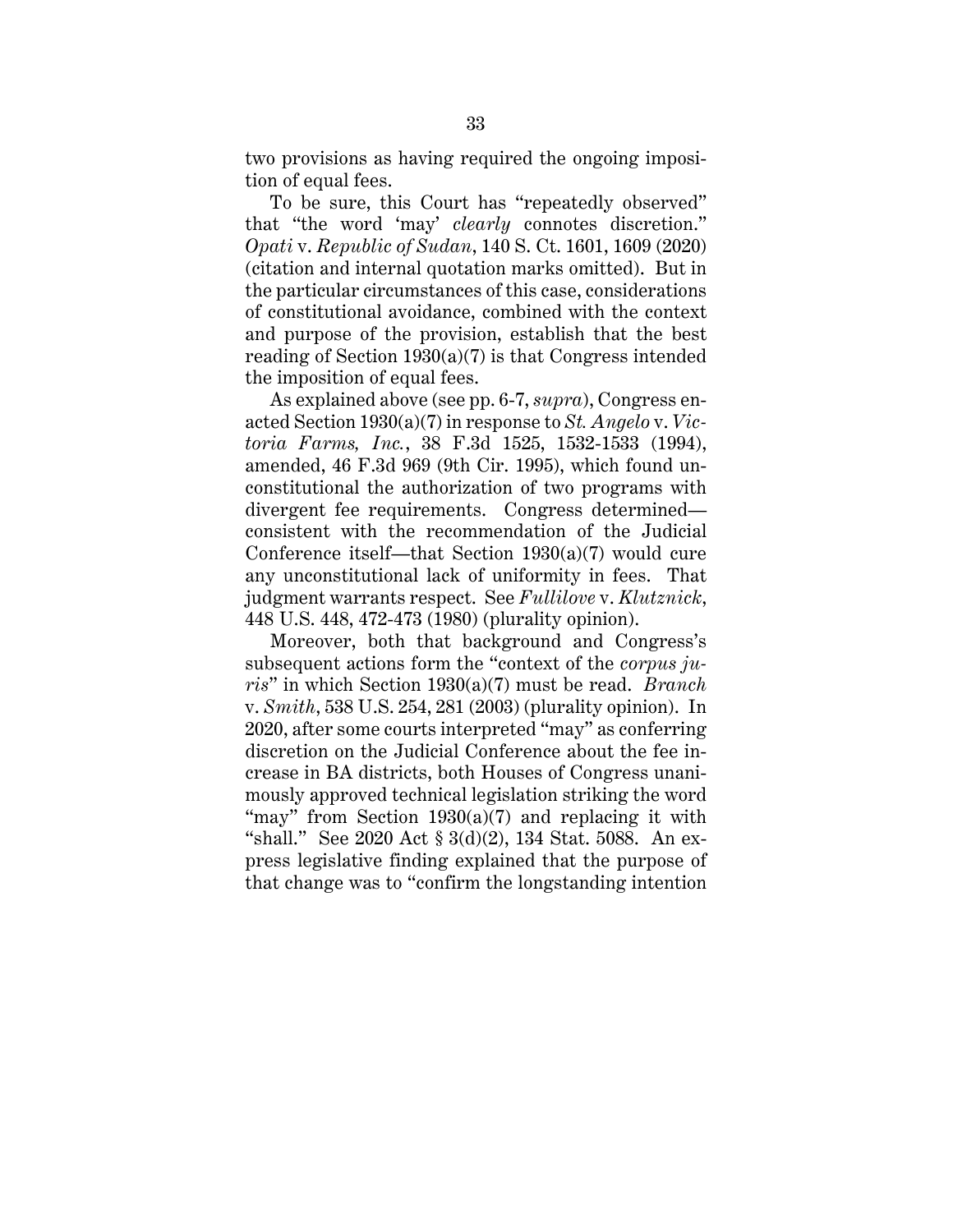two provisions as having required the ongoing imposition of equal fees.

To be sure, this Court has "repeatedly observed" that "the word 'may' *clearly* connotes discretion." *Opati* v. *Republic of Sudan*, 140 S. Ct. 1601, 1609 (2020) (citation and internal quotation marks omitted). But in the particular circumstances of this case, considerations of constitutional avoidance, combined with the context and purpose of the provision, establish that the best reading of Section 1930(a)(7) is that Congress intended the imposition of equal fees.

As explained above (see pp. 6-7, *supra*), Congress enacted Section 1930(a)(7) in response to *St. Angelo* v. *Victoria Farms, Inc.*, 38 F.3d 1525, 1532-1533 (1994), amended, 46 F.3d 969 (9th Cir. 1995), which found unconstitutional the authorization of two programs with divergent fee requirements. Congress determined—consistent with the recommendation of the Judicial Conference itself—that Section 1930(a)(7) would cure any unconstitutional lack of uniformity in fees. That judgment warrants respect. See *Fullilove* v. *Klutznick*, 448 U.S. 448, 472-473 (1980) (plurality opinion).

Moreover, both that background and Congress's subsequent actions form the "context of the *corpus juris*" in which Section 1930(a)(7) must be read. *Branch* v. *Smith*, 538 U.S. 254, 281 (2003) (plurality opinion). In 2020, after some courts interpreted "may" as conferring discretion on the Judicial Conference about the fee increase in BA districts, both Houses of Congress unanimously approved technical legislation striking the word "may" from Section 1930(a)(7) and replacing it with "shall." See 2020 Act § 3(d)(2), 134 Stat. 5088. An express legislative finding explained that the purpose of that change was to "confirm the longstanding intention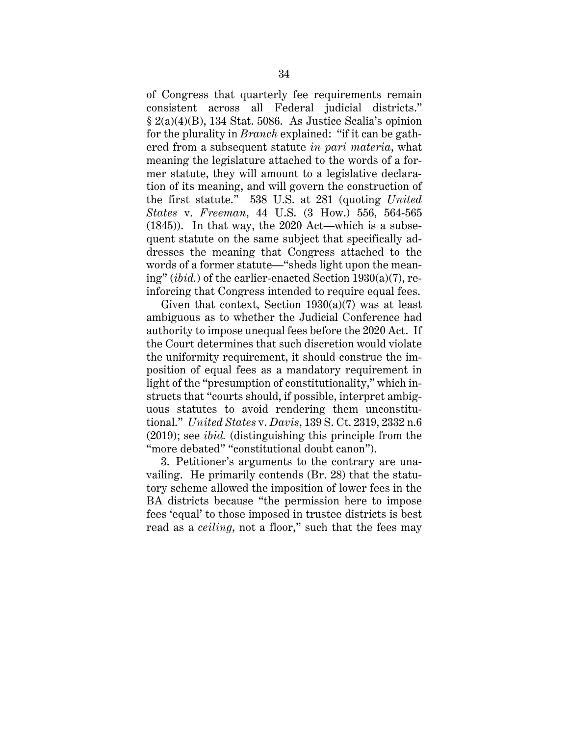of Congress that quarterly fee requirements remain consistent across all Federal judicial districts." § 2(a)(4)(B), 134 Stat. 5086. As Justice Scalia's opinion for the plurality in *Branch* explained: "if it can be gathered from a subsequent statute *in pari materia*, what meaning the legislature attached to the words of a former statute, they will amount to a legislative declaration of its meaning, and will govern the construction of the first statute." 538 U.S. at 281 (quoting *United States* v. *Freeman*, 44 U.S. (3 How.) 556, 564-565 (1845)). In that way, the 2020 Act—which is a subsequent statute on the same subject that specifically addresses the meaning that Congress attached to the words of a former statute—"sheds light upon the meaning" (*ibid.*) of the earlier-enacted Section 1930(a)(7), reinforcing that Congress intended to require equal fees.

Given that context, Section 1930(a)(7) was at least ambiguous as to whether the Judicial Conference had authority to impose unequal fees before the 2020 Act. If the Court determines that such discretion would violate the uniformity requirement, it should construe the imposition of equal fees as a mandatory requirement in light of the "presumption of constitutionality," which instructs that "courts should, if possible, interpret ambiguous statutes to avoid rendering them unconstitutional." *United States* v. *Davis*, 139 S. Ct. 2319, 2332 n.6 (2019); see *ibid.* (distinguishing this principle from the "more debated" "constitutional doubt canon").

3. Petitioner's arguments to the contrary are unavailing. He primarily contends (Br. 28) that the statutory scheme allowed the imposition of lower fees in the BA districts because "the permission here to impose fees 'equal' to those imposed in trustee districts is best read as a *ceiling*, not a floor," such that the fees may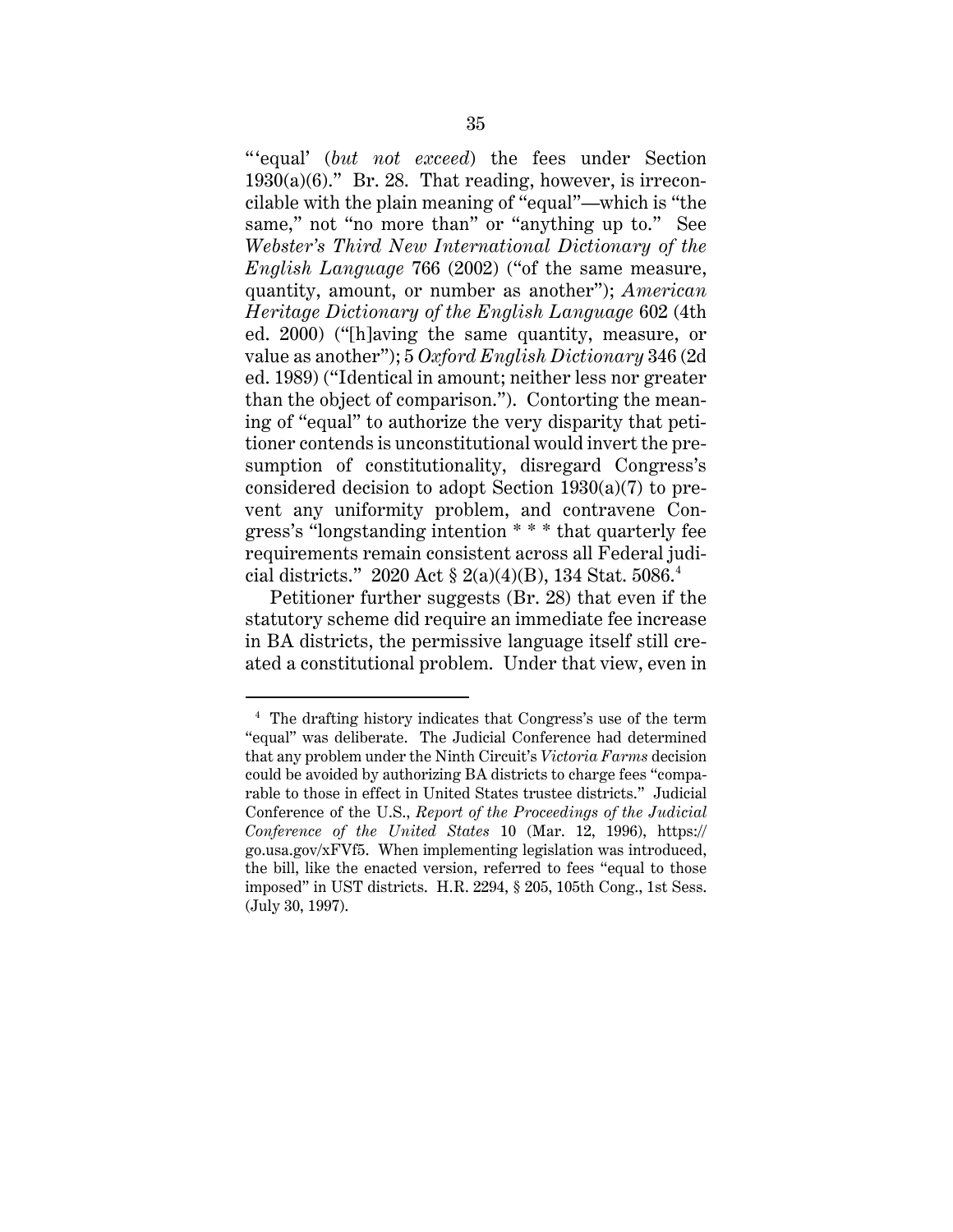"'equal' (*but not exceed*) the fees under Section 1930(a)(6)." Br. 28. That reading, however, is irreconcilable with the plain meaning of "equal"—which is "the same," not "no more than" or "anything up to." See *Webster's Third New International Dictionary of the English Language* 766 (2002) ("of the same measure, quantity, amount, or number as another"); *American Heritage Dictionary of the English Language* 602 (4th ed. 2000) ("[h]aving the same quantity, measure, or value as another"); 5 *Oxford English Dictionary* 346 (2d ed. 1989) ("Identical in amount; neither less nor greater than the object of comparison."). Contorting the meaning of "equal" to authorize the very disparity that petitioner contends is unconstitutional would invert the presumption of constitutionality, disregard Congress's considered decision to adopt Section 1930(a)(7) to prevent any uniformity problem, and contravene Congress's "longstanding intention * * * that quarterly fee requirements remain consistent across all Federal judicial districts." 2020 Act § 2(a)(4)(B), 134 Stat. 5086.[4]

Petitioner further suggests (Br. 28) that even if the statutory scheme did require an immediate fee increase in BA districts, the permissive language itself still created a constitutional problem. Under that view, even in

---

[4] The drafting history indicates that Congress's use of the term "equal" was deliberate. The Judicial Conference had determined that any problem under the Ninth Circuit's *Victoria Farms* decision could be avoided by authorizing BA districts to charge fees "comparable to those in effect in United States trustee districts." Judicial Conference of the U.S., *Report of the Proceedings of the Judicial Conference of the United States* 10 (Mar. 12, 1996), https://go.usa.gov/xFVf5. When implementing legislation was introduced, the bill, like the enacted version, referred to fees "equal to those imposed" in UST districts. H.R. 2294, § 205, 105th Cong., 1st Sess. (July 30, 1997).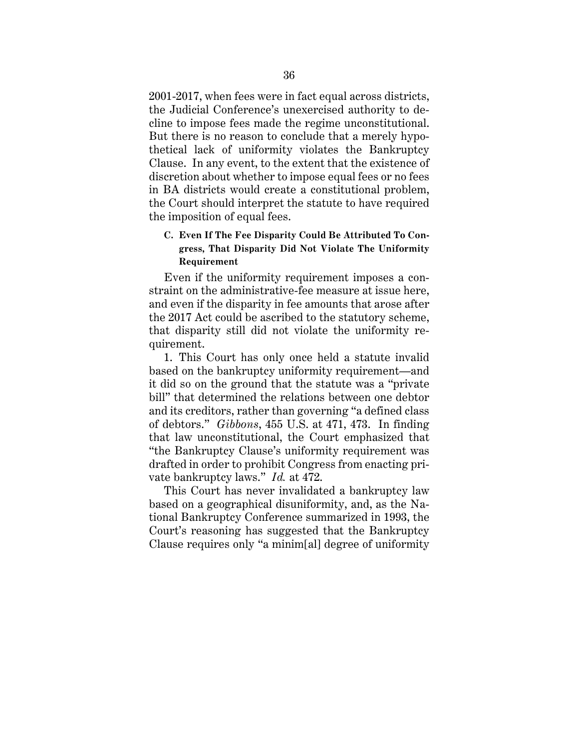2001-2017, when fees were in fact equal across districts, the Judicial Conference's unexercised authority to decline to impose fees made the regime unconstitutional. But there is no reason to conclude that a merely hypothetical lack of uniformity violates the Bankruptcy Clause. In any event, to the extent that the existence of discretion about whether to impose equal fees or no fees in BA districts would create a constitutional problem, the Court should interpret the statute to have required the imposition of equal fees.

### C. Even If The Fee Disparity Could Be Attributed To Congress, That Disparity Did Not Violate The Uniformity Requirement

Even if the uniformity requirement imposes a constraint on the administrative-fee measure at issue here, and even if the disparity in fee amounts that arose after the 2017 Act could be ascribed to the statutory scheme, that disparity still did not violate the uniformity requirement.

1. This Court has only once held a statute invalid based on the bankruptcy uniformity requirement—and it did so on the ground that the statute was a "private bill" that determined the relations between one debtor and its creditors, rather than governing "a defined class of debtors." *Gibbons*, 455 U.S. at 471, 473. In finding that law unconstitutional, the Court emphasized that "the Bankruptcy Clause's uniformity requirement was drafted in order to prohibit Congress from enacting private bankruptcy laws." *Id.* at 472.

This Court has never invalidated a bankruptcy law based on a geographical disuniformity, and, as the National Bankruptcy Conference summarized in 1993, the Court's reasoning has suggested that the Bankruptcy Clause requires only "a minim[al] degree of uniformity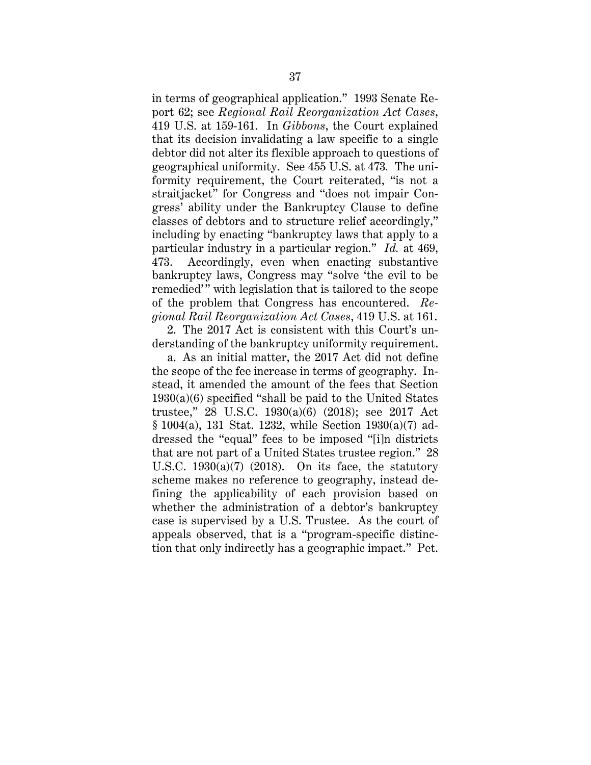in terms of geographical application." 1993 Senate Report 62; see *Regional Rail Reorganization Act Cases*, 419 U.S. at 159-161. In *Gibbons*, the Court explained that its decision invalidating a law specific to a single debtor did not alter its flexible approach to questions of geographical uniformity. See 455 U.S. at 473. The uniformity requirement, the Court reiterated, "is not a straitjacket" for Congress and "does not impair Congress' ability under the Bankruptcy Clause to define classes of debtors and to structure relief accordingly," including by enacting "bankruptcy laws that apply to a particular industry in a particular region." *Id.* at 469, 473. Accordingly, even when enacting substantive bankruptcy laws, Congress may "solve 'the evil to be remedied'" with legislation that is tailored to the scope of the problem that Congress has encountered. *Regional Rail Reorganization Act Cases*, 419 U.S. at 161.

2. The 2017 Act is consistent with this Court's understanding of the bankruptcy uniformity requirement.

a. As an initial matter, the 2017 Act did not define the scope of the fee increase in terms of geography. Instead, it amended the amount of the fees that Section 1930(a)(6) specified "shall be paid to the United States trustee," 28 U.S.C. 1930(a)(6) (2018); see 2017 Act § 1004(a), 131 Stat. 1232, while Section 1930(a)(7) addressed the "equal" fees to be imposed "[i]n districts that are not part of a United States trustee region." 28 U.S.C. 1930(a)(7) (2018). On its face, the statutory scheme makes no reference to geography, instead defining the applicability of each provision based on whether the administration of a debtor's bankruptcy case is supervised by a U.S. Trustee. As the court of appeals observed, that is a "program-specific distinction that only indirectly has a geographic impact." Pet.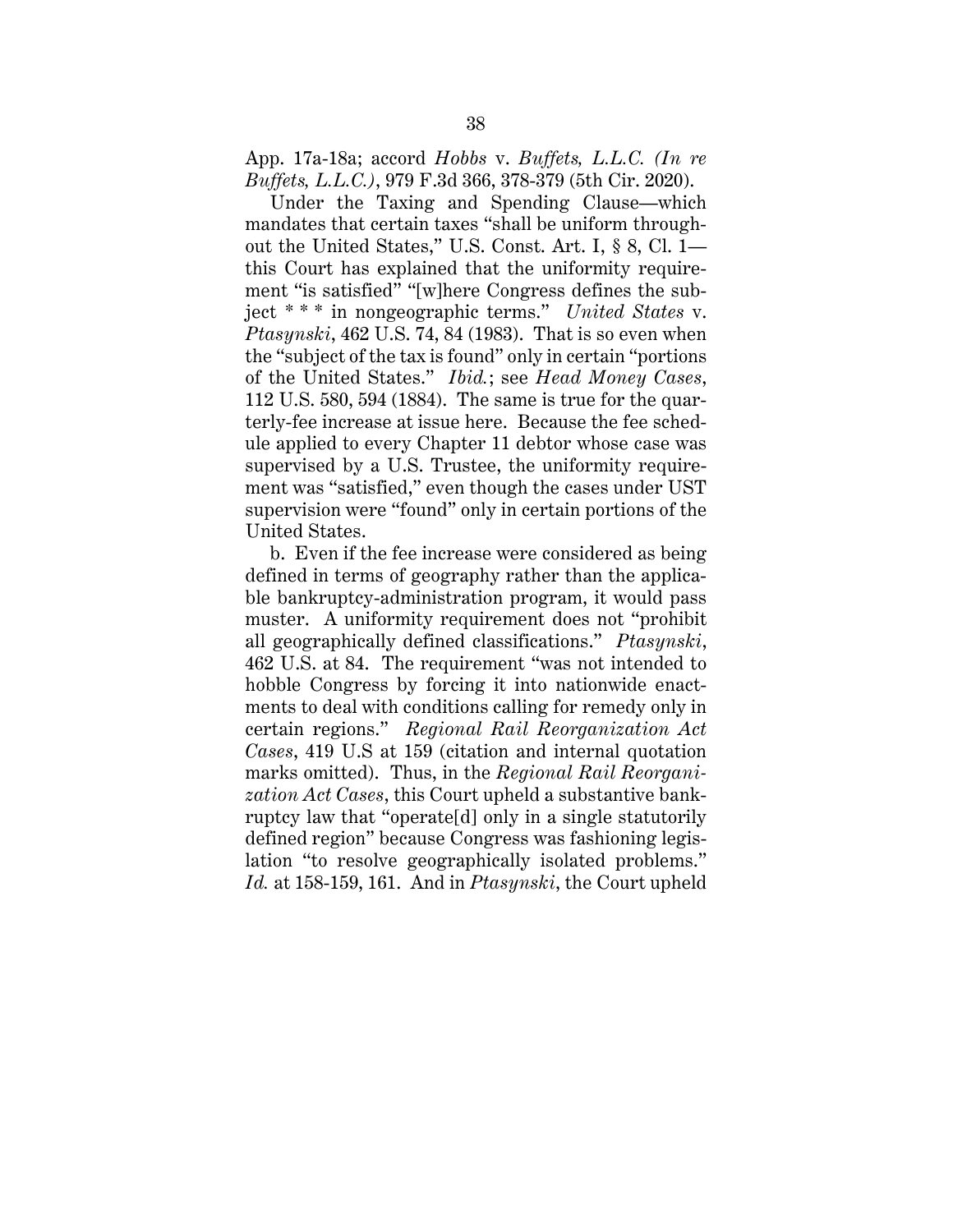App. 17a-18a; accord *Hobbs* v. *Buffets, L.L.C. (In re Buffets, L.L.C.)*, 979 F.3d 366, 378-379 (5th Cir. 2020).

Under the Taxing and Spending Clause—which mandates that certain taxes "shall be uniform throughout the United States," U.S. Const. Art. I, § 8, Cl. 1—this Court has explained that the uniformity requirement "is satisfied" "[w]here Congress defines the subject * * * in nongeographic terms." *United States* v. *Ptasynski*, 462 U.S. 74, 84 (1983). That is so even when the "subject of the tax is found" only in certain "portions of the United States." *Ibid.*; see *Head Money Cases*, 112 U.S. 580, 594 (1884). The same is true for the quarterly-fee increase at issue here. Because the fee schedule applied to every Chapter 11 debtor whose case was supervised by a U.S. Trustee, the uniformity requirement was "satisfied," even though the cases under UST supervision were "found" only in certain portions of the United States.

b. Even if the fee increase were considered as being defined in terms of geography rather than the applicable bankruptcy-administration program, it would pass muster. A uniformity requirement does not "prohibit all geographically defined classifications." *Ptasynski*, 462 U.S. at 84. The requirement "was not intended to hobble Congress by forcing it into nationwide enactments to deal with conditions calling for remedy only in certain regions." *Regional Rail Reorganization Act Cases*, 419 U.S at 159 (citation and internal quotation marks omitted). Thus, in the *Regional Rail Reorganization Act Cases*, this Court upheld a substantive bankruptcy law that "operate[d] only in a single statutorily defined region" because Congress was fashioning legislation "to resolve geographically isolated problems." *Id.* at 158-159, 161. And in *Ptasynski*, the Court upheld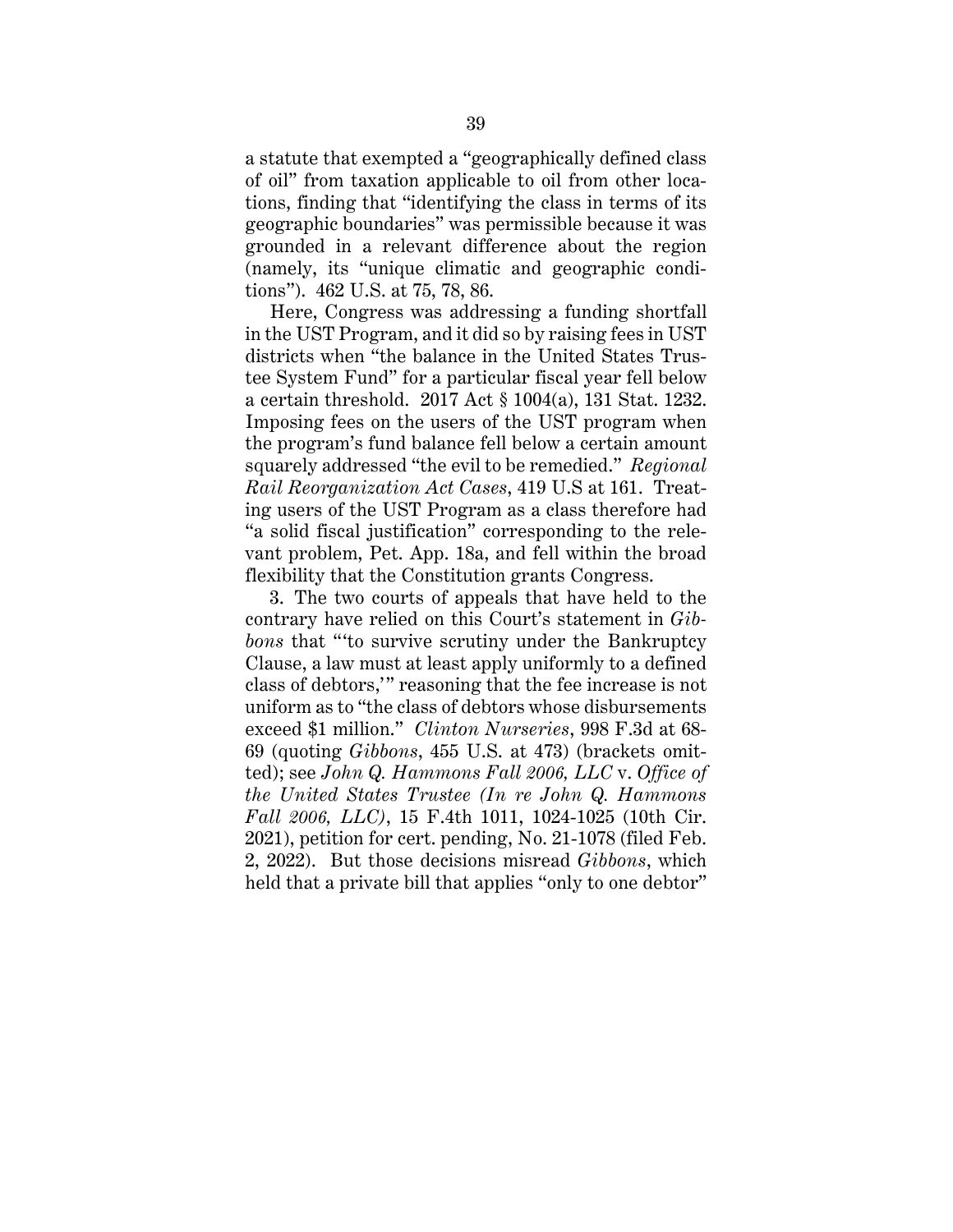a statute that exempted a "geographically defined class of oil" from taxation applicable to oil from other locations, finding that "identifying the class in terms of its geographic boundaries" was permissible because it was grounded in a relevant difference about the region (namely, its "unique climatic and geographic conditions"). 462 U.S. at 75, 78, 86.

Here, Congress was addressing a funding shortfall in the UST Program, and it did so by raising fees in UST districts when "the balance in the United States Trustee System Fund" for a particular fiscal year fell below a certain threshold. 2017 Act § 1004(a), 131 Stat. 1232. Imposing fees on the users of the UST program when the program's fund balance fell below a certain amount squarely addressed "the evil to be remedied." *Regional Rail Reorganization Act Cases*, 419 U.S at 161. Treating users of the UST Program as a class therefore had "a solid fiscal justification" corresponding to the relevant problem, Pet. App. 18a, and fell within the broad flexibility that the Constitution grants Congress.

3. The two courts of appeals that have held to the contrary have relied on this Court's statement in *Gibbons* that "'to survive scrutiny under the Bankruptcy Clause, a law must at least apply uniformly to a defined class of debtors,'" reasoning that the fee increase is not uniform as to "the class of debtors whose disbursements exceed $1 million." *Clinton Nurseries*, 998 F.3d at 68-69 (quoting *Gibbons*, 455 U.S. at 473) (brackets omitted); see *John Q. Hammons Fall 2006, LLC* v. *Office of the United States Trustee (In re John Q. Hammons Fall 2006, LLC)*, 15 F.4th 1011, 1024-1025 (10th Cir. 2021), petition for cert. pending, No. 21-1078 (filed Feb. 2, 2022). But those decisions misread *Gibbons*, which held that a private bill that applies "only to one debtor"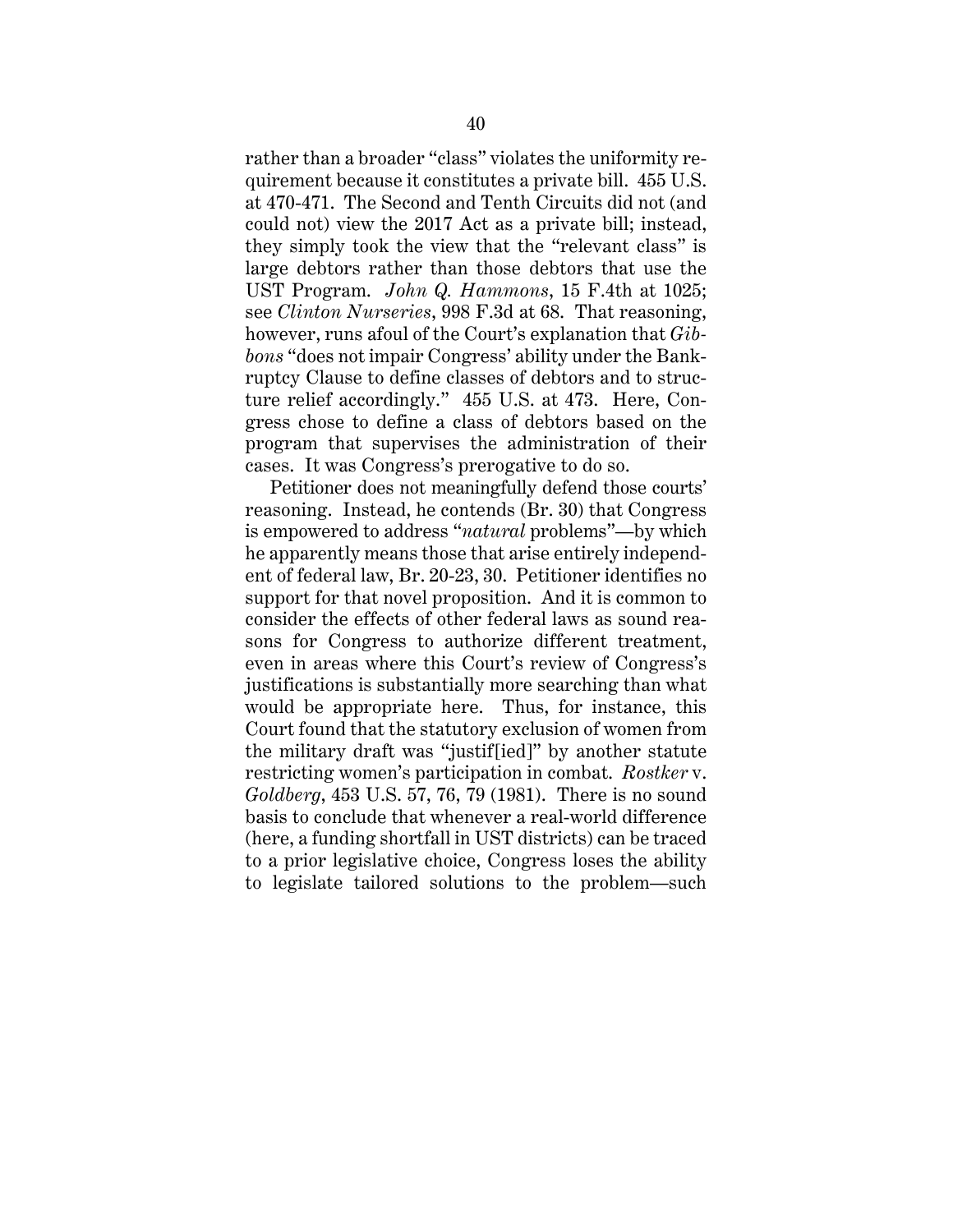rather than a broader "class" violates the uniformity requirement because it constitutes a private bill. 455 U.S. at 470-471. The Second and Tenth Circuits did not (and could not) view the 2017 Act as a private bill; instead, they simply took the view that the "relevant class" is large debtors rather than those debtors that use the UST Program. *John Q. Hammons*, 15 F.4th at 1025; see *Clinton Nurseries*, 998 F.3d at 68. That reasoning, however, runs afoul of the Court's explanation that *Gibbons* "does not impair Congress' ability under the Bankruptcy Clause to define classes of debtors and to structure relief accordingly." 455 U.S. at 473. Here, Congress chose to define a class of debtors based on the program that supervises the administration of their cases. It was Congress's prerogative to do so.

Petitioner does not meaningfully defend those courts' reasoning. Instead, he contends (Br. 30) that Congress is empowered to address "*natural* problems"—by which he apparently means those that arise entirely independent of federal law, Br. 20-23, 30. Petitioner identifies no support for that novel proposition. And it is common to consider the effects of other federal laws as sound reasons for Congress to authorize different treatment, even in areas where this Court's review of Congress's justifications is substantially more searching than what would be appropriate here. Thus, for instance, this Court found that the statutory exclusion of women from the military draft was "justif[ied]" by another statute restricting women's participation in combat. *Rostker* v. *Goldberg*, 453 U.S. 57, 76, 79 (1981). There is no sound basis to conclude that whenever a real-world difference (here, a funding shortfall in UST districts) can be traced to a prior legislative choice, Congress loses the ability to legislate tailored solutions to the problem—such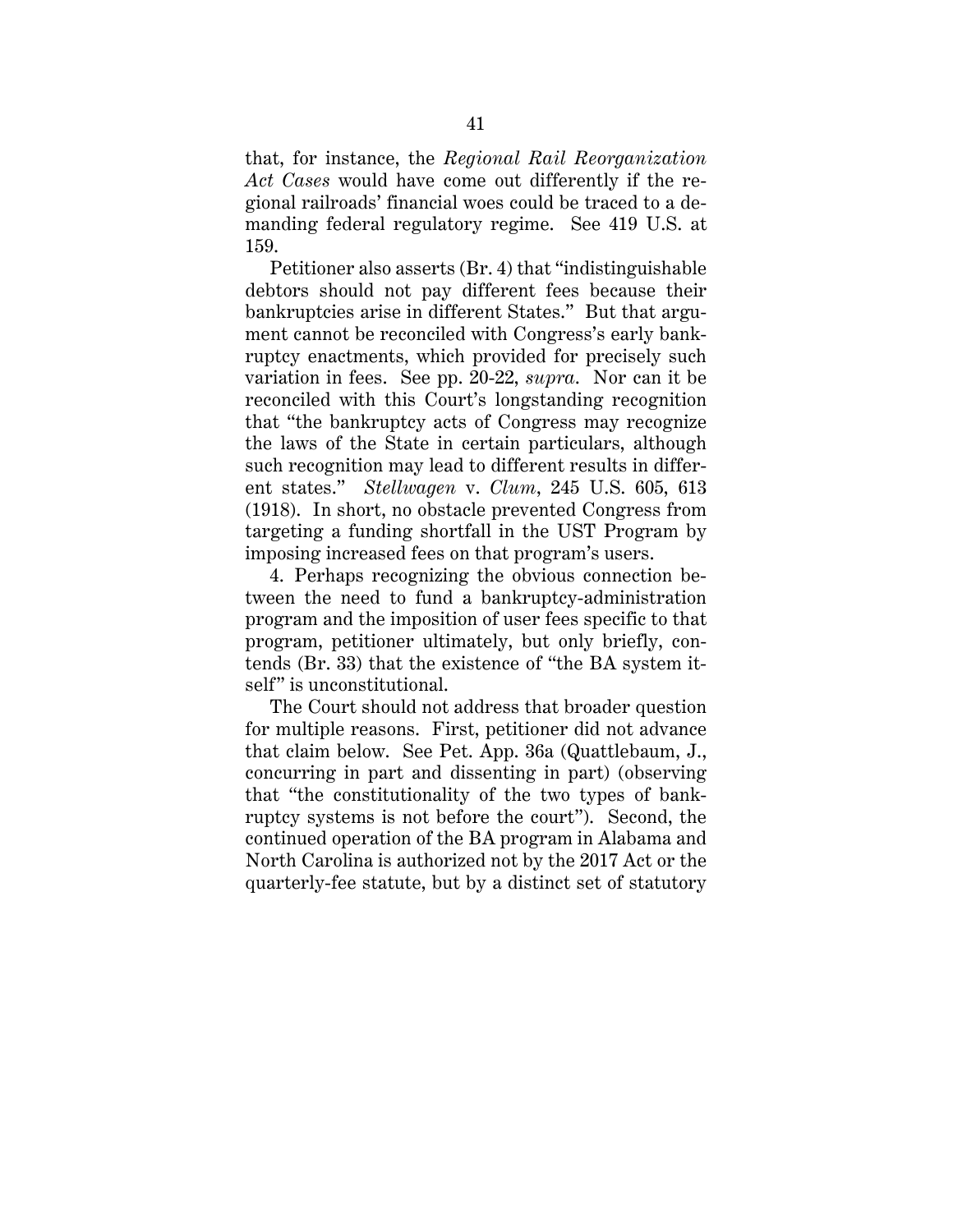that, for instance, the *Regional Rail Reorganization Act Cases* would have come out differently if the regional railroads' financial woes could be traced to a demanding federal regulatory regime. See 419 U.S. at 159.

Petitioner also asserts (Br. 4) that "indistinguishable debtors should not pay different fees because their bankruptcies arise in different States." But that argument cannot be reconciled with Congress's early bankruptcy enactments, which provided for precisely such variation in fees. See pp. 20-22, *supra*. Nor can it be reconciled with this Court's longstanding recognition that "the bankruptcy acts of Congress may recognize the laws of the State in certain particulars, although such recognition may lead to different results in different states." *Stellwagen* v. *Clum*, 245 U.S. 605, 613 (1918). In short, no obstacle prevented Congress from targeting a funding shortfall in the UST Program by imposing increased fees on that program's users.

4. Perhaps recognizing the obvious connection between the need to fund a bankruptcy-administration program and the imposition of user fees specific to that program, petitioner ultimately, but only briefly, contends (Br. 33) that the existence of "the BA system itself" is unconstitutional.

The Court should not address that broader question for multiple reasons. First, petitioner did not advance that claim below. See Pet. App. 36a (Quattlebaum, J., concurring in part and dissenting in part) (observing that "the constitutionality of the two types of bankruptcy systems is not before the court"). Second, the continued operation of the BA program in Alabama and North Carolina is authorized not by the 2017 Act or the quarterly-fee statute, but by a distinct set of statutory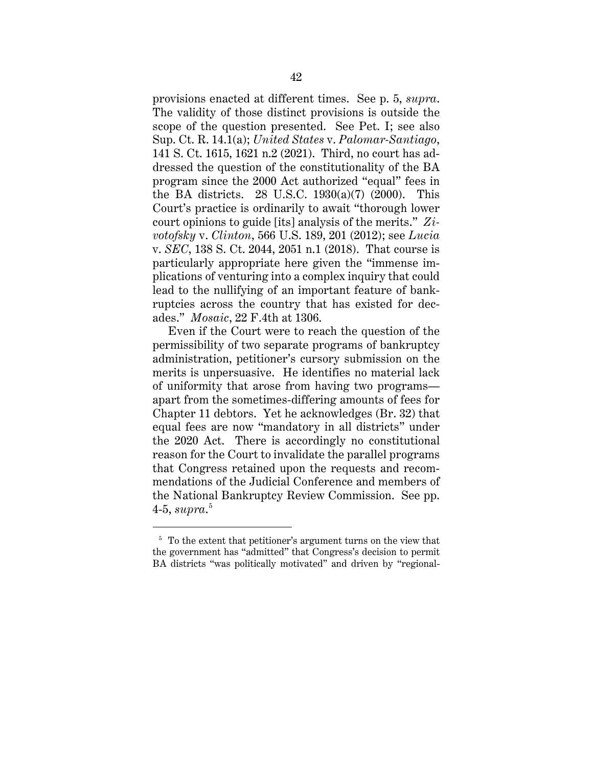provisions enacted at different times. See p. 5, *supra*. The validity of those distinct provisions is outside the scope of the question presented. See Pet. I; see also Sup. Ct. R. 14.1(a); *United States* v. *Palomar-Santiago*, 141 S. Ct. 1615, 1621 n.2 (2021). Third, no court has addressed the question of the constitutionality of the BA program since the 2000 Act authorized "equal" fees in the BA districts. 28 U.S.C. 1930(a)(7) (2000). This Court's practice is ordinarily to await "thorough lower court opinions to guide [its] analysis of the merits." *Zivotofsky* v. *Clinton*, 566 U.S. 189, 201 (2012); see *Lucia* v. *SEC*, 138 S. Ct. 2044, 2051 n.1 (2018). That course is particularly appropriate here given the "immense implications of venturing into a complex inquiry that could lead to the nullifying of an important feature of bankruptcies across the country that has existed for decades." *Mosaic*, 22 F.4th at 1306.

Even if the Court were to reach the question of the permissibility of two separate programs of bankruptcy administration, petitioner's cursory submission on the merits is unpersuasive. He identifies no material lack of uniformity that arose from having two programs—apart from the sometimes-differing amounts of fees for Chapter 11 debtors. Yet he acknowledges (Br. 32) that equal fees are now "mandatory in all districts" under the 2020 Act. There is accordingly no constitutional reason for the Court to invalidate the parallel programs that Congress retained upon the requests and recommendations of the Judicial Conference and members of the National Bankruptcy Review Commission. See pp. 4-5, *supra*.[5]

---

[5] To the extent that petitioner's argument turns on the view that the government has "admitted" that Congress's decision to permit BA districts "was politically motivated" and driven by "regional-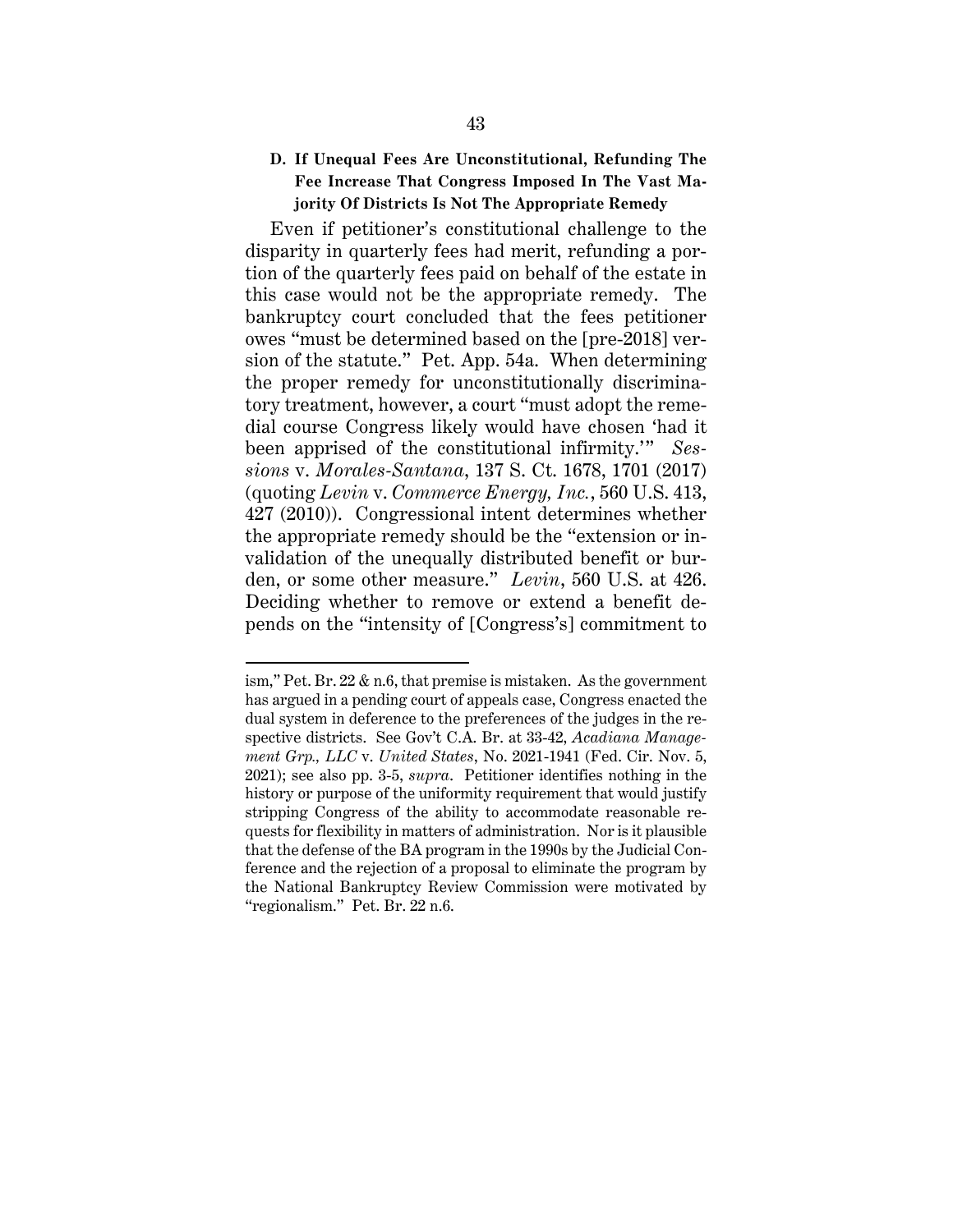### D. If Unequal Fees Are Unconstitutional, Refunding The Fee Increase That Congress Imposed In The Vast Majority Of Districts Is Not The Appropriate Remedy

Even if petitioner's constitutional challenge to the disparity in quarterly fees had merit, refunding a portion of the quarterly fees paid on behalf of the estate in this case would not be the appropriate remedy. The bankruptcy court concluded that the fees petitioner owes "must be determined based on the [pre-2018] version of the statute." Pet. App. 54a. When determining the proper remedy for unconstitutionally discriminatory treatment, however, a court "must adopt the remedial course Congress likely would have chosen 'had it been apprised of the constitutional infirmity.'" *Sessions* v. *Morales-Santana*, 137 S. Ct. 1678, 1701 (2017) (quoting *Levin* v. *Commerce Energy, Inc.*, 560 U.S. 413, 427 (2010)). Congressional intent determines whether the appropriate remedy should be the "extension or invalidation of the unequally distributed benefit or burden, or some other measure." *Levin*, 560 U.S. at 426. Deciding whether to remove or extend a benefit depends on the "intensity of [Congress's] commitment to

---

ism," Pet. Br. 22 & n.6, that premise is mistaken. As the government has argued in a pending court of appeals case, Congress enacted the dual system in deference to the preferences of the judges in the respective districts. See Gov't C.A. Br. at 33-42, *Acadiana Management Grp., LLC* v. *United States*, No. 2021-1941 (Fed. Cir. Nov. 5, 2021); see also pp. 3-5, *supra*. Petitioner identifies nothing in the history or purpose of the uniformity requirement that would justify stripping Congress of the ability to accommodate reasonable requests for flexibility in matters of administration. Nor is it plausible that the defense of the BA program in the 1990s by the Judicial Conference and the rejection of a proposal to eliminate the program by the National Bankruptcy Review Commission were motivated by "regionalism." Pet. Br. 22 n.6.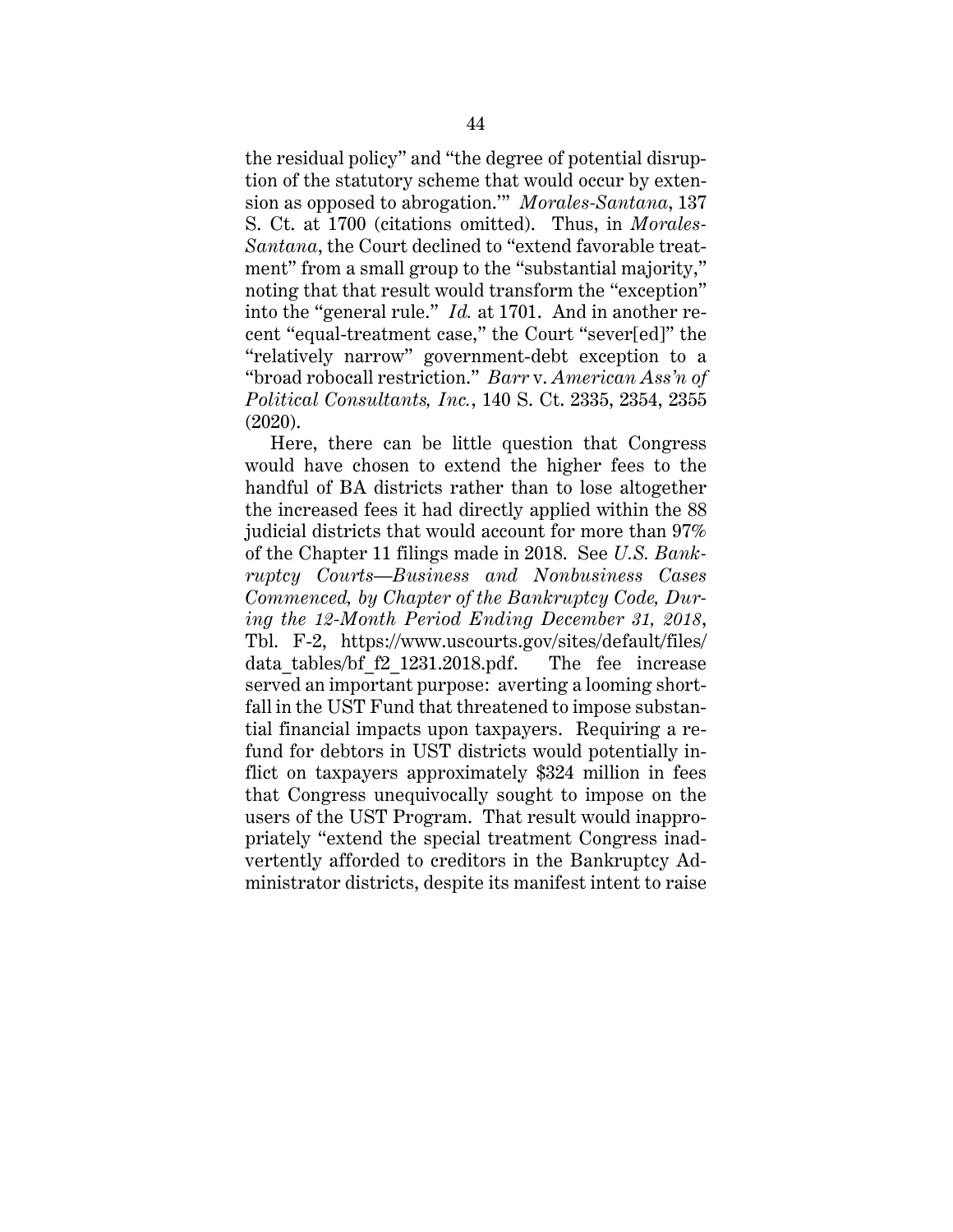the residual policy" and "the degree of potential disruption of the statutory scheme that would occur by extension as opposed to abrogation.'" *Morales-Santana*, 137 S. Ct. at 1700 (citations omitted). Thus, in *Morales-Santana*, the Court declined to "extend favorable treatment" from a small group to the "substantial majority," noting that that result would transform the "exception" into the "general rule." *Id.* at 1701. And in another recent "equal-treatment case," the Court "sever[ed]" the "relatively narrow" government-debt exception to a "broad robocall restriction." *Barr* v. *American Ass'n of Political Consultants, Inc.*, 140 S. Ct. 2335, 2354, 2355 (2020).

Here, there can be little question that Congress would have chosen to extend the higher fees to the handful of BA districts rather than to lose altogether the increased fees it had directly applied within the 88 judicial districts that would account for more than 97% of the Chapter 11 filings made in 2018. See *U.S. Bankruptcy Courts—Business and Nonbusiness Cases Commenced, by Chapter of the Bankruptcy Code, During the 12-Month Period Ending December 31, 2018*, Tbl. F-2, https://www.uscourts.gov/sites/default/files/data_tables/bf_f2_1231.2018.pdf. The fee increase served an important purpose: averting a looming shortfall in the UST Fund that threatened to impose substantial financial impacts upon taxpayers. Requiring a refund for debtors in UST districts would potentially inflict on taxpayers approximately $324 million in fees that Congress unequivocally sought to impose on the users of the UST Program. That result would inappropriately "extend the special treatment Congress inadvertently afforded to creditors in the Bankruptcy Administrator districts, despite its manifest intent to raise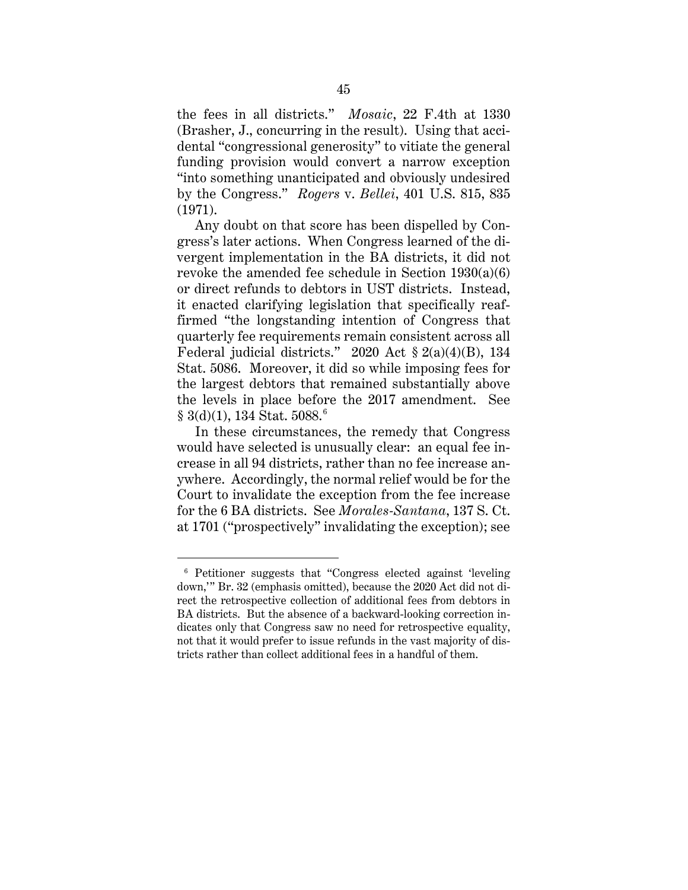the fees in all districts." *Mosaic*, 22 F.4th at 1330 (Brasher, J., concurring in the result). Using that accidental "congressional generosity" to vitiate the general funding provision would convert a narrow exception "into something unanticipated and obviously undesired by the Congress." *Rogers* v. *Bellei*, 401 U.S. 815, 835 (1971).

Any doubt on that score has been dispelled by Congress's later actions. When Congress learned of the divergent implementation in the BA districts, it did not revoke the amended fee schedule in Section 1930(a)(6) or direct refunds to debtors in UST districts. Instead, it enacted clarifying legislation that specifically reaffirmed "the longstanding intention of Congress that quarterly fee requirements remain consistent across all Federal judicial districts." 2020 Act § 2(a)(4)(B), 134 Stat. 5086. Moreover, it did so while imposing fees for the largest debtors that remained substantially above the levels in place before the 2017 amendment. See § 3(d)(1), 134 Stat. 5088.[6]

In these circumstances, the remedy that Congress would have selected is unusually clear: an equal fee increase in all 94 districts, rather than no fee increase anywhere. Accordingly, the normal relief would be for the Court to invalidate the exception from the fee increase for the 6 BA districts. See *Morales-Santana*, 137 S. Ct. at 1701 ("prospectively" invalidating the exception); see

---

[6] Petitioner suggests that "Congress elected against 'leveling down,'" Br. 32 (emphasis omitted), because the 2020 Act did not direct the retrospective collection of additional fees from debtors in BA districts. But the absence of a backward-looking correction indicates only that Congress saw no need for retrospective equality, not that it would prefer to issue refunds in the vast majority of districts rather than collect additional fees in a handful of them.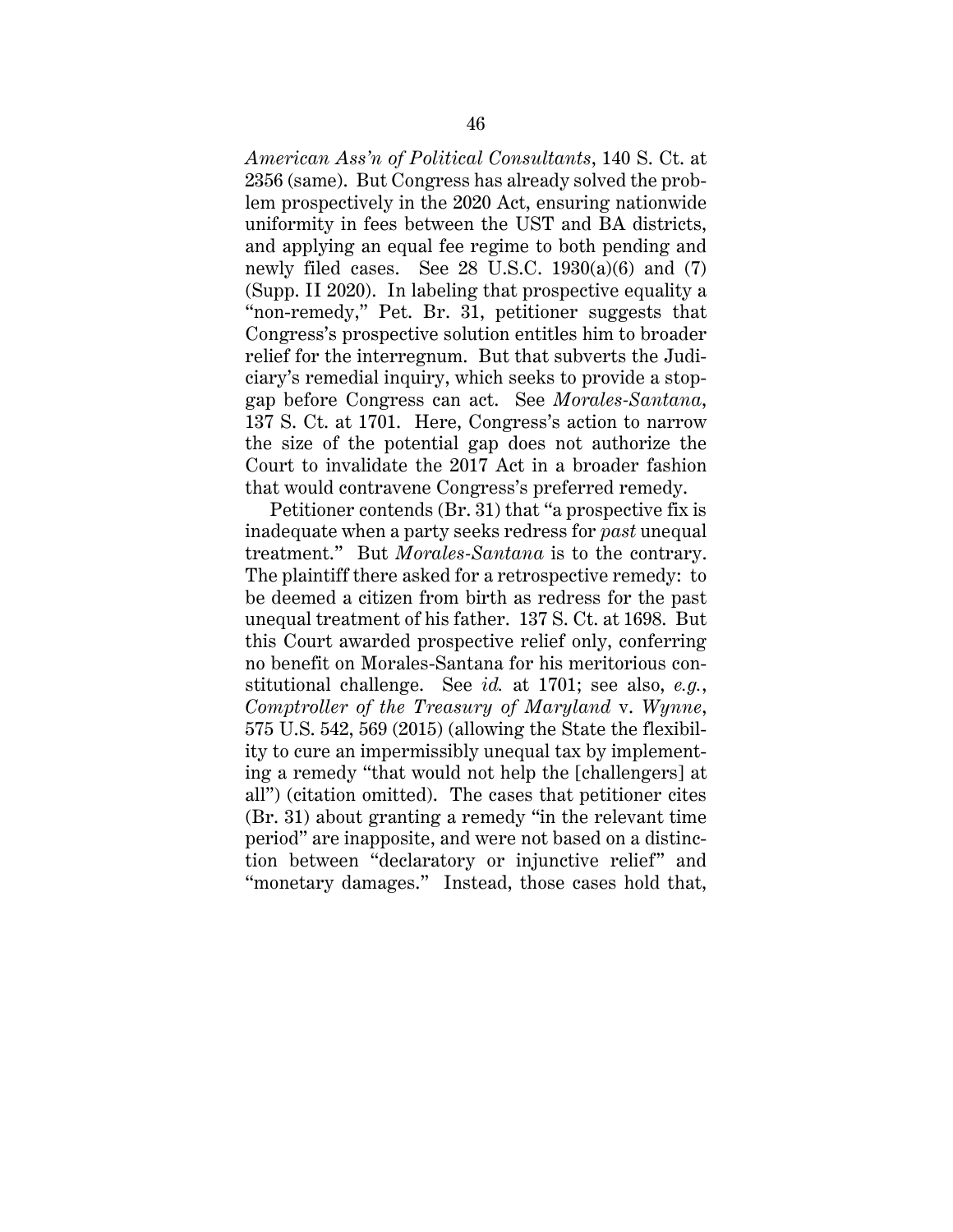*American Ass'n of Political Consultants*, 140 S. Ct. at 2356 (same). But Congress has already solved the problem prospectively in the 2020 Act, ensuring nationwide uniformity in fees between the UST and BA districts, and applying an equal fee regime to both pending and newly filed cases. See 28 U.S.C. 1930(a)(6) and (7) (Supp. II 2020). In labeling that prospective equality a "non-remedy," Pet. Br. 31, petitioner suggests that Congress's prospective solution entitles him to broader relief for the interregnum. But that subverts the Judiciary's remedial inquiry, which seeks to provide a stopgap before Congress can act. See *Morales-Santana*, 137 S. Ct. at 1701. Here, Congress's action to narrow the size of the potential gap does not authorize the Court to invalidate the 2017 Act in a broader fashion that would contravene Congress's preferred remedy.

Petitioner contends (Br. 31) that "a prospective fix is inadequate when a party seeks redress for *past* unequal treatment." But *Morales-Santana* is to the contrary. The plaintiff there asked for a retrospective remedy: to be deemed a citizen from birth as redress for the past unequal treatment of his father. 137 S. Ct. at 1698. But this Court awarded prospective relief only, conferring no benefit on Morales-Santana for his meritorious constitutional challenge. See *id.* at 1701; see also, *e.g.*, *Comptroller of the Treasury of Maryland* v. *Wynne*, 575 U.S. 542, 569 (2015) (allowing the State the flexibility to cure an impermissibly unequal tax by implementing a remedy "that would not help the [challengers] at all") (citation omitted). The cases that petitioner cites (Br. 31) about granting a remedy "in the relevant time period" are inapposite, and were not based on a distinction between "declaratory or injunctive relief" and "monetary damages." Instead, those cases hold that,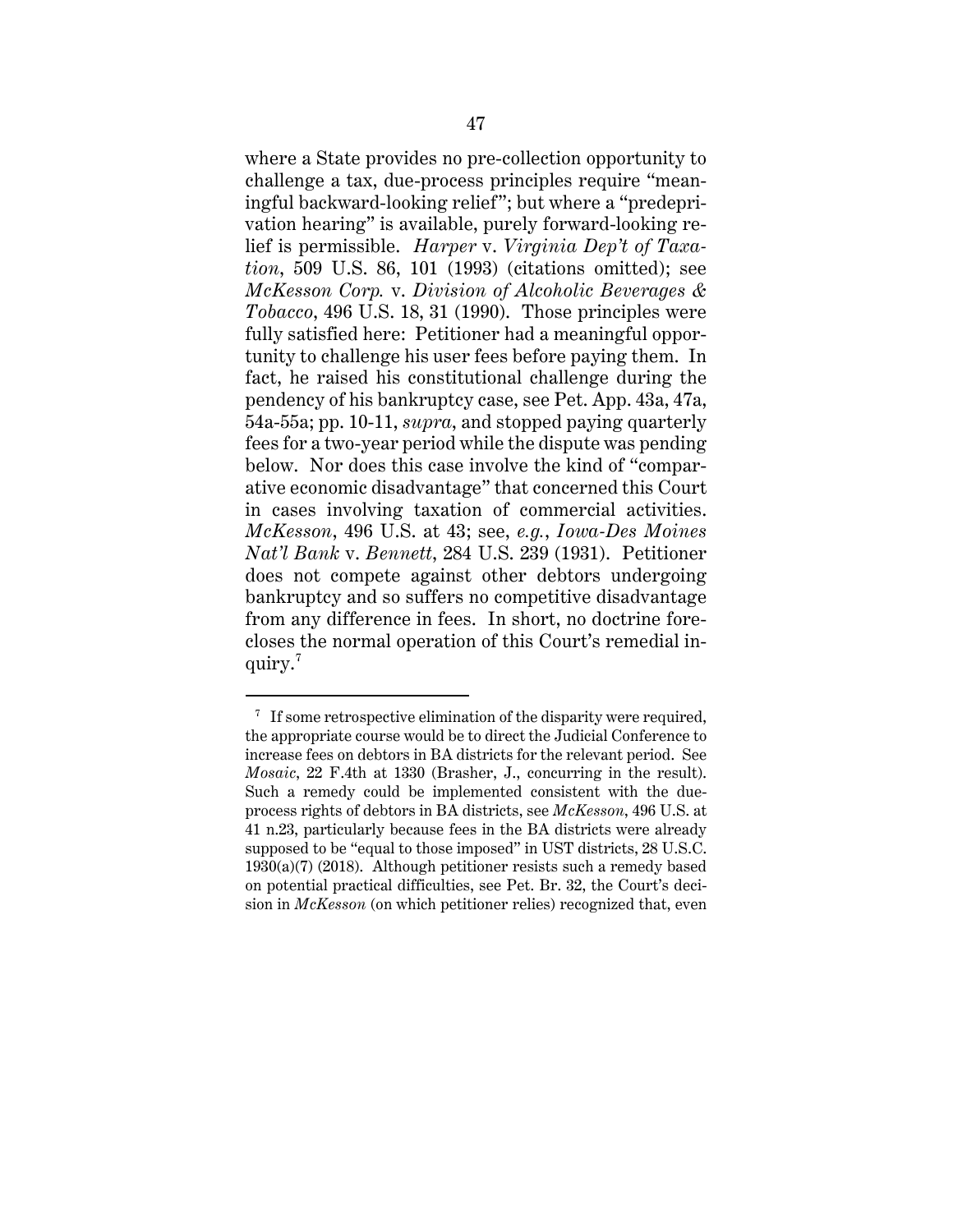where a State provides no pre-collection opportunity to challenge a tax, due-process principles require "meaningful backward-looking relief"; but where a "predeprivation hearing" is available, purely forward-looking relief is permissible. *Harper* v. *Virginia Dep't of Taxation*, 509 U.S. 86, 101 (1993) (citations omitted); see *McKesson Corp.* v. *Division of Alcoholic Beverages & Tobacco*, 496 U.S. 18, 31 (1990). Those principles were fully satisfied here: Petitioner had a meaningful opportunity to challenge his user fees before paying them. In fact, he raised his constitutional challenge during the pendency of his bankruptcy case, see Pet. App. 43a, 47a, 54a-55a; pp. 10-11, *supra*, and stopped paying quarterly fees for a two-year period while the dispute was pending below. Nor does this case involve the kind of "comparative economic disadvantage" that concerned this Court in cases involving taxation of commercial activities. *McKesson*, 496 U.S. at 43; see, *e.g.*, *Iowa-Des Moines Nat'l Bank* v. *Bennett*, 284 U.S. 239 (1931). Petitioner does not compete against other debtors undergoing bankruptcy and so suffers no competitive disadvantage from any difference in fees. In short, no doctrine forecloses the normal operation of this Court's remedial inquiry.[7]

[7] If some retrospective elimination of the disparity were required, the appropriate course would be to direct the Judicial Conference to increase fees on debtors in BA districts for the relevant period. See *Mosaic*, 22 F.4th at 1330 (Brasher, J., concurring in the result). Such a remedy could be implemented consistent with the due-process rights of debtors in BA districts, see *McKesson*, 496 U.S. at 41 n.23, particularly because fees in the BA districts were already supposed to be "equal to those imposed" in UST districts, 28 U.S.C. 1930(a)(7) (2018). Although petitioner resists such a remedy based on potential practical difficulties, see Pet. Br. 32, the Court's decision in *McKesson* (on which petitioner relies) recognized that, even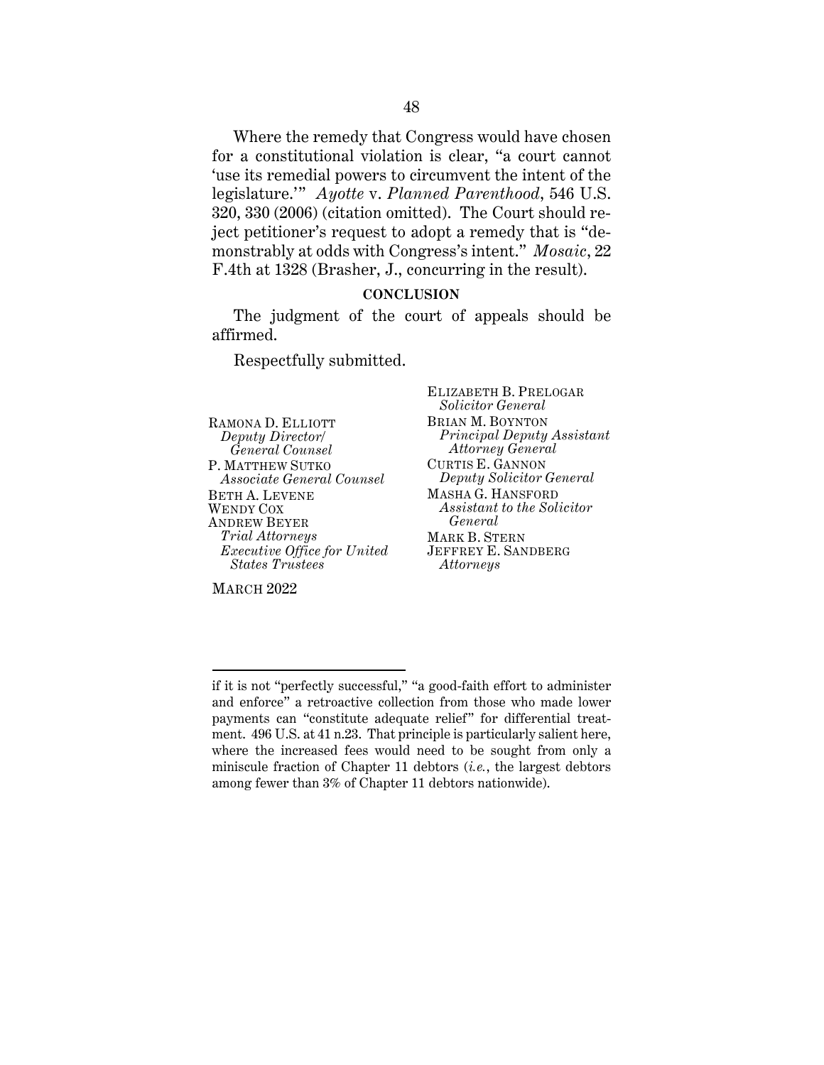Where the remedy that Congress would have chosen for a constitutional violation is clear, "a court cannot 'use its remedial powers to circumvent the intent of the legislature.'" *Ayotte* v. *Planned Parenthood*, 546 U.S. 320, 330 (2006) (citation omitted). The Court should reject petitioner's request to adopt a remedy that is "demonstrably at odds with Congress's intent." *Mosaic*, 22 F.4th at 1328 (Brasher, J., concurring in the result).

**CONCLUSION**

The judgment of the court of appeals should be affirmed.

Respectfully submitted.

ELIZABETH B. PRELOGAR
*Solicitor General*
BRIAN M. BOYNTON
*Principal Deputy Assistant Attorney General*
CURTIS E. GANNON
*Deputy Solicitor General*
MASHA G. HANSFORD
*Assistant to the Solicitor General*
MARK B. STERN
JEFFREY E. SANDBERG
*Attorneys*

RAMONA D. ELLIOTT
*Deputy Director/ General Counsel*
P. MATTHEW SUTKO
*Associate General Counsel*
BETH A. LEVENE
WENDY COX
ANDREW BEYER
*Trial Attorneys*
*Executive Office for United States Trustees*

MARCH 2022

---

if it is not "perfectly successful," "a good-faith effort to administer and enforce" a retroactive collection from those who made lower payments can "constitute adequate relief" for differential treatment. 496 U.S. at 41 n.23. That principle is particularly salient here, where the increased fees would need to be sought from only a miniscule fraction of Chapter 11 debtors (*i.e.*, the largest debtors among fewer than 3% of Chapter 11 debtors nationwide).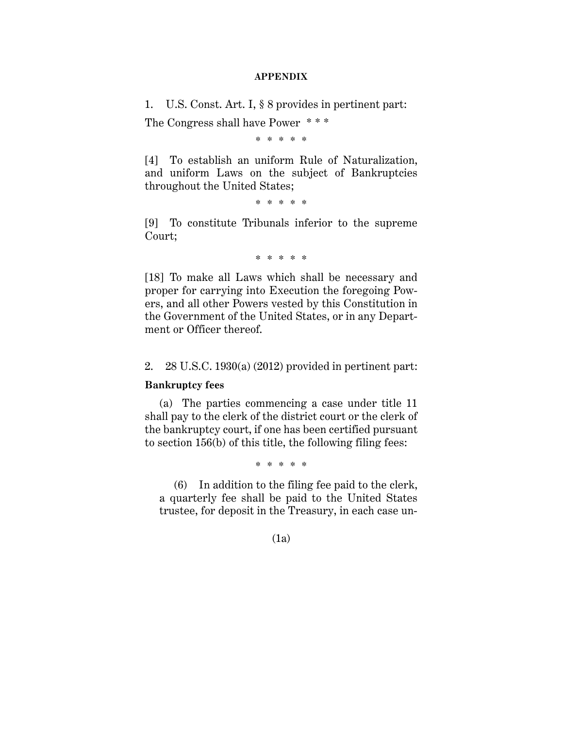# APPENDIX

1. U.S. Const. Art. I, § 8 provides in pertinent part:

The Congress shall have Power * * *

\* \* \* \* \*

[4] To establish an uniform Rule of Naturalization, and uniform Laws on the subject of Bankruptcies throughout the United States;

\* \* \* \* \*

[9] To constitute Tribunals inferior to the supreme Court;

\* \* \* \* \*

[18] To make all Laws which shall be necessary and proper for carrying into Execution the foregoing Powers, and all other Powers vested by this Constitution in the Government of the United States, or in any Department or Officer thereof.

2. 28 U.S.C. 1930(a) (2012) provided in pertinent part:

**Bankruptcy fees**

(a) The parties commencing a case under title 11 shall pay to the clerk of the district court or the clerk of the bankruptcy court, if one has been certified pursuant to section 156(b) of this title, the following filing fees:

\* \* \* \* \*

(6) In addition to the filing fee paid to the clerk, a quarterly fee shall be paid to the United States trustee, for deposit in the Treasury, in each case un-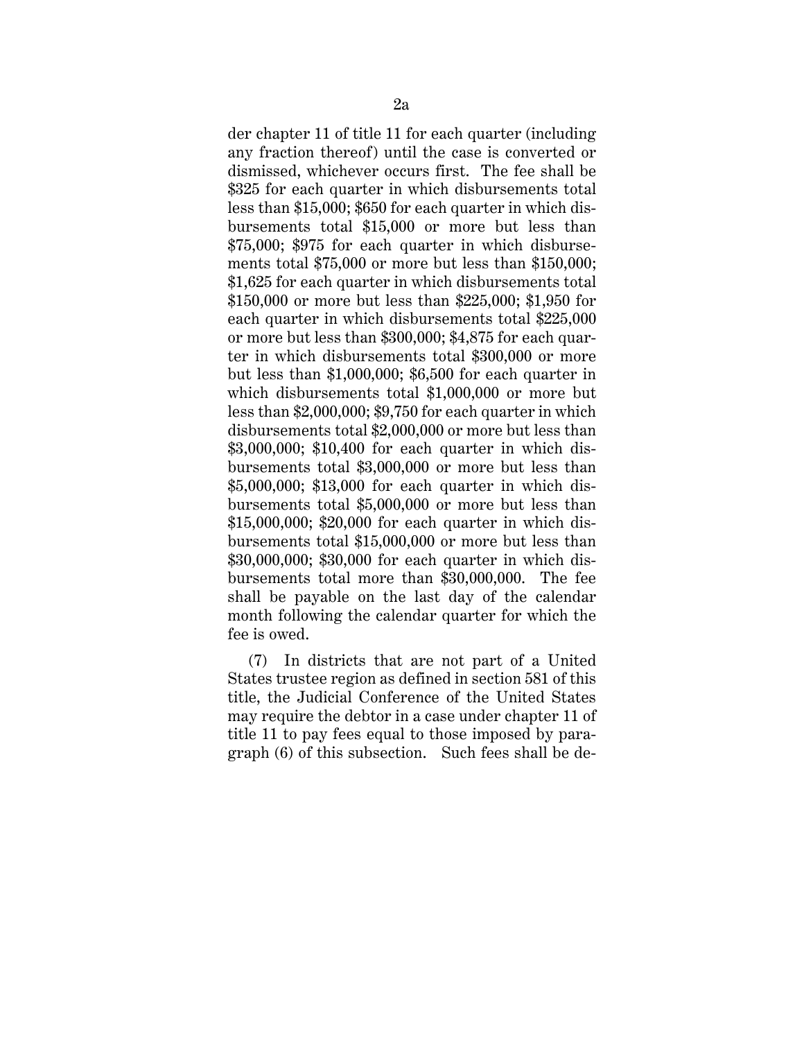der chapter 11 of title 11 for each quarter (including any fraction thereof) until the case is converted or dismissed, whichever occurs first. The fee shall be $325 for each quarter in which disbursements total less than $15,000; $650 for each quarter in which disbursements total $15,000 or more but less than $75,000; $975 for each quarter in which disbursements total $75,000 or more but less than $150,000; $1,625 for each quarter in which disbursements total $150,000 or more but less than $225,000; $1,950 for each quarter in which disbursements total $225,000 or more but less than $300,000; $4,875 for each quarter in which disbursements total $300,000 or more but less than $1,000,000; $6,500 for each quarter in which disbursements total $1,000,000 or more but less than $2,000,000; $9,750 for each quarter in which disbursements total $2,000,000 or more but less than $3,000,000; $10,400 for each quarter in which disbursements total $3,000,000 or more but less than $5,000,000; $13,000 for each quarter in which disbursements total $5,000,000 or more but less than $15,000,000; $20,000 for each quarter in which disbursements total $15,000,000 or more but less than $30,000,000; $30,000 for each quarter in which disbursements total more than $30,000,000. The fee shall be payable on the last day of the calendar month following the calendar quarter for which the fee is owed.

(7) In districts that are not part of a United States trustee region as defined in section 581 of this title, the Judicial Conference of the United States may require the debtor in a case under chapter 11 of title 11 to pay fees equal to those imposed by paragraph (6) of this subsection. Such fees shall be de-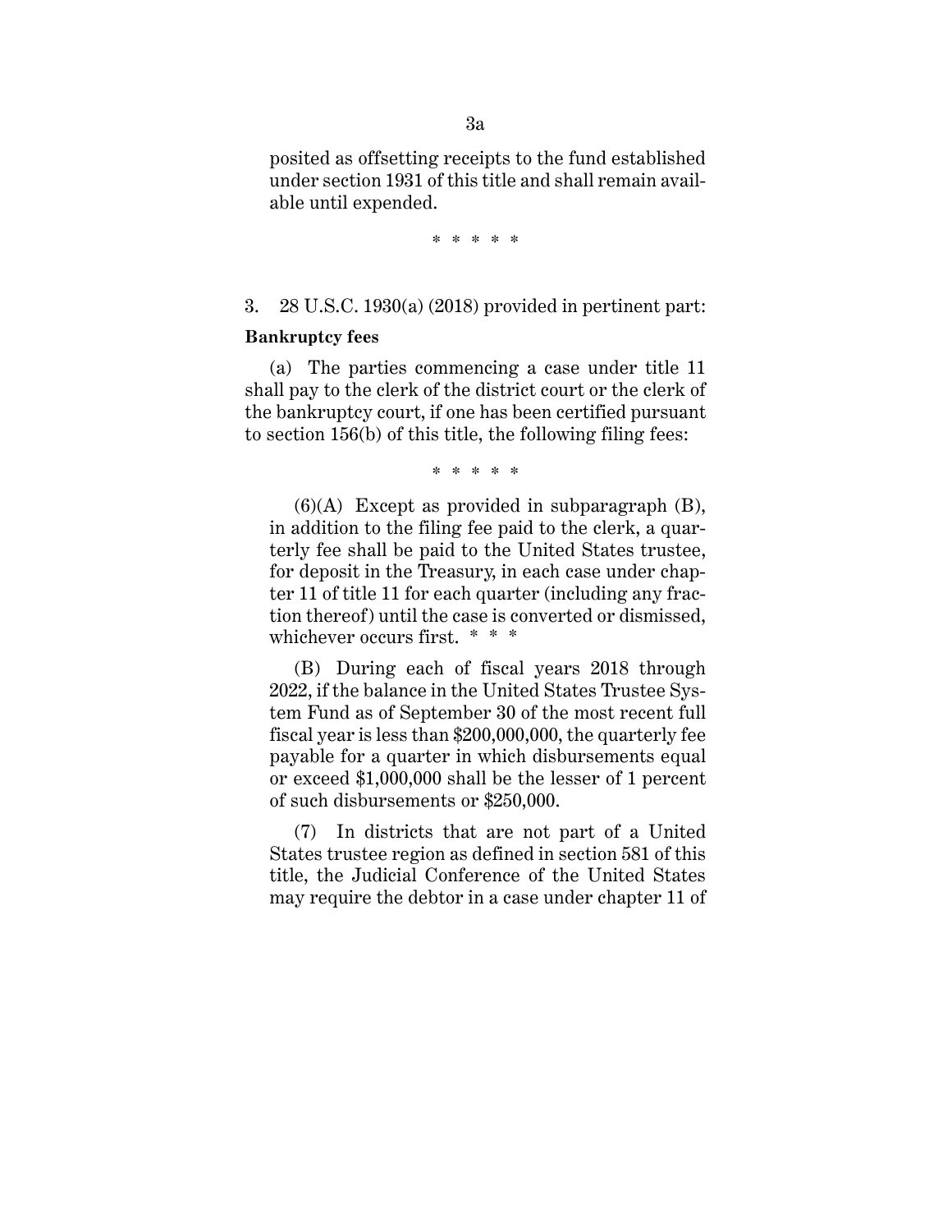posited as offsetting receipts to the fund established under section 1931 of this title and shall remain available until expended.

\* \* \* \* \*

3. 28 U.S.C. 1930(a) (2018) provided in pertinent part:

**Bankruptcy fees**

(a) The parties commencing a case under title 11 shall pay to the clerk of the district court or the clerk of the bankruptcy court, if one has been certified pursuant to section 156(b) of this title, the following filing fees:

\* \* \* \* \*

(6)(A) Except as provided in subparagraph (B), in addition to the filing fee paid to the clerk, a quarterly fee shall be paid to the United States trustee, for deposit in the Treasury, in each case under chapter 11 of title 11 for each quarter (including any fraction thereof) until the case is converted or dismissed, whichever occurs first. \* \* \*

(B) During each of fiscal years 2018 through 2022, if the balance in the United States Trustee System Fund as of September 30 of the most recent full fiscal year is less than $200,000,000, the quarterly fee payable for a quarter in which disbursements equal or exceed $1,000,000 shall be the lesser of 1 percent of such disbursements or $250,000.

(7) In districts that are not part of a United States trustee region as defined in section 581 of this title, the Judicial Conference of the United States may require the debtor in a case under chapter 11 of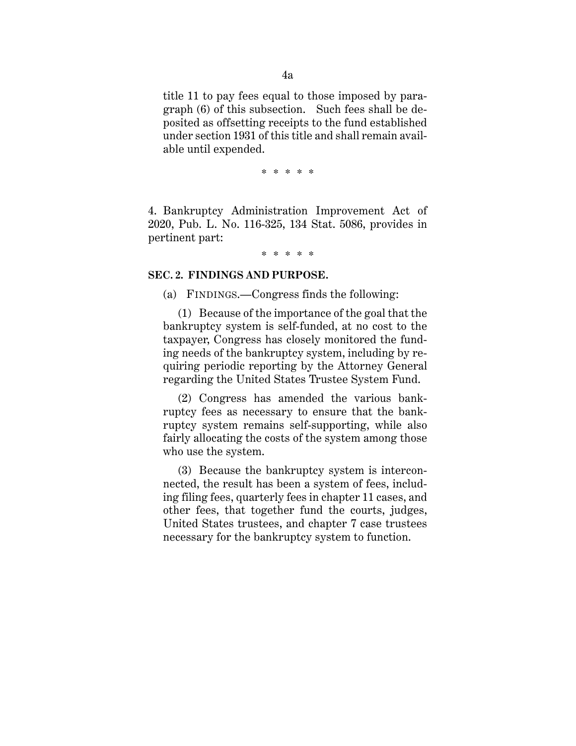title 11 to pay fees equal to those imposed by paragraph (6) of this subsection. Such fees shall be deposited as offsetting receipts to the fund established under section 1931 of this title and shall remain available until expended.

\* \* \* \* \*

4. Bankruptcy Administration Improvement Act of 2020, Pub. L. No. 116-325, 134 Stat. 5086, provides in pertinent part:

\* \* \* \* \*

**SEC. 2. FINDINGS AND PURPOSE.**

(a) FINDINGS.—Congress finds the following:

(1) Because of the importance of the goal that the bankruptcy system is self-funded, at no cost to the taxpayer, Congress has closely monitored the funding needs of the bankruptcy system, including by requiring periodic reporting by the Attorney General regarding the United States Trustee System Fund.

(2) Congress has amended the various bankruptcy fees as necessary to ensure that the bankruptcy system remains self-supporting, while also fairly allocating the costs of the system among those who use the system.

(3) Because the bankruptcy system is interconnected, the result has been a system of fees, including filing fees, quarterly fees in chapter 11 cases, and other fees, that together fund the courts, judges, United States trustees, and chapter 7 case trustees necessary for the bankruptcy system to function.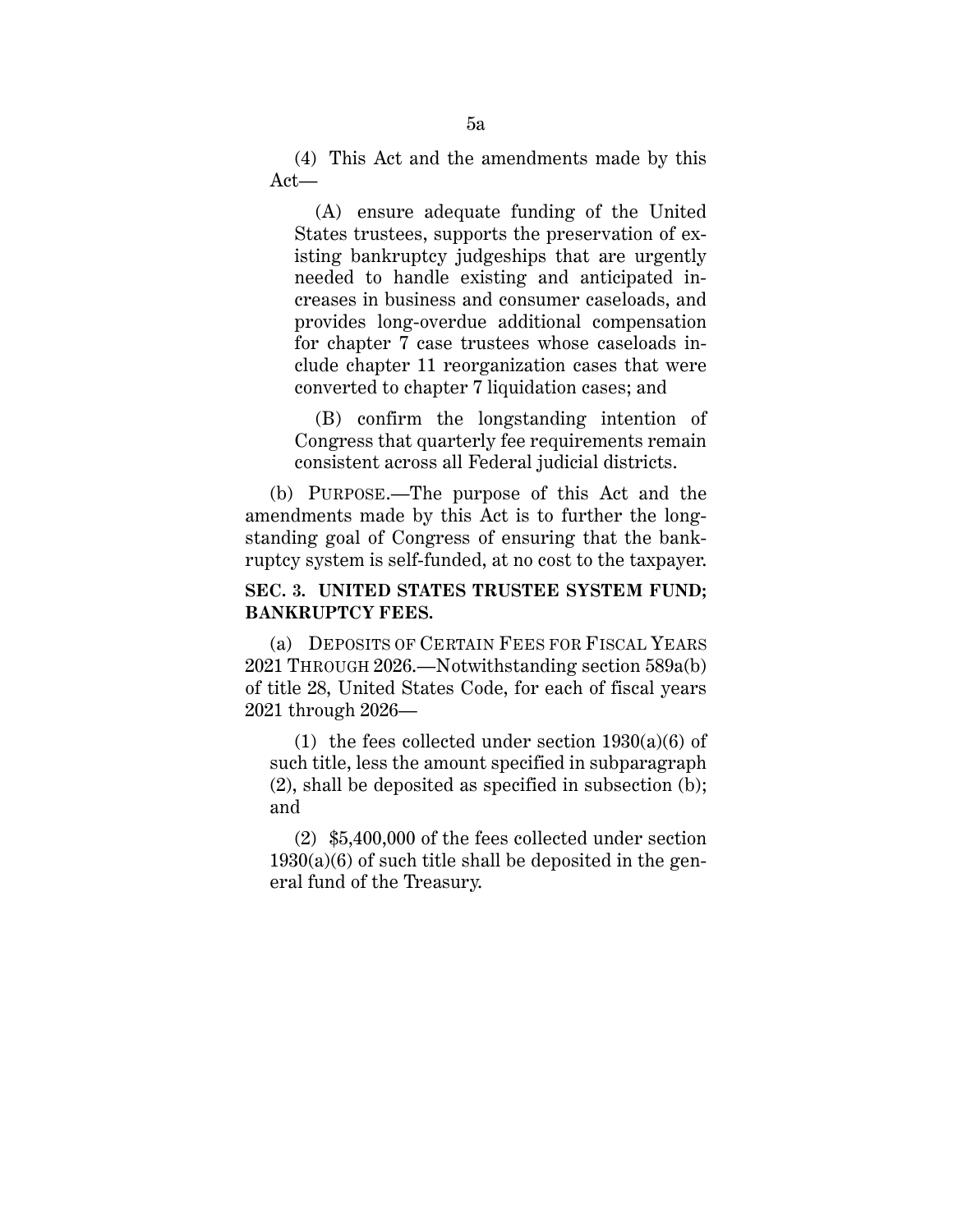(4) This Act and the amendments made by this Act—

(A) ensure adequate funding of the United States trustees, supports the preservation of existing bankruptcy judgeships that are urgently needed to handle existing and anticipated increases in business and consumer caseloads, and provides long-overdue additional compensation for chapter 7 case trustees whose caseloads include chapter 11 reorganization cases that were converted to chapter 7 liquidation cases; and

(B) confirm the longstanding intention of Congress that quarterly fee requirements remain consistent across all Federal judicial districts.

(b) PURPOSE.—The purpose of this Act and the amendments made by this Act is to further the longstanding goal of Congress of ensuring that the bankruptcy system is self-funded, at no cost to the taxpayer.

**SEC. 3. UNITED STATES TRUSTEE SYSTEM FUND; BANKRUPTCY FEES.**

(a) DEPOSITS OF CERTAIN FEES FOR FISCAL YEARS 2021 THROUGH 2026.—Notwithstanding section 589a(b) of title 28, United States Code, for each of fiscal years 2021 through 2026—

(1) the fees collected under section 1930(a)(6) of such title, less the amount specified in subparagraph (2), shall be deposited as specified in subsection (b); and

(2) $5,400,000 of the fees collected under section 1930(a)(6) of such title shall be deposited in the general fund of the Treasury.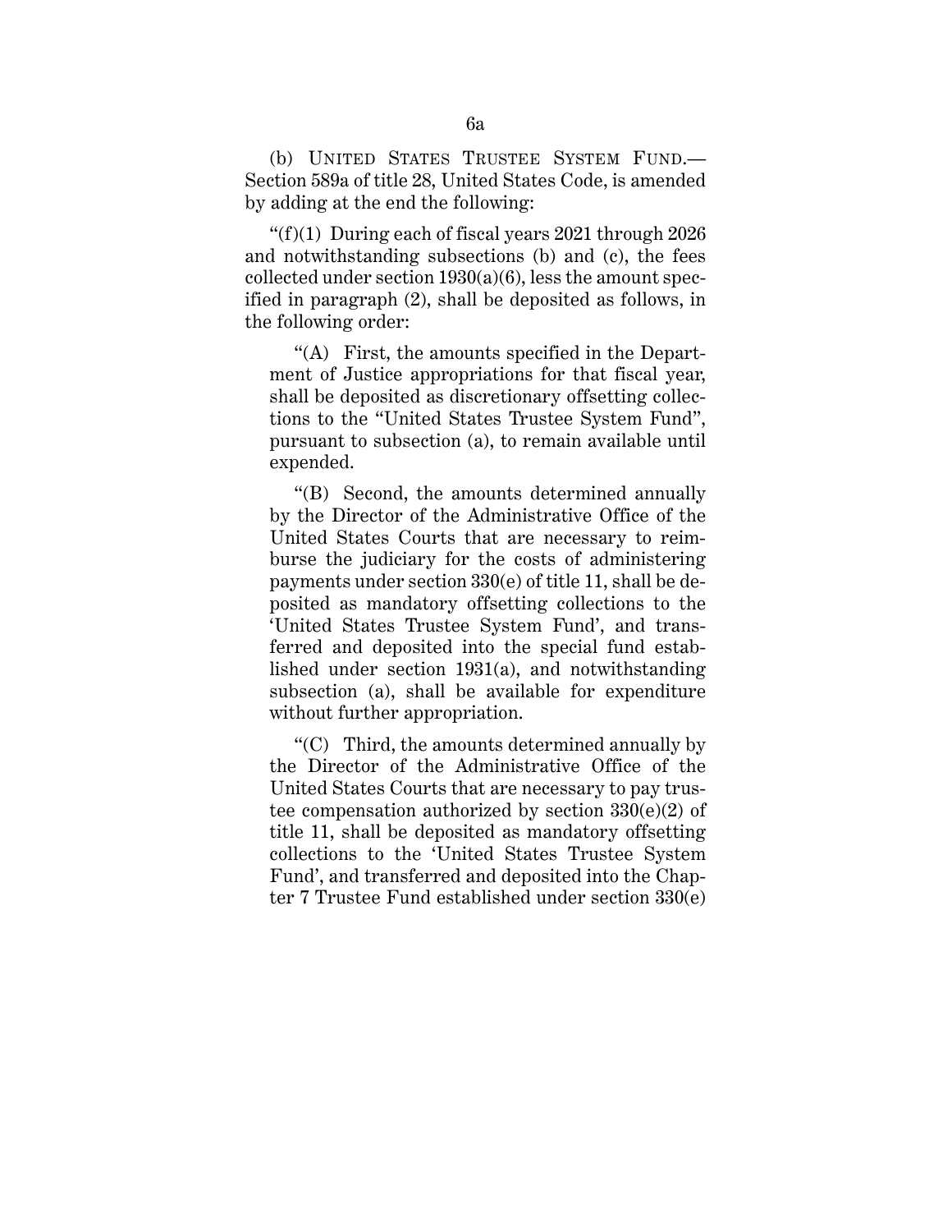(b) UNITED STATES TRUSTEE SYSTEM FUND.—Section 589a of title 28, United States Code, is amended by adding at the end the following:

"(f)(1) During each of fiscal years 2021 through 2026 and notwithstanding subsections (b) and (c), the fees collected under section 1930(a)(6), less the amount specified in paragraph (2), shall be deposited as follows, in the following order:

"(A) First, the amounts specified in the Department of Justice appropriations for that fiscal year, shall be deposited as discretionary offsetting collections to the "United States Trustee System Fund", pursuant to subsection (a), to remain available until expended.

"(B) Second, the amounts determined annually by the Director of the Administrative Office of the United States Courts that are necessary to reimburse the judiciary for the costs of administering payments under section 330(e) of title 11, shall be deposited as mandatory offsetting collections to the 'United States Trustee System Fund', and transferred and deposited into the special fund established under section 1931(a), and notwithstanding subsection (a), shall be available for expenditure without further appropriation.

"(C) Third, the amounts determined annually by the Director of the Administrative Office of the United States Courts that are necessary to pay trustee compensation authorized by section 330(e)(2) of title 11, shall be deposited as mandatory offsetting collections to the 'United States Trustee System Fund', and transferred and deposited into the Chapter 7 Trustee Fund established under section 330(e)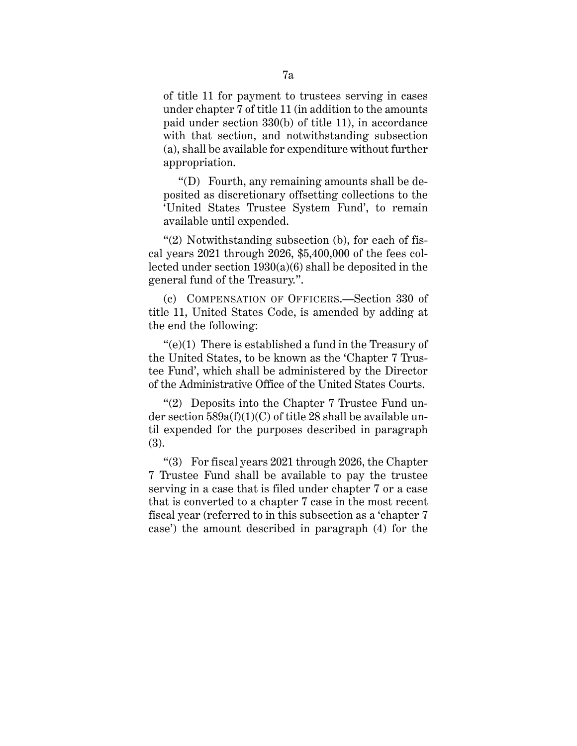of title 11 for payment to trustees serving in cases under chapter 7 of title 11 (in addition to the amounts paid under section 330(b) of title 11), in accordance with that section, and notwithstanding subsection (a), shall be available for expenditure without further appropriation.

"(D) Fourth, any remaining amounts shall be deposited as discretionary offsetting collections to the 'United States Trustee System Fund', to remain available until expended.

"(2) Notwithstanding subsection (b), for each of fiscal years 2021 through 2026, $5,400,000 of the fees collected under section 1930(a)(6) shall be deposited in the general fund of the Treasury.".

(c) COMPENSATION OF OFFICERS.—Section 330 of title 11, United States Code, is amended by adding at the end the following:

"(e)(1) There is established a fund in the Treasury of the United States, to be known as the 'Chapter 7 Trustee Fund', which shall be administered by the Director of the Administrative Office of the United States Courts.

"(2) Deposits into the Chapter 7 Trustee Fund under section 589a(f)(1)(C) of title 28 shall be available until expended for the purposes described in paragraph (3).

"(3) For fiscal years 2021 through 2026, the Chapter 7 Trustee Fund shall be available to pay the trustee serving in a case that is filed under chapter 7 or a case that is converted to a chapter 7 case in the most recent fiscal year (referred to in this subsection as a 'chapter 7 case') the amount described in paragraph (4) for the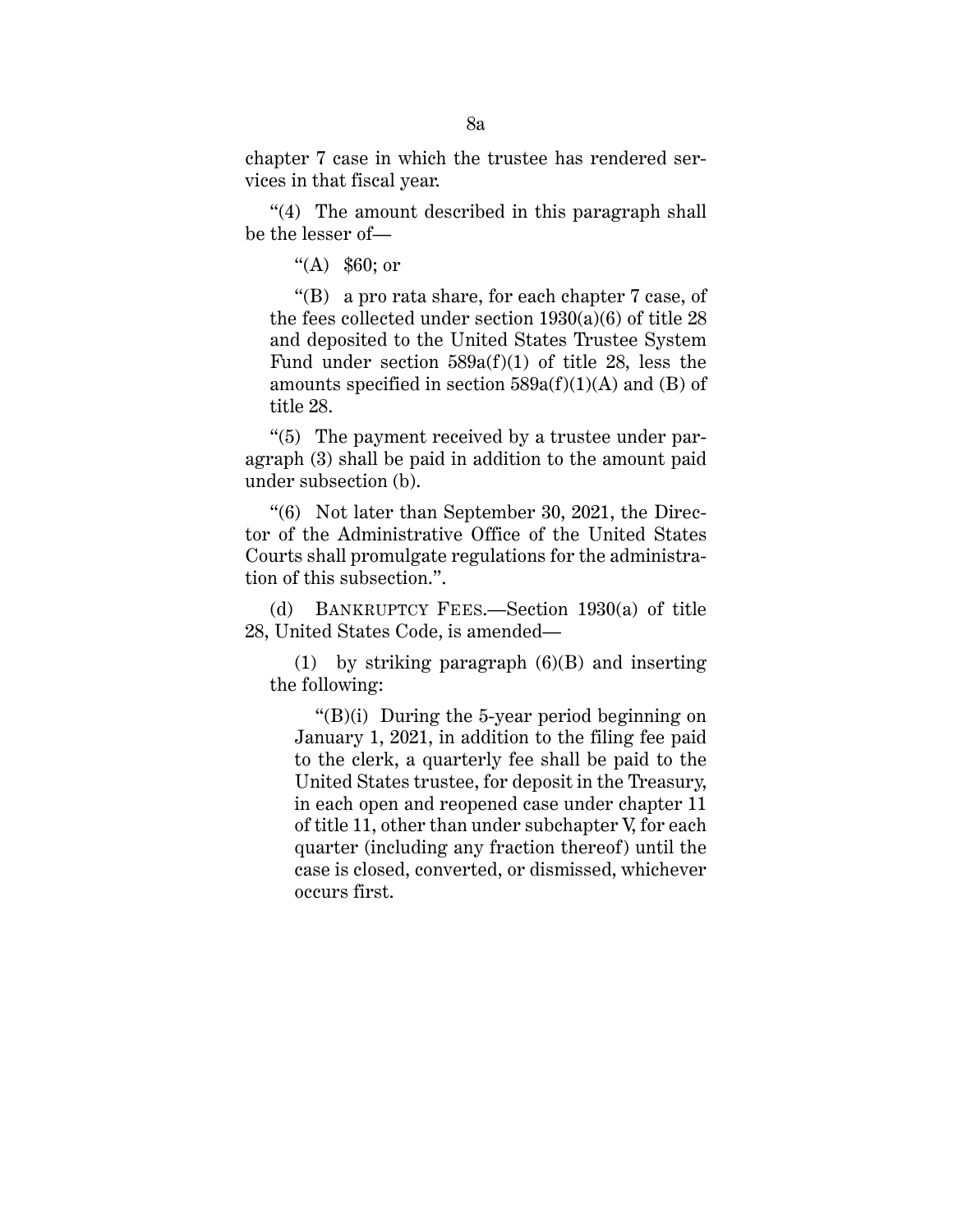chapter 7 case in which the trustee has rendered services in that fiscal year.

"(4) The amount described in this paragraph shall be the lesser of—

"(A) $60; or

"(B) a pro rata share, for each chapter 7 case, of the fees collected under section 1930(a)(6) of title 28 and deposited to the United States Trustee System Fund under section 589a(f)(1) of title 28, less the amounts specified in section 589a(f)(1)(A) and (B) of title 28.

"(5) The payment received by a trustee under paragraph (3) shall be paid in addition to the amount paid under subsection (b).

"(6) Not later than September 30, 2021, the Director of the Administrative Office of the United States Courts shall promulgate regulations for the administration of this subsection.".

(d) BANKRUPTCY FEES.—Section 1930(a) of title 28, United States Code, is amended—

(1) by striking paragraph (6)(B) and inserting the following:

"(B)(i) During the 5-year period beginning on January 1, 2021, in addition to the filing fee paid to the clerk, a quarterly fee shall be paid to the United States trustee, for deposit in the Treasury, in each open and reopened case under chapter 11 of title 11, other than under subchapter V, for each quarter (including any fraction thereof) until the case is closed, converted, or dismissed, whichever occurs first.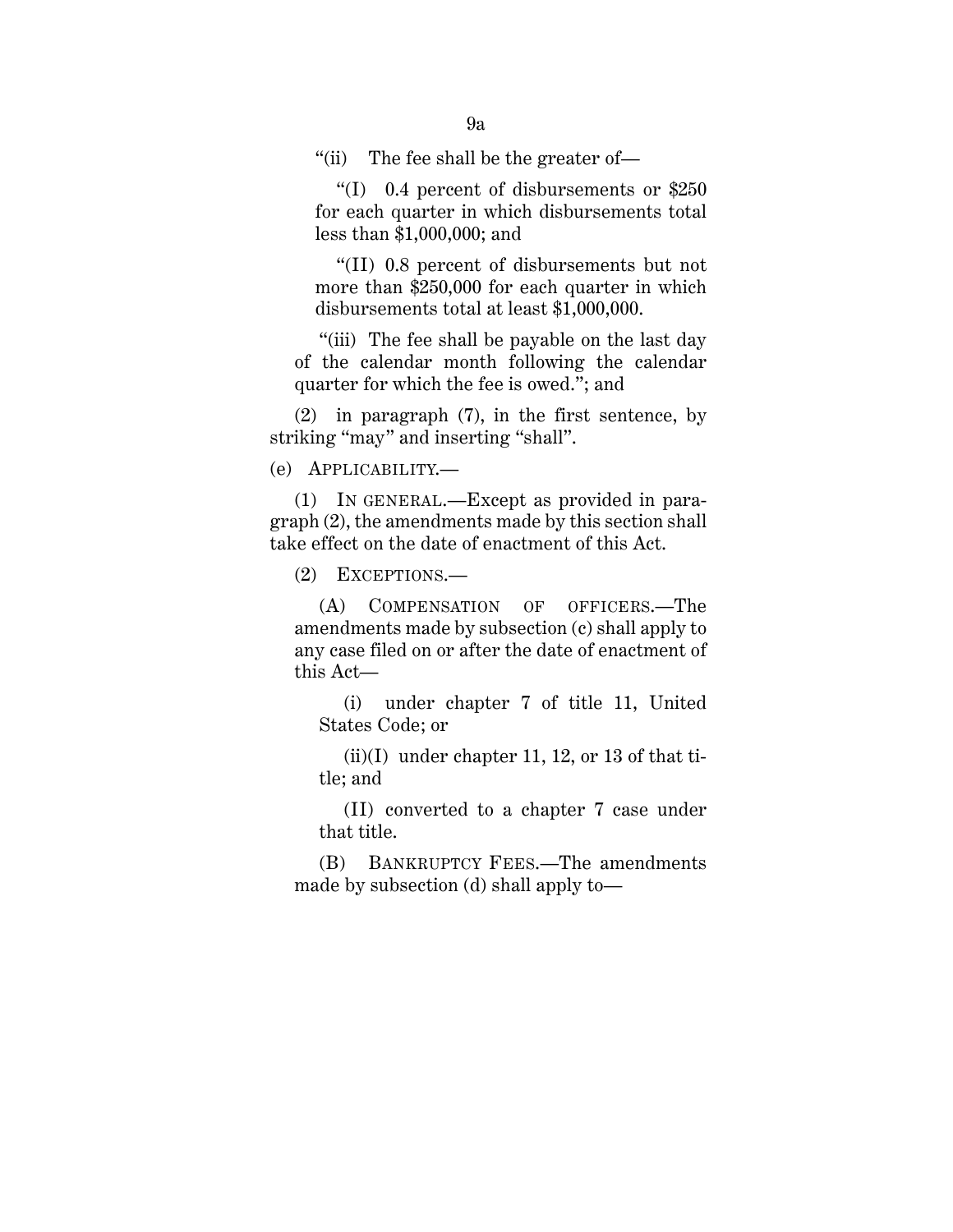"(ii) The fee shall be the greater of—

"(I) 0.4 percent of disbursements or $250 for each quarter in which disbursements total less than $1,000,000; and

"(II) 0.8 percent of disbursements but not more than $250,000 for each quarter in which disbursements total at least $1,000,000.

"(iii) The fee shall be payable on the last day of the calendar month following the calendar quarter for which the fee is owed."; and

(2) in paragraph (7), in the first sentence, by striking "may" and inserting "shall".

(e) APPLICABILITY.—

(1) IN GENERAL.—Except as provided in paragraph (2), the amendments made by this section shall take effect on the date of enactment of this Act.

(2) EXCEPTIONS.—

(A) COMPENSATION OF OFFICERS.—The amendments made by subsection (c) shall apply to any case filed on or after the date of enactment of this Act—

(i) under chapter 7 of title 11, United States Code; or

(ii)(I) under chapter 11, 12, or 13 of that title; and

(II) converted to a chapter 7 case under that title.

(B) BANKRUPTCY FEES.—The amendments made by subsection (d) shall apply to—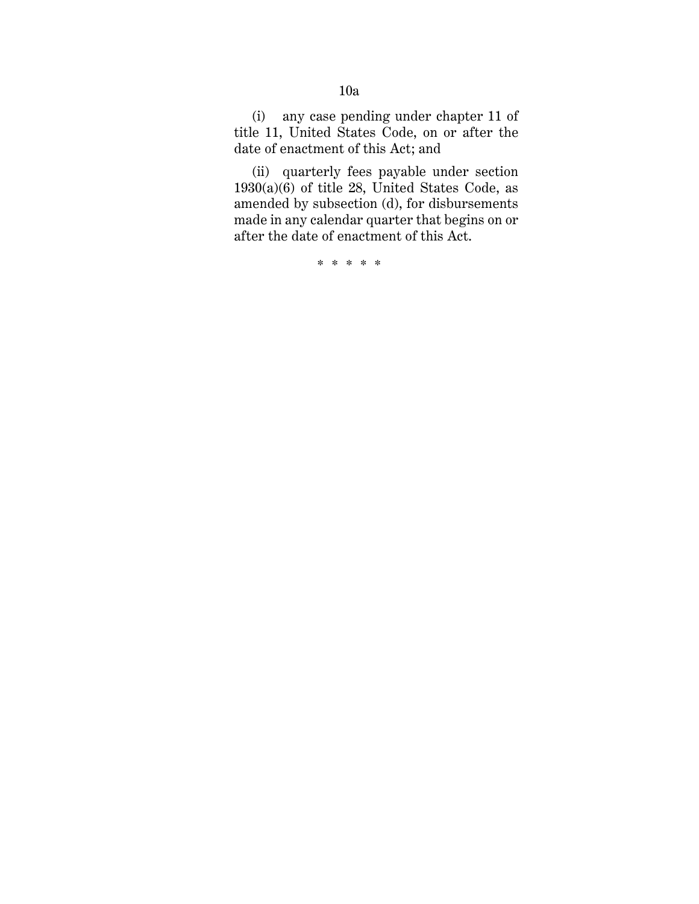(i) any case pending under chapter 11 of title 11, United States Code, on or after the date of enactment of this Act; and

(ii) quarterly fees payable under section 1930(a)(6) of title 28, United States Code, as amended by subsection (d), for disbursements made in any calendar quarter that begins on or after the date of enactment of this Act.

\* \* \* \* \*